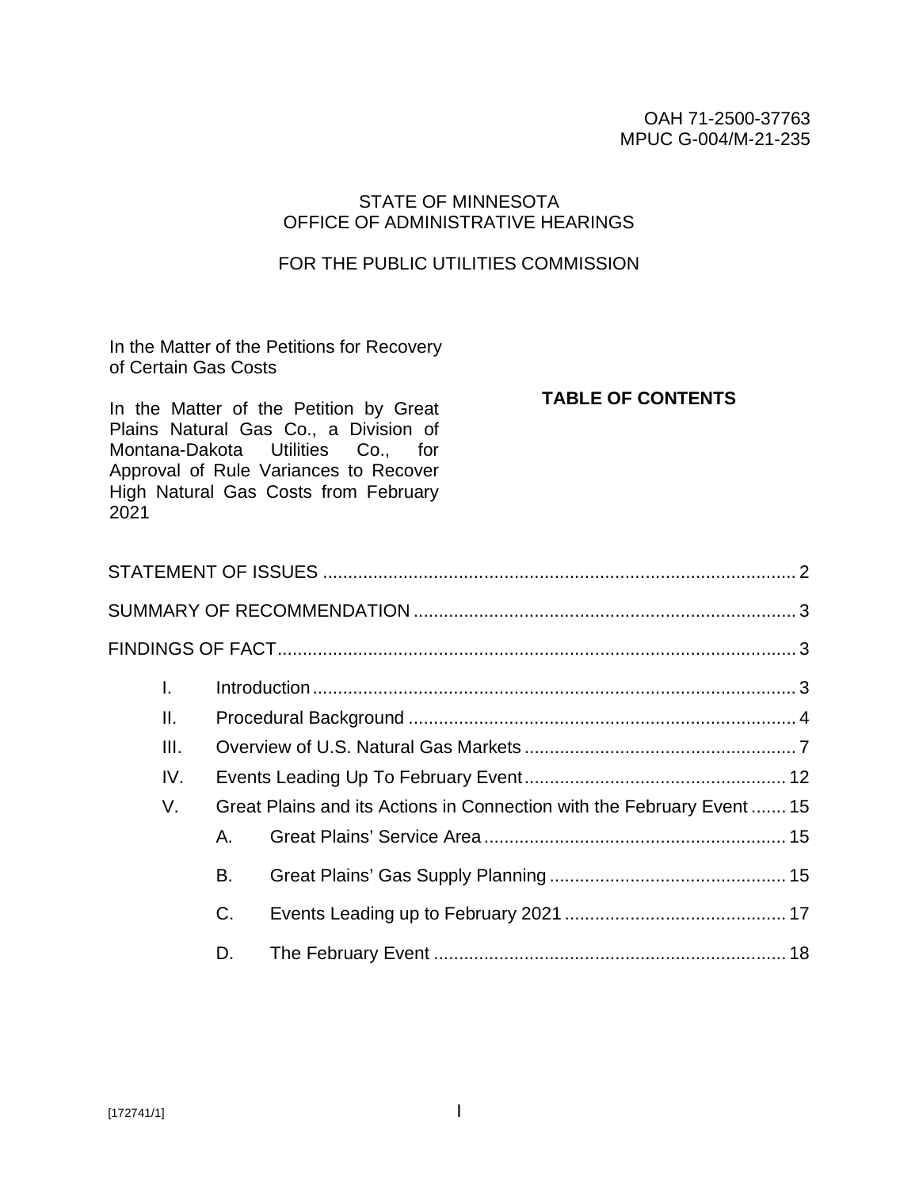OAH 71-2500-37763
MPUC G-004/M-21-235

STATE OF MINNESOTA
OFFICE OF ADMINISTRATIVE HEARINGS

FOR THE PUBLIC UTILITIES COMMISSION

In the Matter of the Petitions for Recovery of Certain Gas Costs

In the Matter of the Petition by Great Plains Natural Gas Co., a Division of Montana-Dakota Utilities Co., for Approval of Rule Variances to Recover High Natural Gas Costs from February 2021

**TABLE OF CONTENTS**

STATEMENT OF ISSUES .......... 2

SUMMARY OF RECOMMENDATION .......... 3

FINDINGS OF FACT .......... 3

- I. Introduction .......... 3
- II. Procedural Background .......... 4
- III. Overview of U.S. Natural Gas Markets .......... 7
- IV. Events Leading Up To February Event .......... 12
- V. Great Plains and its Actions in Connection with the February Event .......... 15
  - A. Great Plains' Service Area .......... 15
  - B. Great Plains' Gas Supply Planning .......... 15
  - C. Events Leading up to February 2021 .......... 17
  - D. The February Event .......... 18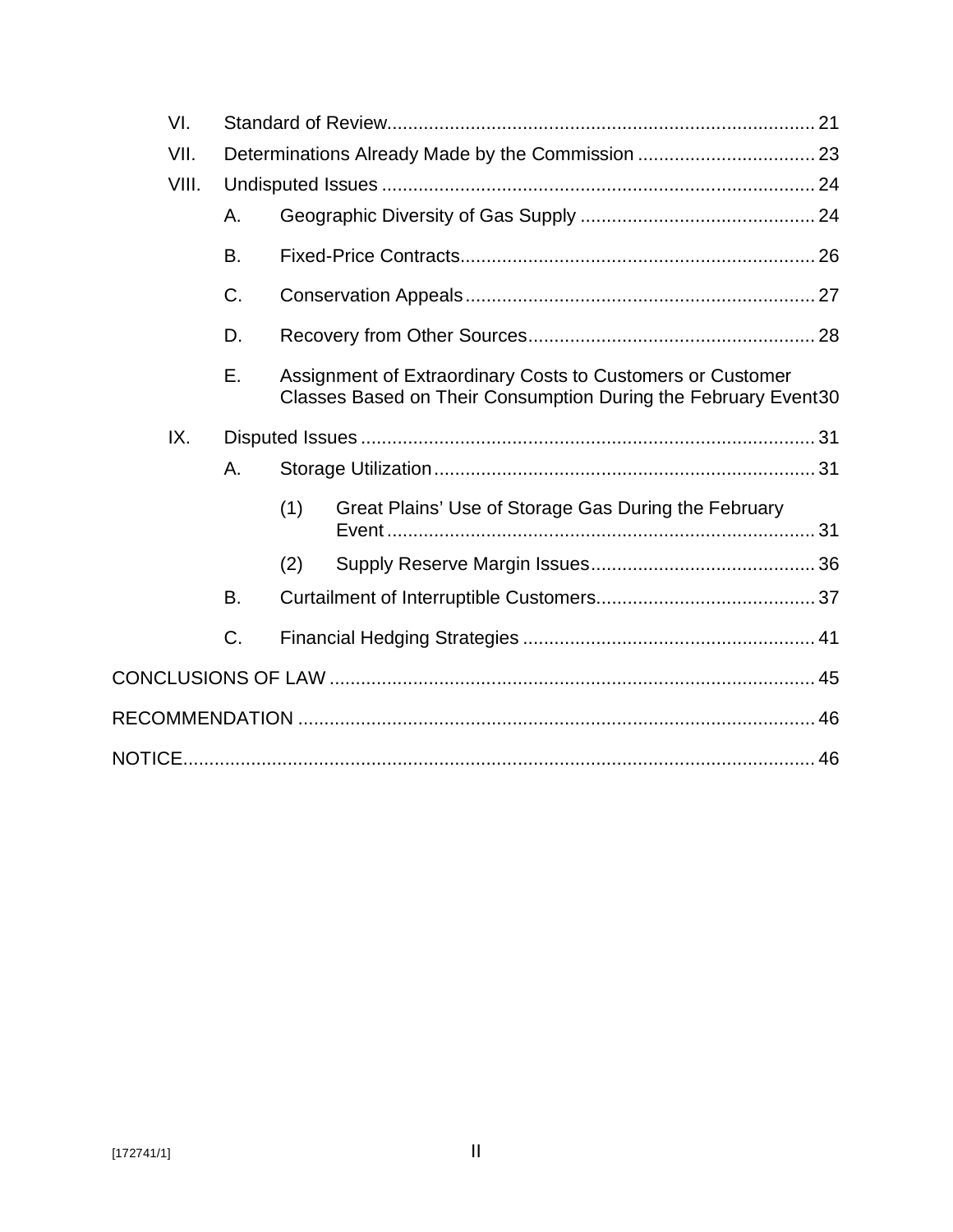- VI. Standard of Review ..... 21
- VII. Determinations Already Made by the Commission ..... 23
- VIII. Undisputed Issues ..... 24
  - A. Geographic Diversity of Gas Supply ..... 24
  - B. Fixed-Price Contracts ..... 26
  - C. Conservation Appeals ..... 27
  - D. Recovery from Other Sources ..... 28
  - E. Assignment of Extraordinary Costs to Customers or Customer Classes Based on Their Consumption During the February Event ..... 30
- IX. Disputed Issues ..... 31
  - A. Storage Utilization ..... 31
    - (1) Great Plains' Use of Storage Gas During the February Event ..... 31
    - (2) Supply Reserve Margin Issues ..... 36
  - B. Curtailment of Interruptible Customers ..... 37
  - C. Financial Hedging Strategies ..... 41

CONCLUSIONS OF LAW ..... 45

RECOMMENDATION ..... 46

NOTICE ..... 46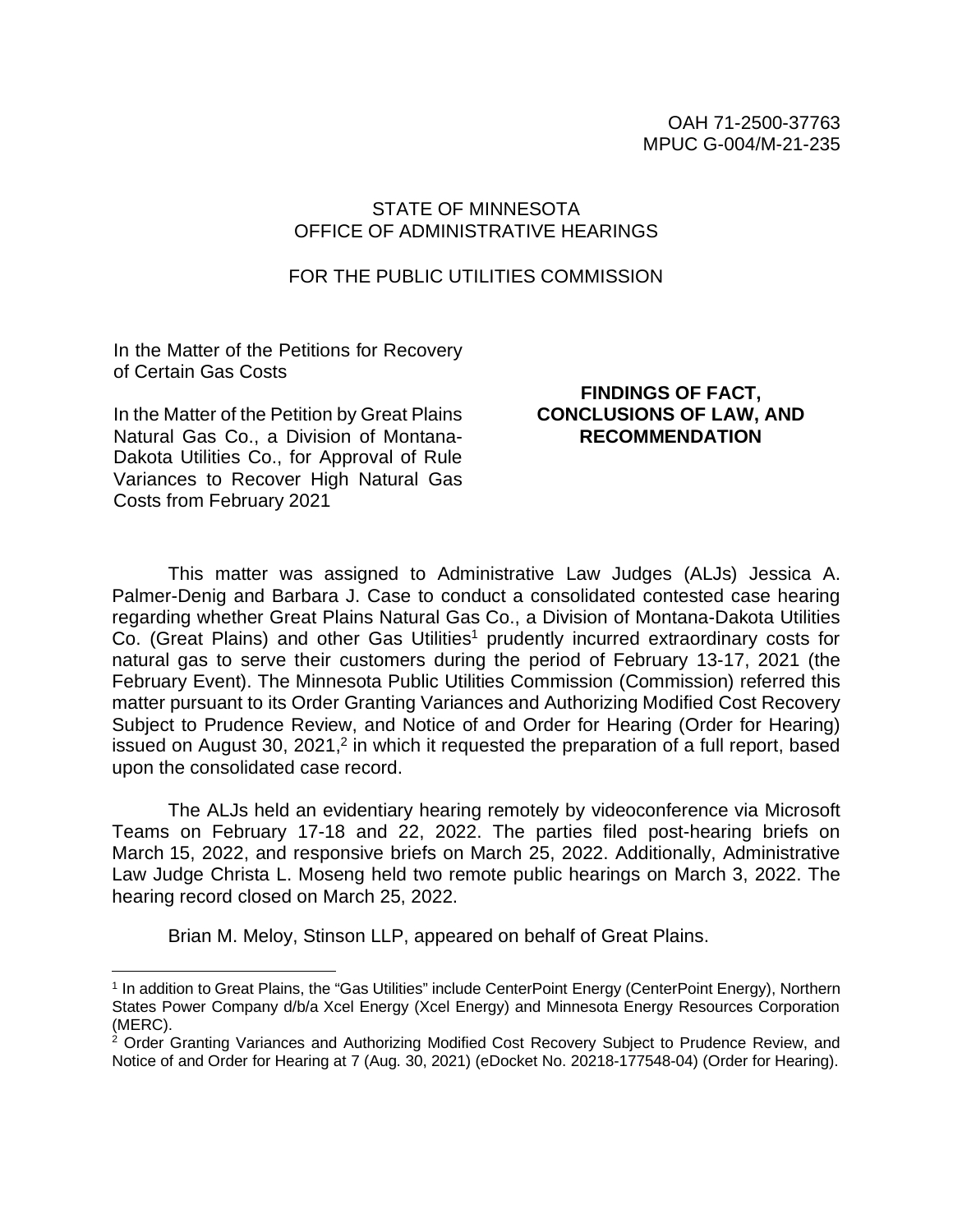OAH 71-2500-37763
MPUC G-004/M-21-235

STATE OF MINNESOTA
OFFICE OF ADMINISTRATIVE HEARINGS

FOR THE PUBLIC UTILITIES COMMISSION

In the Matter of the Petitions for Recovery of Certain Gas Costs

In the Matter of the Petition by Great Plains Natural Gas Co., a Division of Montana-Dakota Utilities Co., for Approval of Rule Variances to Recover High Natural Gas Costs from February 2021

**FINDINGS OF FACT, CONCLUSIONS OF LAW, AND RECOMMENDATION**

This matter was assigned to Administrative Law Judges (ALJs) Jessica A. Palmer-Denig and Barbara J. Case to conduct a consolidated contested case hearing regarding whether Great Plains Natural Gas Co., a Division of Montana-Dakota Utilities Co. (Great Plains) and other Gas Utilities[1] prudently incurred extraordinary costs for natural gas to serve their customers during the period of February 13-17, 2021 (the February Event). The Minnesota Public Utilities Commission (Commission) referred this matter pursuant to its Order Granting Variances and Authorizing Modified Cost Recovery Subject to Prudence Review, and Notice of and Order for Hearing (Order for Hearing) issued on August 30, 2021,[2] in which it requested the preparation of a full report, based upon the consolidated case record.

The ALJs held an evidentiary hearing remotely by videoconference via Microsoft Teams on February 17-18 and 22, 2022. The parties filed post-hearing briefs on March 15, 2022, and responsive briefs on March 25, 2022. Additionally, Administrative Law Judge Christa L. Moseng held two remote public hearings on March 3, 2022. The hearing record closed on March 25, 2022.

Brian M. Meloy, Stinson LLP, appeared on behalf of Great Plains.

---

[1] In addition to Great Plains, the "Gas Utilities" include CenterPoint Energy (CenterPoint Energy), Northern States Power Company d/b/a Xcel Energy (Xcel Energy) and Minnesota Energy Resources Corporation (MERC).

[2] Order Granting Variances and Authorizing Modified Cost Recovery Subject to Prudence Review, and Notice of and Order for Hearing at 7 (Aug. 30, 2021) (eDocket No. 20218-177548-04) (Order for Hearing).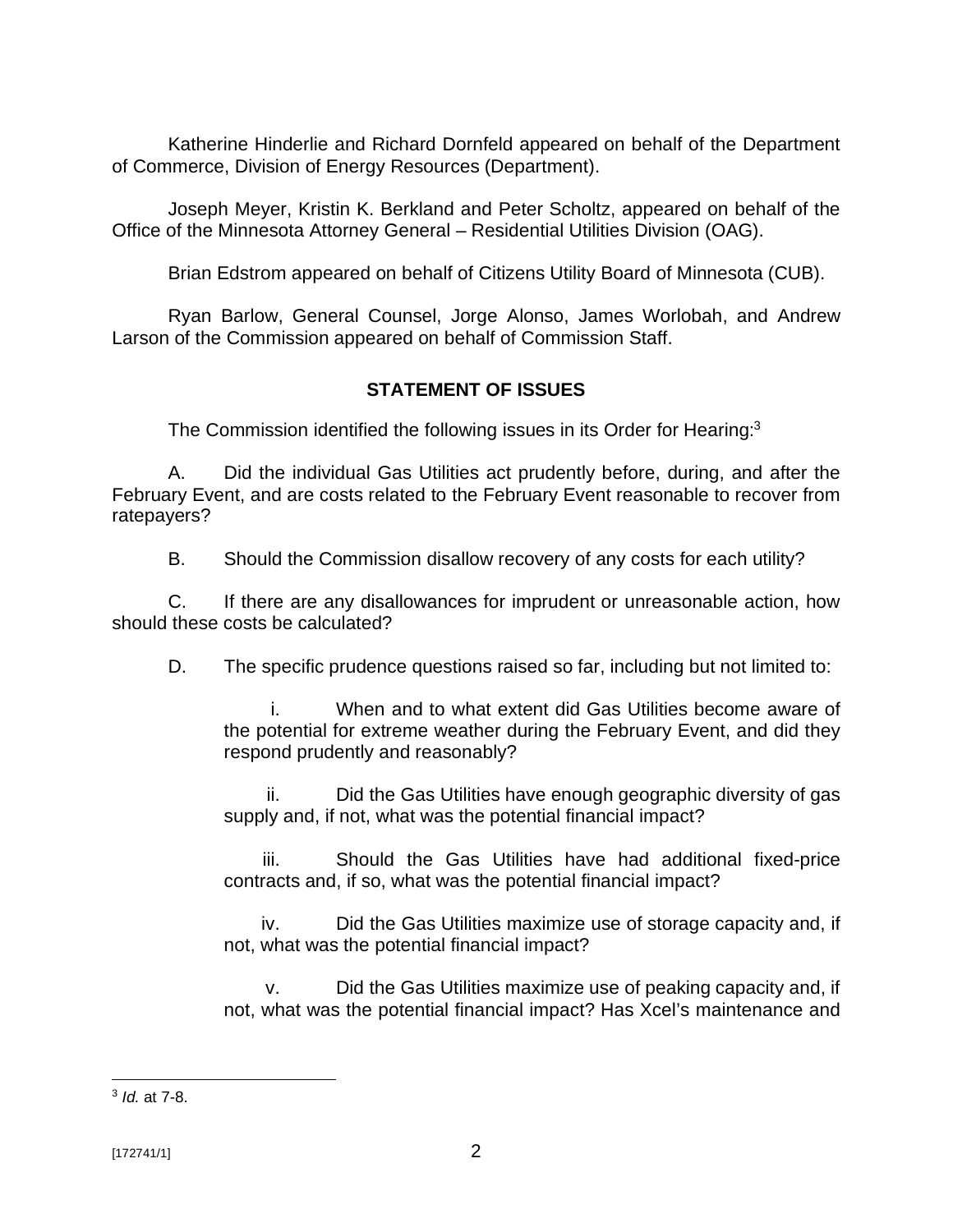Katherine Hinderlie and Richard Dornfeld appeared on behalf of the Department of Commerce, Division of Energy Resources (Department).

Joseph Meyer, Kristin K. Berkland and Peter Scholtz, appeared on behalf of the Office of the Minnesota Attorney General – Residential Utilities Division (OAG).

Brian Edstrom appeared on behalf of Citizens Utility Board of Minnesota (CUB).

Ryan Barlow, General Counsel, Jorge Alonso, James Worlobah, and Andrew Larson of the Commission appeared on behalf of Commission Staff.

## STATEMENT OF ISSUES

The Commission identified the following issues in its Order for Hearing:[3]

A. Did the individual Gas Utilities act prudently before, during, and after the February Event, and are costs related to the February Event reasonable to recover from ratepayers?

B. Should the Commission disallow recovery of any costs for each utility?

C. If there are any disallowances for imprudent or unreasonable action, how should these costs be calculated?

D. The specific prudence questions raised so far, including but not limited to:

> i. When and to what extent did Gas Utilities become aware of the potential for extreme weather during the February Event, and did they respond prudently and reasonably?
>
> ii. Did the Gas Utilities have enough geographic diversity of gas supply and, if not, what was the potential financial impact?
>
> iii. Should the Gas Utilities have had additional fixed-price contracts and, if so, what was the potential financial impact?
>
> iv. Did the Gas Utilities maximize use of storage capacity and, if not, what was the potential financial impact?
>
> v. Did the Gas Utilities maximize use of peaking capacity and, if not, what was the potential financial impact? Has Xcel's maintenance and

[3] *Id.* at 7-8.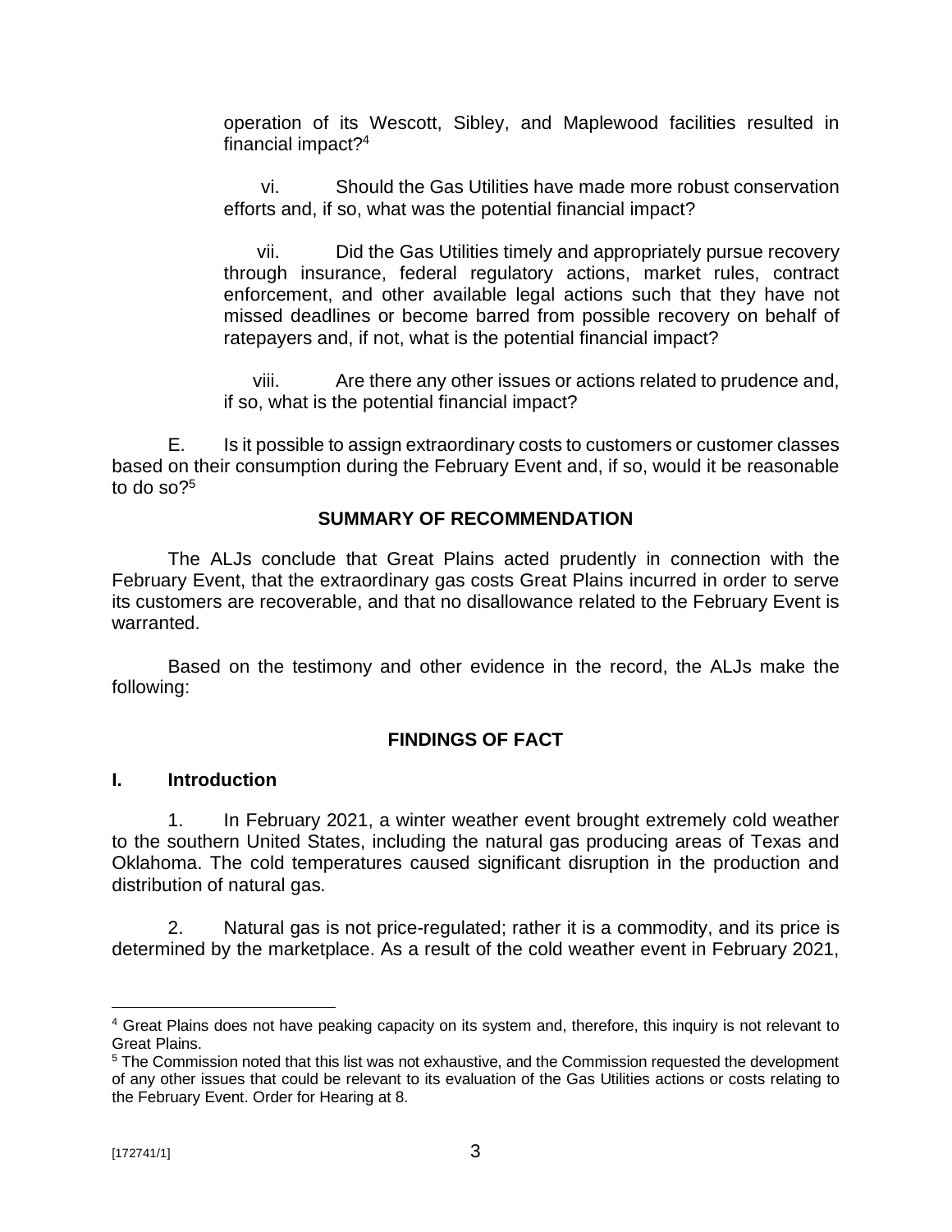operation of its Wescott, Sibley, and Maplewood facilities resulted in financial impact?[4]

vi. Should the Gas Utilities have made more robust conservation efforts and, if so, what was the potential financial impact?

vii. Did the Gas Utilities timely and appropriately pursue recovery through insurance, federal regulatory actions, market rules, contract enforcement, and other available legal actions such that they have not missed deadlines or become barred from possible recovery on behalf of ratepayers and, if not, what is the potential financial impact?

viii. Are there any other issues or actions related to prudence and, if so, what is the potential financial impact?

E. Is it possible to assign extraordinary costs to customers or customer classes based on their consumption during the February Event and, if so, would it be reasonable to do so?[5]

## SUMMARY OF RECOMMENDATION

The ALJs conclude that Great Plains acted prudently in connection with the February Event, that the extraordinary gas costs Great Plains incurred in order to serve its customers are recoverable, and that no disallowance related to the February Event is warranted.

Based on the testimony and other evidence in the record, the ALJs make the following:

## FINDINGS OF FACT

### I. Introduction

1. In February 2021, a winter weather event brought extremely cold weather to the southern United States, including the natural gas producing areas of Texas and Oklahoma. The cold temperatures caused significant disruption in the production and distribution of natural gas.

2. Natural gas is not price-regulated; rather it is a commodity, and its price is determined by the marketplace. As a result of the cold weather event in February 2021,

---

[4] Great Plains does not have peaking capacity on its system and, therefore, this inquiry is not relevant to Great Plains.

[5] The Commission noted that this list was not exhaustive, and the Commission requested the development of any other issues that could be relevant to its evaluation of the Gas Utilities actions or costs relating to the February Event. Order for Hearing at 8.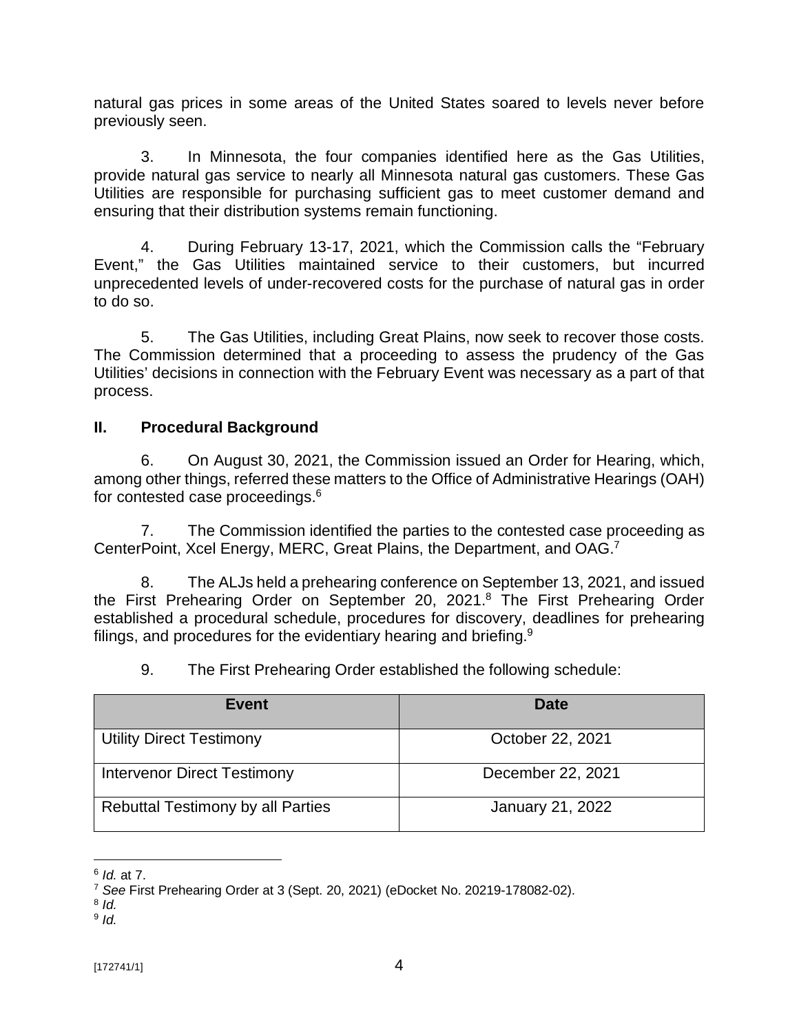natural gas prices in some areas of the United States soared to levels never before previously seen.

3. In Minnesota, the four companies identified here as the Gas Utilities, provide natural gas service to nearly all Minnesota natural gas customers. These Gas Utilities are responsible for purchasing sufficient gas to meet customer demand and ensuring that their distribution systems remain functioning.

4. During February 13-17, 2021, which the Commission calls the "February Event," the Gas Utilities maintained service to their customers, but incurred unprecedented levels of under-recovered costs for the purchase of natural gas in order to do so.

5. The Gas Utilities, including Great Plains, now seek to recover those costs. The Commission determined that a proceeding to assess the prudency of the Gas Utilities' decisions in connection with the February Event was necessary as a part of that process.

## II. Procedural Background

6. On August 30, 2021, the Commission issued an Order for Hearing, which, among other things, referred these matters to the Office of Administrative Hearings (OAH) for contested case proceedings.[6]

7. The Commission identified the parties to the contested case proceeding as CenterPoint, Xcel Energy, MERC, Great Plains, the Department, and OAG.[7]

8. The ALJs held a prehearing conference on September 13, 2021, and issued the First Prehearing Order on September 20, 2021.[8] The First Prehearing Order established a procedural schedule, procedures for discovery, deadlines for prehearing filings, and procedures for the evidentiary hearing and briefing.[9]

9. The First Prehearing Order established the following schedule:

| Event | Date |
| --- | --- |
| Utility Direct Testimony | October 22, 2021 |
| Intervenor Direct Testimony | December 22, 2021 |
| Rebuttal Testimony by all Parties | January 21, 2022 |

---

[6] *Id.* at 7.

[7] *See* First Prehearing Order at 3 (Sept. 20, 2021) (eDocket No. 20219-178082-02).

[8] *Id.*

[9] *Id.*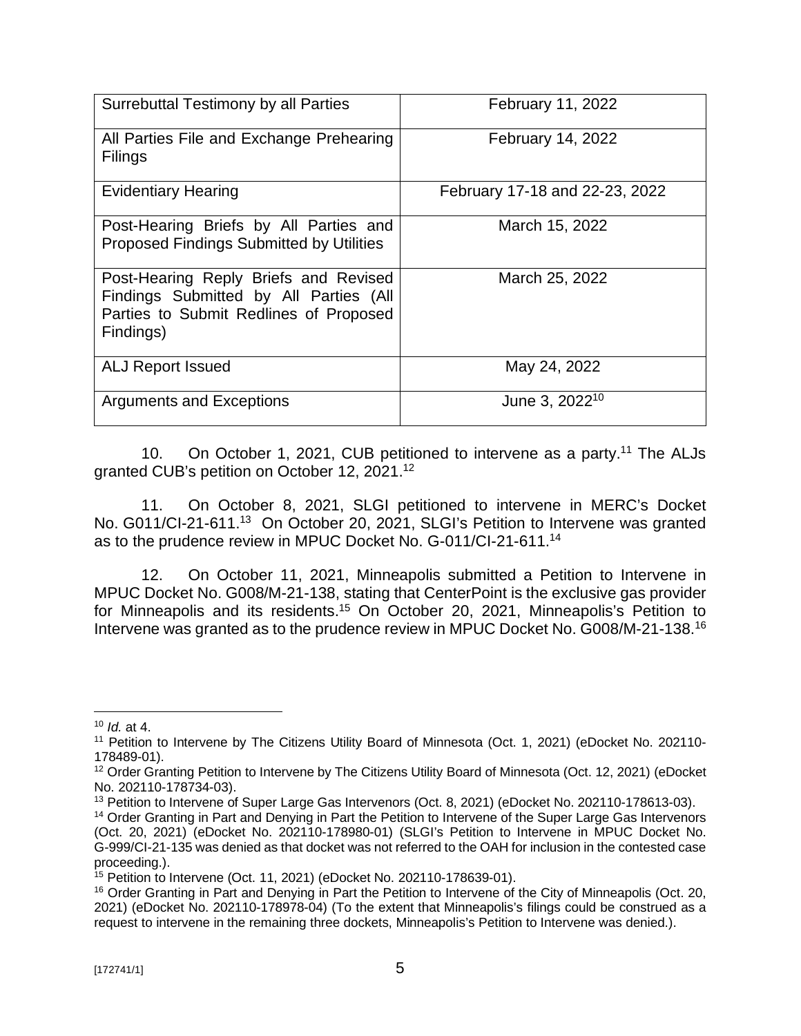| Surrebuttal Testimony by all Parties | February 11, 2022 |
|---|---|
| All Parties File and Exchange Prehearing Filings | February 14, 2022 |
| Evidentiary Hearing | February 17-18 and 22-23, 2022 |
| Post-Hearing Briefs by All Parties and Proposed Findings Submitted by Utilities | March 15, 2022 |
| Post-Hearing Reply Briefs and Revised Findings Submitted by All Parties (All Parties to Submit Redlines of Proposed Findings) | March 25, 2022 |
| ALJ Report Issued | May 24, 2022 |
| Arguments and Exceptions | June 3, 2022[10] |

10. On October 1, 2021, CUB petitioned to intervene as a party.[11] The ALJs granted CUB's petition on October 12, 2021.[12]

11. On October 8, 2021, SLGI petitioned to intervene in MERC's Docket No. G011/CI-21-611.[13] On October 20, 2021, SLGI's Petition to Intervene was granted as to the prudence review in MPUC Docket No. G-011/CI-21-611.[14]

12. On October 11, 2021, Minneapolis submitted a Petition to Intervene in MPUC Docket No. G008/M-21-138, stating that CenterPoint is the exclusive gas provider for Minneapolis and its residents.[15] On October 20, 2021, Minneapolis's Petition to Intervene was granted as to the prudence review in MPUC Docket No. G008/M-21-138.[16]

---

[10] *Id.* at 4.

[11] Petition to Intervene by The Citizens Utility Board of Minnesota (Oct. 1, 2021) (eDocket No. 202110-178489-01).

[12] Order Granting Petition to Intervene by The Citizens Utility Board of Minnesota (Oct. 12, 2021) (eDocket No. 202110-178734-03).

[13] Petition to Intervene of Super Large Gas Intervenors (Oct. 8, 2021) (eDocket No. 202110-178613-03).

[14] Order Granting in Part and Denying in Part the Petition to Intervene of the Super Large Gas Intervenors (Oct. 20, 2021) (eDocket No. 202110-178980-01) (SLGI's Petition to Intervene in MPUC Docket No. G-999/CI-21-135 was denied as that docket was not referred to the OAH for inclusion in the contested case proceeding.).

[15] Petition to Intervene (Oct. 11, 2021) (eDocket No. 202110-178639-01).

[16] Order Granting in Part and Denying in Part the Petition to Intervene of the City of Minneapolis (Oct. 20, 2021) (eDocket No. 202110-178978-04) (To the extent that Minneapolis's filings could be construed as a request to intervene in the remaining three dockets, Minneapolis's Petition to Intervene was denied.).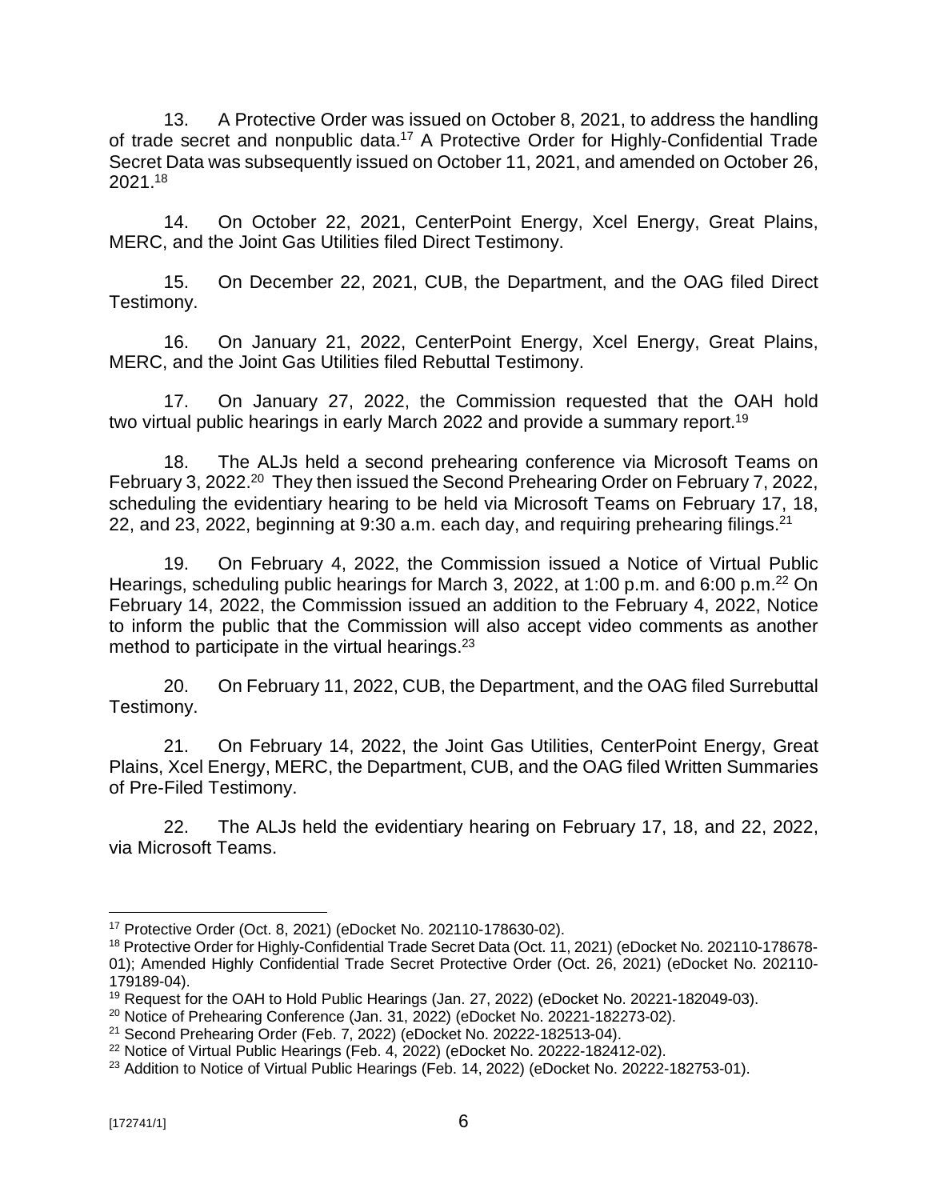13. A Protective Order was issued on October 8, 2021, to address the handling of trade secret and nonpublic data.[17] A Protective Order for Highly-Confidential Trade Secret Data was subsequently issued on October 11, 2021, and amended on October 26, 2021.[18]

14. On October 22, 2021, CenterPoint Energy, Xcel Energy, Great Plains, MERC, and the Joint Gas Utilities filed Direct Testimony.

15. On December 22, 2021, CUB, the Department, and the OAG filed Direct Testimony.

16. On January 21, 2022, CenterPoint Energy, Xcel Energy, Great Plains, MERC, and the Joint Gas Utilities filed Rebuttal Testimony.

17. On January 27, 2022, the Commission requested that the OAH hold two virtual public hearings in early March 2022 and provide a summary report.[19]

18. The ALJs held a second prehearing conference via Microsoft Teams on February 3, 2022.[20] They then issued the Second Prehearing Order on February 7, 2022, scheduling the evidentiary hearing to be held via Microsoft Teams on February 17, 18, 22, and 23, 2022, beginning at 9:30 a.m. each day, and requiring prehearing filings.[21]

19. On February 4, 2022, the Commission issued a Notice of Virtual Public Hearings, scheduling public hearings for March 3, 2022, at 1:00 p.m. and 6:00 p.m.[22] On February 14, 2022, the Commission issued an addition to the February 4, 2022, Notice to inform the public that the Commission will also accept video comments as another method to participate in the virtual hearings.[23]

20. On February 11, 2022, CUB, the Department, and the OAG filed Surrebuttal Testimony.

21. On February 14, 2022, the Joint Gas Utilities, CenterPoint Energy, Great Plains, Xcel Energy, MERC, the Department, CUB, and the OAG filed Written Summaries of Pre-Filed Testimony.

22. The ALJs held the evidentiary hearing on February 17, 18, and 22, 2022, via Microsoft Teams.

---

[17] Protective Order (Oct. 8, 2021) (eDocket No. 202110-178630-02).

[18] Protective Order for Highly-Confidential Trade Secret Data (Oct. 11, 2021) (eDocket No. 202110-178678-01); Amended Highly Confidential Trade Secret Protective Order (Oct. 26, 2021) (eDocket No. 202110-179189-04).

[19] Request for the OAH to Hold Public Hearings (Jan. 27, 2022) (eDocket No. 20221-182049-03).

[20] Notice of Prehearing Conference (Jan. 31, 2022) (eDocket No. 20221-182273-02).

[21] Second Prehearing Order (Feb. 7, 2022) (eDocket No. 20222-182513-04).

[22] Notice of Virtual Public Hearings (Feb. 4, 2022) (eDocket No. 20222-182412-02).

[23] Addition to Notice of Virtual Public Hearings (Feb. 14, 2022) (eDocket No. 20222-182753-01).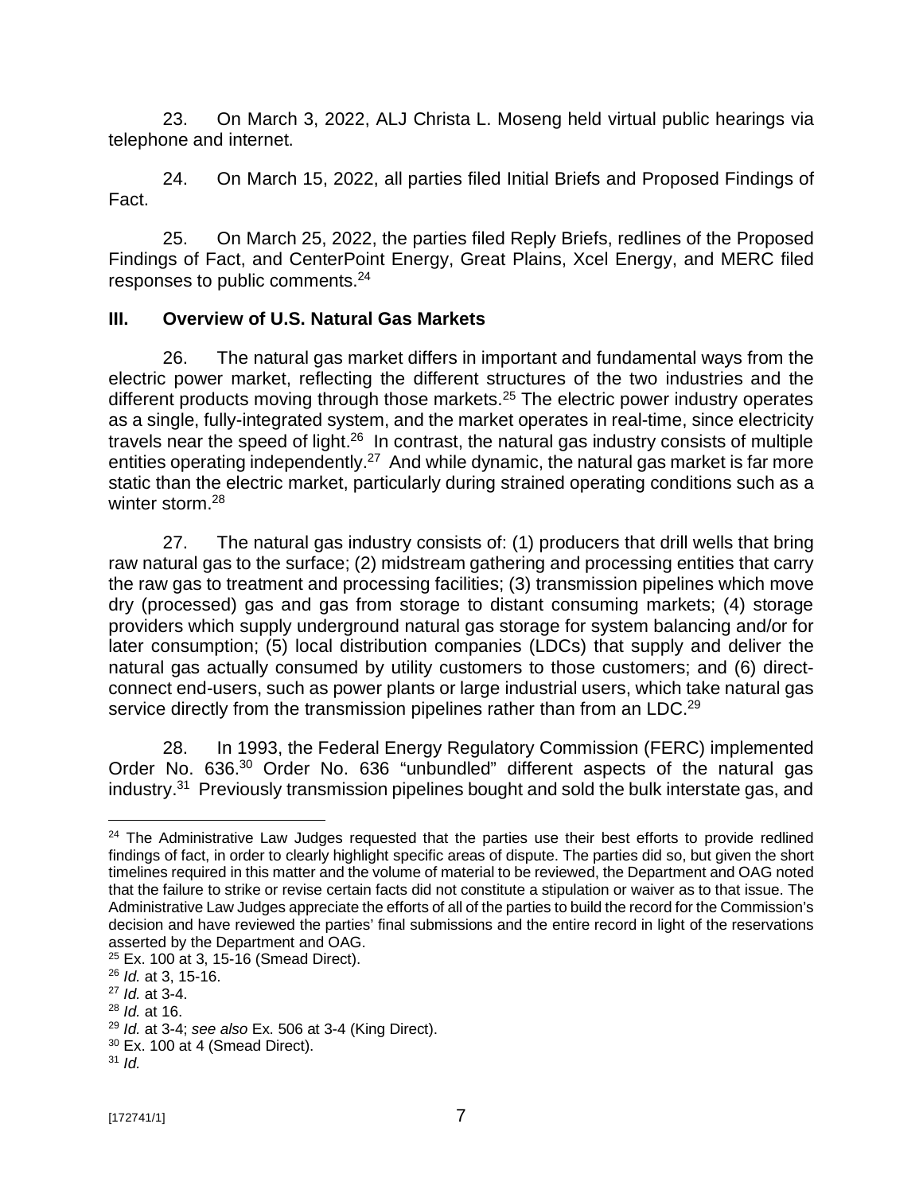23. On March 3, 2022, ALJ Christa L. Moseng held virtual public hearings via telephone and internet.

24. On March 15, 2022, all parties filed Initial Briefs and Proposed Findings of Fact.

25. On March 25, 2022, the parties filed Reply Briefs, redlines of the Proposed Findings of Fact, and CenterPoint Energy, Great Plains, Xcel Energy, and MERC filed responses to public comments.[24]

## III. Overview of U.S. Natural Gas Markets

26. The natural gas market differs in important and fundamental ways from the electric power market, reflecting the different structures of the two industries and the different products moving through those markets.[25] The electric power industry operates as a single, fully-integrated system, and the market operates in real-time, since electricity travels near the speed of light.[26] In contrast, the natural gas industry consists of multiple entities operating independently.[27] And while dynamic, the natural gas market is far more static than the electric market, particularly during strained operating conditions such as a winter storm.[28]

27. The natural gas industry consists of: (1) producers that drill wells that bring raw natural gas to the surface; (2) midstream gathering and processing entities that carry the raw gas to treatment and processing facilities; (3) transmission pipelines which move dry (processed) gas and gas from storage to distant consuming markets; (4) storage providers which supply underground natural gas storage for system balancing and/or for later consumption; (5) local distribution companies (LDCs) that supply and deliver the natural gas actually consumed by utility customers to those customers; and (6) direct-connect end-users, such as power plants or large industrial users, which take natural gas service directly from the transmission pipelines rather than from an LDC.[29]

28. In 1993, the Federal Energy Regulatory Commission (FERC) implemented Order No. 636.[30] Order No. 636 "unbundled" different aspects of the natural gas industry.[31] Previously transmission pipelines bought and sold the bulk interstate gas, and

---

[24] The Administrative Law Judges requested that the parties use their best efforts to provide redlined findings of fact, in order to clearly highlight specific areas of dispute. The parties did so, but given the short timelines required in this matter and the volume of material to be reviewed, the Department and OAG noted that the failure to strike or revise certain facts did not constitute a stipulation or waiver as to that issue. The Administrative Law Judges appreciate the efforts of all of the parties to build the record for the Commission's decision and have reviewed the parties' final submissions and the entire record in light of the reservations asserted by the Department and OAG.

[25] Ex. 100 at 3, 15-16 (Smead Direct).

[26] *Id.* at 3, 15-16.

[27] *Id.* at 3-4.

[28] *Id.* at 16.

[29] *Id.* at 3-4; *see also* Ex. 506 at 3-4 (King Direct).

[30] Ex. 100 at 4 (Smead Direct).

[31] *Id.*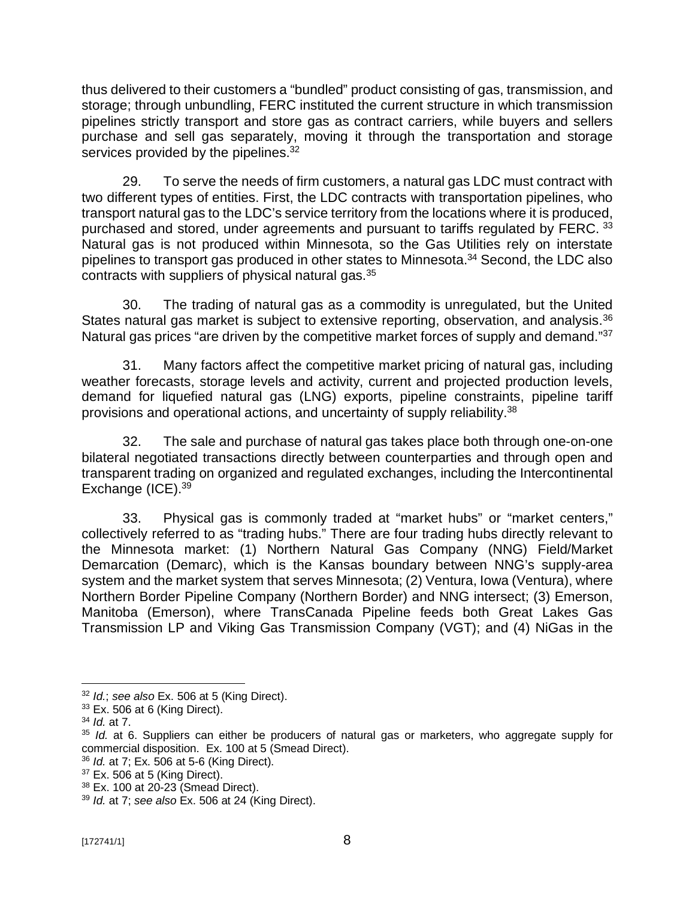thus delivered to their customers a "bundled" product consisting of gas, transmission, and storage; through unbundling, FERC instituted the current structure in which transmission pipelines strictly transport and store gas as contract carriers, while buyers and sellers purchase and sell gas separately, moving it through the transportation and storage services provided by the pipelines.[32]

29. To serve the needs of firm customers, a natural gas LDC must contract with two different types of entities. First, the LDC contracts with transportation pipelines, who transport natural gas to the LDC's service territory from the locations where it is produced, purchased and stored, under agreements and pursuant to tariffs regulated by FERC.[33] Natural gas is not produced within Minnesota, so the Gas Utilities rely on interstate pipelines to transport gas produced in other states to Minnesota.[34] Second, the LDC also contracts with suppliers of physical natural gas.[35]

30. The trading of natural gas as a commodity is unregulated, but the United States natural gas market is subject to extensive reporting, observation, and analysis.[36] Natural gas prices "are driven by the competitive market forces of supply and demand."[37]

31. Many factors affect the competitive market pricing of natural gas, including weather forecasts, storage levels and activity, current and projected production levels, demand for liquefied natural gas (LNG) exports, pipeline constraints, pipeline tariff provisions and operational actions, and uncertainty of supply reliability.[38]

32. The sale and purchase of natural gas takes place both through one-on-one bilateral negotiated transactions directly between counterparties and through open and transparent trading on organized and regulated exchanges, including the Intercontinental Exchange (ICE).[39]

33. Physical gas is commonly traded at "market hubs" or "market centers," collectively referred to as "trading hubs." There are four trading hubs directly relevant to the Minnesota market: (1) Northern Natural Gas Company (NNG) Field/Market Demarcation (Demarc), which is the Kansas boundary between NNG's supply-area system and the market system that serves Minnesota; (2) Ventura, Iowa (Ventura), where Northern Border Pipeline Company (Northern Border) and NNG intersect; (3) Emerson, Manitoba (Emerson), where TransCanada Pipeline feeds both Great Lakes Gas Transmission LP and Viking Gas Transmission Company (VGT); and (4) NiGas in the

---

[32] *Id.*; *see also* Ex. 506 at 5 (King Direct).

[33] Ex. 506 at 6 (King Direct).

[34] *Id.* at 7.

[35] *Id.* at 6. Suppliers can either be producers of natural gas or marketers, who aggregate supply for commercial disposition. Ex. 100 at 5 (Smead Direct).

[36] *Id.* at 7; Ex. 506 at 5-6 (King Direct).

[37] Ex. 506 at 5 (King Direct).

[38] Ex. 100 at 20-23 (Smead Direct).

[39] *Id.* at 7; *see also* Ex. 506 at 24 (King Direct).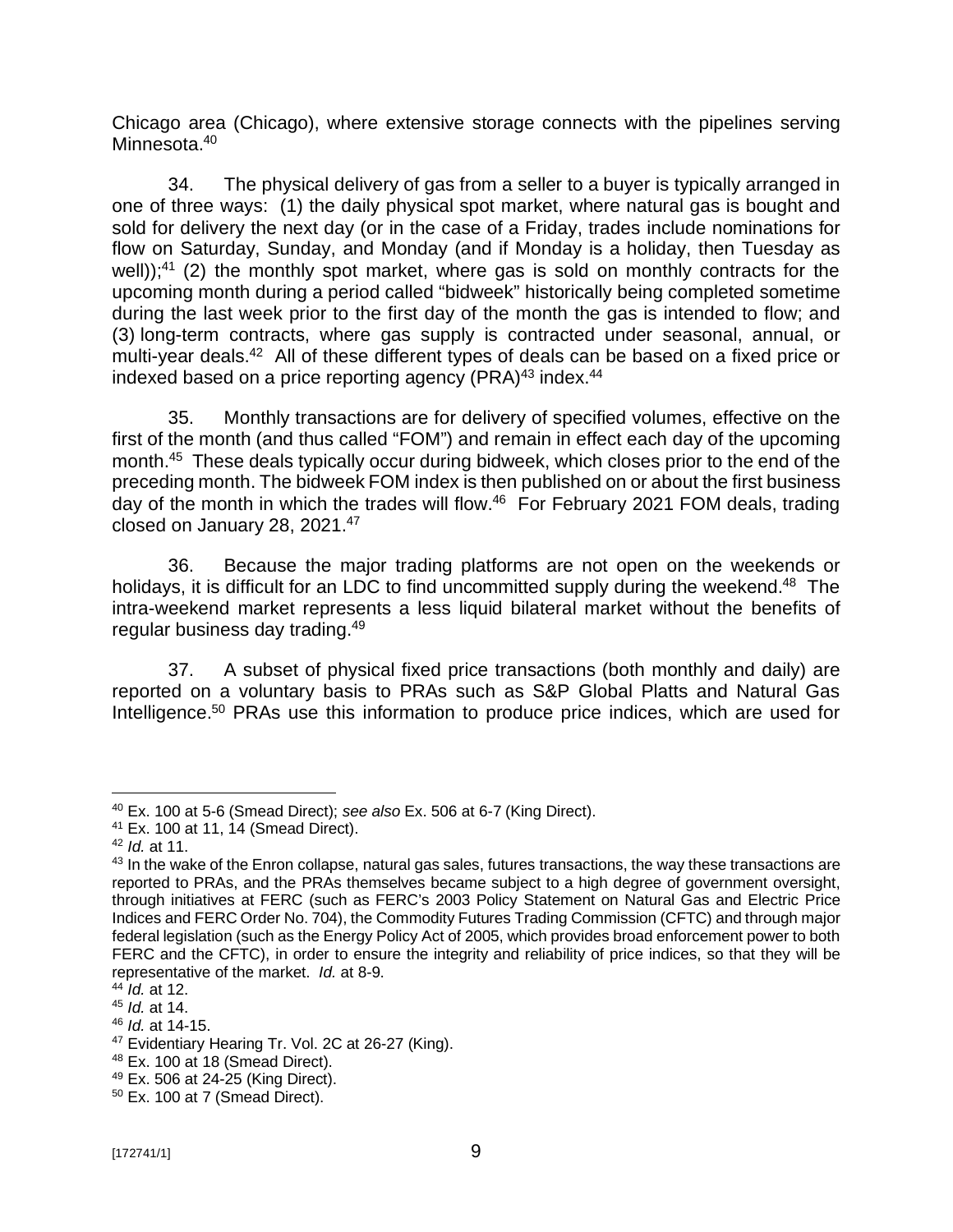Chicago area (Chicago), where extensive storage connects with the pipelines serving Minnesota.[40]

34. The physical delivery of gas from a seller to a buyer is typically arranged in one of three ways: (1) the daily physical spot market, where natural gas is bought and sold for delivery the next day (or in the case of a Friday, trades include nominations for flow on Saturday, Sunday, and Monday (and if Monday is a holiday, then Tuesday as well));[41] (2) the monthly spot market, where gas is sold on monthly contracts for the upcoming month during a period called "bidweek" historically being completed sometime during the last week prior to the first day of the month the gas is intended to flow; and (3) long-term contracts, where gas supply is contracted under seasonal, annual, or multi-year deals.[42] All of these different types of deals can be based on a fixed price or indexed based on a price reporting agency (PRA)[43] index.[44]

35. Monthly transactions are for delivery of specified volumes, effective on the first of the month (and thus called "FOM") and remain in effect each day of the upcoming month.[45] These deals typically occur during bidweek, which closes prior to the end of the preceding month. The bidweek FOM index is then published on or about the first business day of the month in which the trades will flow.[46] For February 2021 FOM deals, trading closed on January 28, 2021.[47]

36. Because the major trading platforms are not open on the weekends or holidays, it is difficult for an LDC to find uncommitted supply during the weekend.[48] The intra-weekend market represents a less liquid bilateral market without the benefits of regular business day trading.[49]

37. A subset of physical fixed price transactions (both monthly and daily) are reported on a voluntary basis to PRAs such as S&P Global Platts and Natural Gas Intelligence.[50] PRAs use this information to produce price indices, which are used for

---

[40] Ex. 100 at 5-6 (Smead Direct); *see also* Ex. 506 at 6-7 (King Direct).

[41] Ex. 100 at 11, 14 (Smead Direct).

[42] *Id.* at 11.

[43] In the wake of the Enron collapse, natural gas sales, futures transactions, the way these transactions are reported to PRAs, and the PRAs themselves became subject to a high degree of government oversight, through initiatives at FERC (such as FERC's 2003 Policy Statement on Natural Gas and Electric Price Indices and FERC Order No. 704), the Commodity Futures Trading Commission (CFTC) and through major federal legislation (such as the Energy Policy Act of 2005, which provides broad enforcement power to both FERC and the CFTC), in order to ensure the integrity and reliability of price indices, so that they will be representative of the market. *Id.* at 8-9.

[44] *Id.* at 12.

[45] *Id.* at 14.

[46] *Id.* at 14-15.

[47] Evidentiary Hearing Tr. Vol. 2C at 26-27 (King).

[48] Ex. 100 at 18 (Smead Direct).

[49] Ex. 506 at 24-25 (King Direct).

[50] Ex. 100 at 7 (Smead Direct).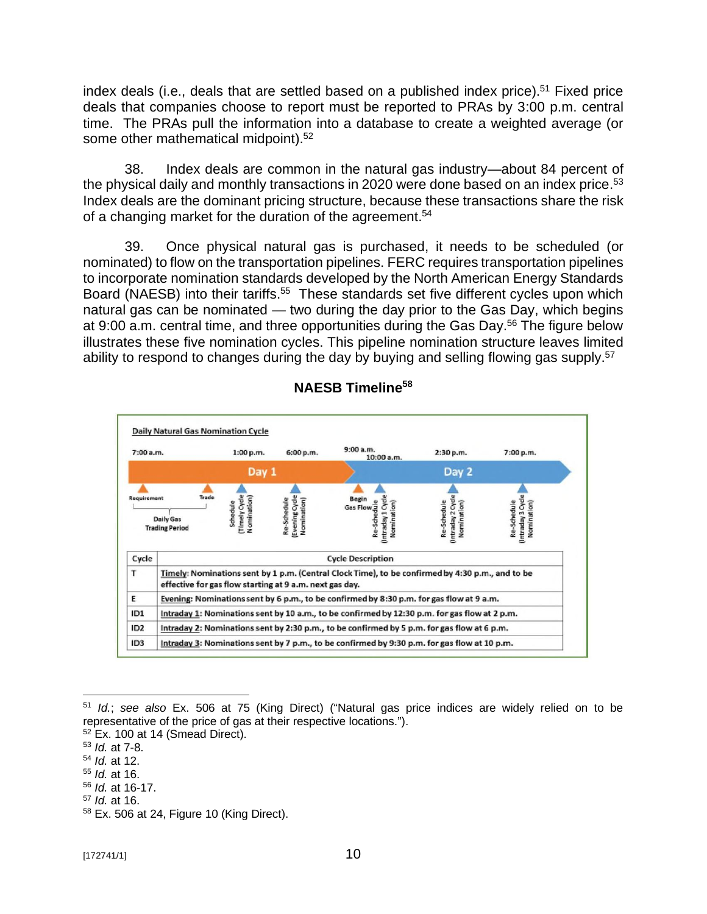index deals (i.e., deals that are settled based on a published index price).[51] Fixed price deals that companies choose to report must be reported to PRAs by 3:00 p.m. central time. The PRAs pull the information into a database to create a weighted average (or some other mathematical midpoint).[52]

38. Index deals are common in the natural gas industry—about 84 percent of the physical daily and monthly transactions in 2020 were done based on an index price.[53] Index deals are the dominant pricing structure, because these transactions share the risk of a changing market for the duration of the agreement.[54]

39. Once physical natural gas is purchased, it needs to be scheduled (or nominated) to flow on the transportation pipelines. FERC requires transportation pipelines to incorporate nomination standards developed by the North American Energy Standards Board (NAESB) into their tariffs.[55] These standards set five different cycles upon which natural gas can be nominated — two during the day prior to the Gas Day, which begins at 9:00 a.m. central time, and three opportunities during the Gas Day.[56] The figure below illustrates these five nomination cycles. This pipeline nomination structure leaves limited ability to respond to changes during the day by buying and selling flowing gas supply.[57]

**NAESB Timeline[58]**

**Daily Natural Gas Nomination Cycle**

7:00 a.m. | 1:00 p.m. | 6:00 p.m. | 9:00 a.m. | 10:00 a.m. | 2:30 p.m. | 7:00 p.m.

Day 1 | Day 2

Requirement — Trade: Daily Gas Trading Period; Schedule (Timely Cycle Nomination); Re-Schedule (Evening Cycle Nomination); Begin Gas Flow; Re-Schedule (Intraday 1 Cycle Nomination); Re-Schedule (Intraday 2 Cycle Nomination); Re-Schedule (Intraday 3 Cycle Nomination)

| Cycle | Cycle Description |
|---|---|
| T | Timely: Nominations sent by 1 p.m. (Central Clock Time), to be confirmed by 4:30 p.m., and to be effective for gas flow starting at 9 a.m. next gas day. |
| E | Evening: Nominations sent by 6 p.m., to be confirmed by 8:30 p.m. for gas flow at 9 a.m. |
| ID1 | Intraday 1: Nominations sent by 10 a.m., to be confirmed by 12:30 p.m. for gas flow at 2 p.m. |
| ID2 | Intraday 2: Nominations sent by 2:30 p.m., to be confirmed by 5 p.m. for gas flow at 6 p.m. |
| ID3 | Intraday 3: Nominations sent by 7 p.m., to be confirmed by 9:30 p.m. for gas flow at 10 p.m. |

---

[51] *Id.*; *see also* Ex. 506 at 75 (King Direct) ("Natural gas price indices are widely relied on to be representative of the price of gas at their respective locations.").

[52] Ex. 100 at 14 (Smead Direct).

[53] *Id.* at 7-8.

[54] *Id.* at 12.

[55] *Id.* at 16.

[56] *Id.* at 16-17.

[57] *Id.* at 16.

[58] Ex. 506 at 24, Figure 10 (King Direct).

[172741/1]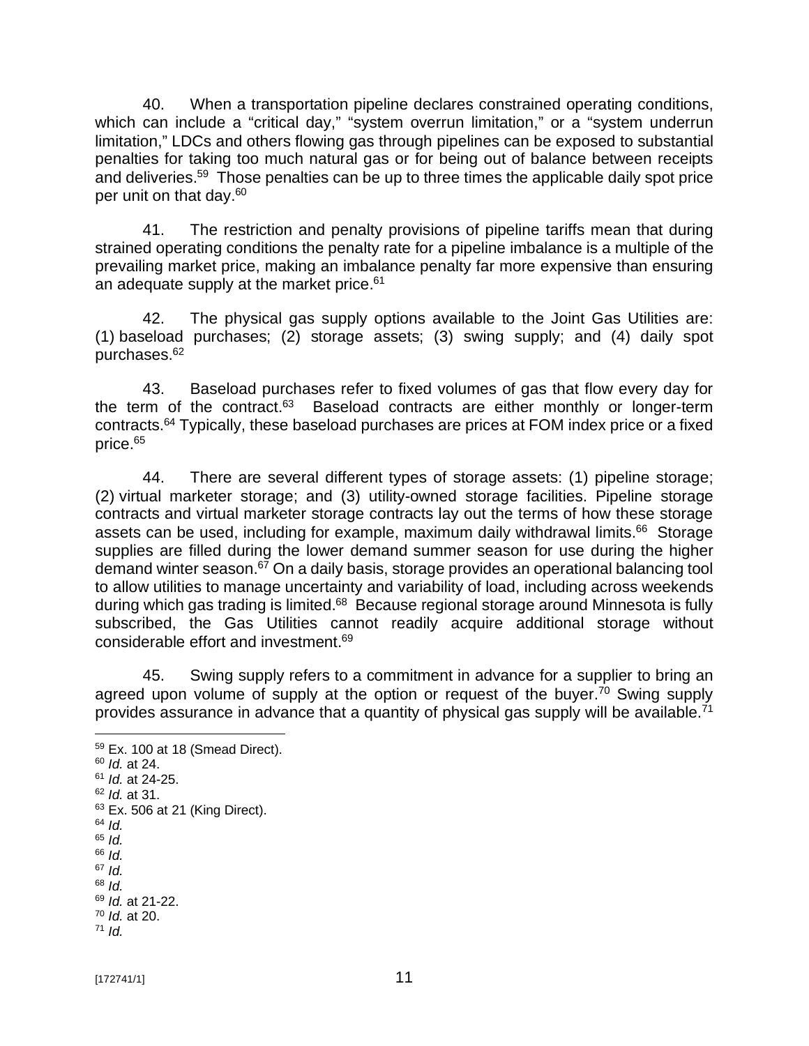40. When a transportation pipeline declares constrained operating conditions, which can include a "critical day," "system overrun limitation," or a "system underrun limitation," LDCs and others flowing gas through pipelines can be exposed to substantial penalties for taking too much natural gas or for being out of balance between receipts and deliveries.[59] Those penalties can be up to three times the applicable daily spot price per unit on that day.[60]

41. The restriction and penalty provisions of pipeline tariffs mean that during strained operating conditions the penalty rate for a pipeline imbalance is a multiple of the prevailing market price, making an imbalance penalty far more expensive than ensuring an adequate supply at the market price.[61]

42. The physical gas supply options available to the Joint Gas Utilities are: (1) baseload purchases; (2) storage assets; (3) swing supply; and (4) daily spot purchases.[62]

43. Baseload purchases refer to fixed volumes of gas that flow every day for the term of the contract.[63] Baseload contracts are either monthly or longer-term contracts.[64] Typically, these baseload purchases are prices at FOM index price or a fixed price.[65]

44. There are several different types of storage assets: (1) pipeline storage; (2) virtual marketer storage; and (3) utility-owned storage facilities. Pipeline storage contracts and virtual marketer storage contracts lay out the terms of how these storage assets can be used, including for example, maximum daily withdrawal limits.[66] Storage supplies are filled during the lower demand summer season for use during the higher demand winter season.[67] On a daily basis, storage provides an operational balancing tool to allow utilities to manage uncertainty and variability of load, including across weekends during which gas trading is limited.[68] Because regional storage around Minnesota is fully subscribed, the Gas Utilities cannot readily acquire additional storage without considerable effort and investment.[69]

45. Swing supply refers to a commitment in advance for a supplier to bring an agreed upon volume of supply at the option or request of the buyer.[70] Swing supply provides assurance in advance that a quantity of physical gas supply will be available.[71]

---

[59] Ex. 100 at 18 (Smead Direct).
[60] *Id.* at 24.
[61] *Id.* at 24-25.
[62] *Id.* at 31.
[63] Ex. 506 at 21 (King Direct).
[64] *Id.*
[65] *Id.*
[66] *Id.*
[67] *Id.*
[68] *Id.*
[69] *Id.* at 21-22.
[70] *Id.* at 20.
[71] *Id.*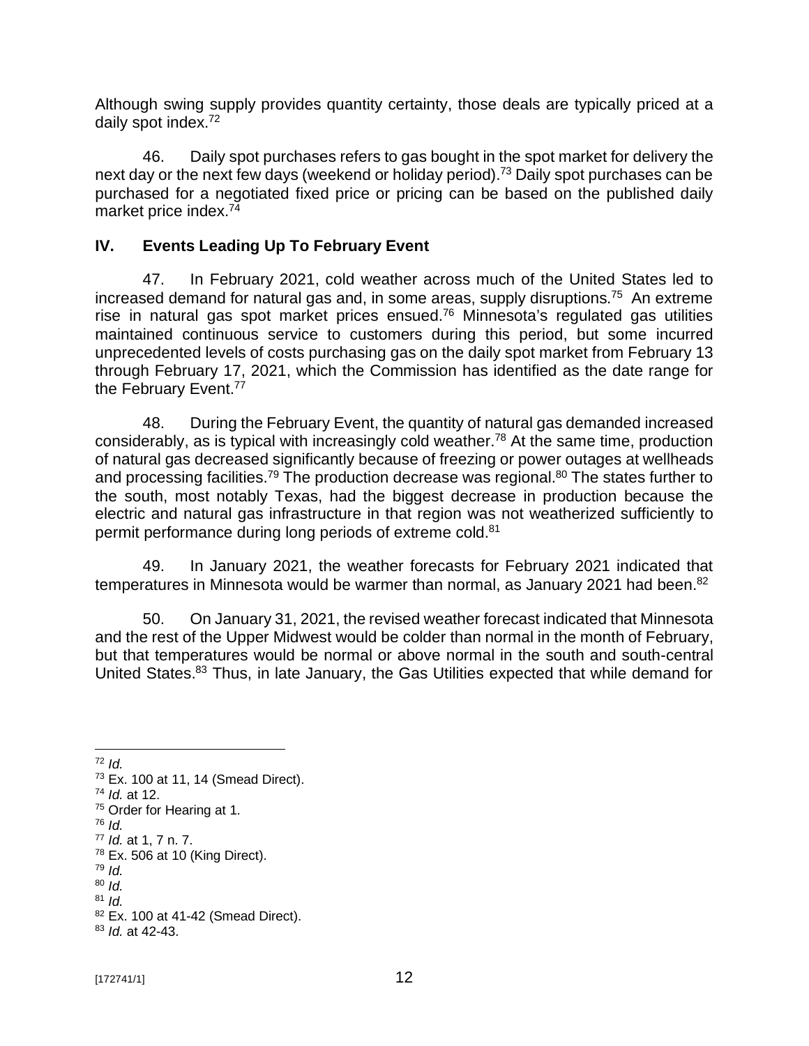Although swing supply provides quantity certainty, those deals are typically priced at a daily spot index.[72]

46. Daily spot purchases refers to gas bought in the spot market for delivery the next day or the next few days (weekend or holiday period).[73] Daily spot purchases can be purchased for a negotiated fixed price or pricing can be based on the published daily market price index.[74]

## IV. Events Leading Up To February Event

47. In February 2021, cold weather across much of the United States led to increased demand for natural gas and, in some areas, supply disruptions.[75] An extreme rise in natural gas spot market prices ensued.[76] Minnesota's regulated gas utilities maintained continuous service to customers during this period, but some incurred unprecedented levels of costs purchasing gas on the daily spot market from February 13 through February 17, 2021, which the Commission has identified as the date range for the February Event.[77]

48. During the February Event, the quantity of natural gas demanded increased considerably, as is typical with increasingly cold weather.[78] At the same time, production of natural gas decreased significantly because of freezing or power outages at wellheads and processing facilities.[79] The production decrease was regional.[80] The states further to the south, most notably Texas, had the biggest decrease in production because the electric and natural gas infrastructure in that region was not weatherized sufficiently to permit performance during long periods of extreme cold.[81]

49. In January 2021, the weather forecasts for February 2021 indicated that temperatures in Minnesota would be warmer than normal, as January 2021 had been.[82]

50. On January 31, 2021, the revised weather forecast indicated that Minnesota and the rest of the Upper Midwest would be colder than normal in the month of February, but that temperatures would be normal or above normal in the south and south-central United States.[83] Thus, in late January, the Gas Utilities expected that while demand for

---

[72] *Id.*
[73] Ex. 100 at 11, 14 (Smead Direct).
[74] *Id.* at 12.
[75] Order for Hearing at 1.
[76] *Id.*
[77] *Id.* at 1, 7 n. 7.
[78] Ex. 506 at 10 (King Direct).
[79] *Id.*
[80] *Id.*
[81] *Id.*
[82] Ex. 100 at 41-42 (Smead Direct).
[83] *Id.* at 42-43.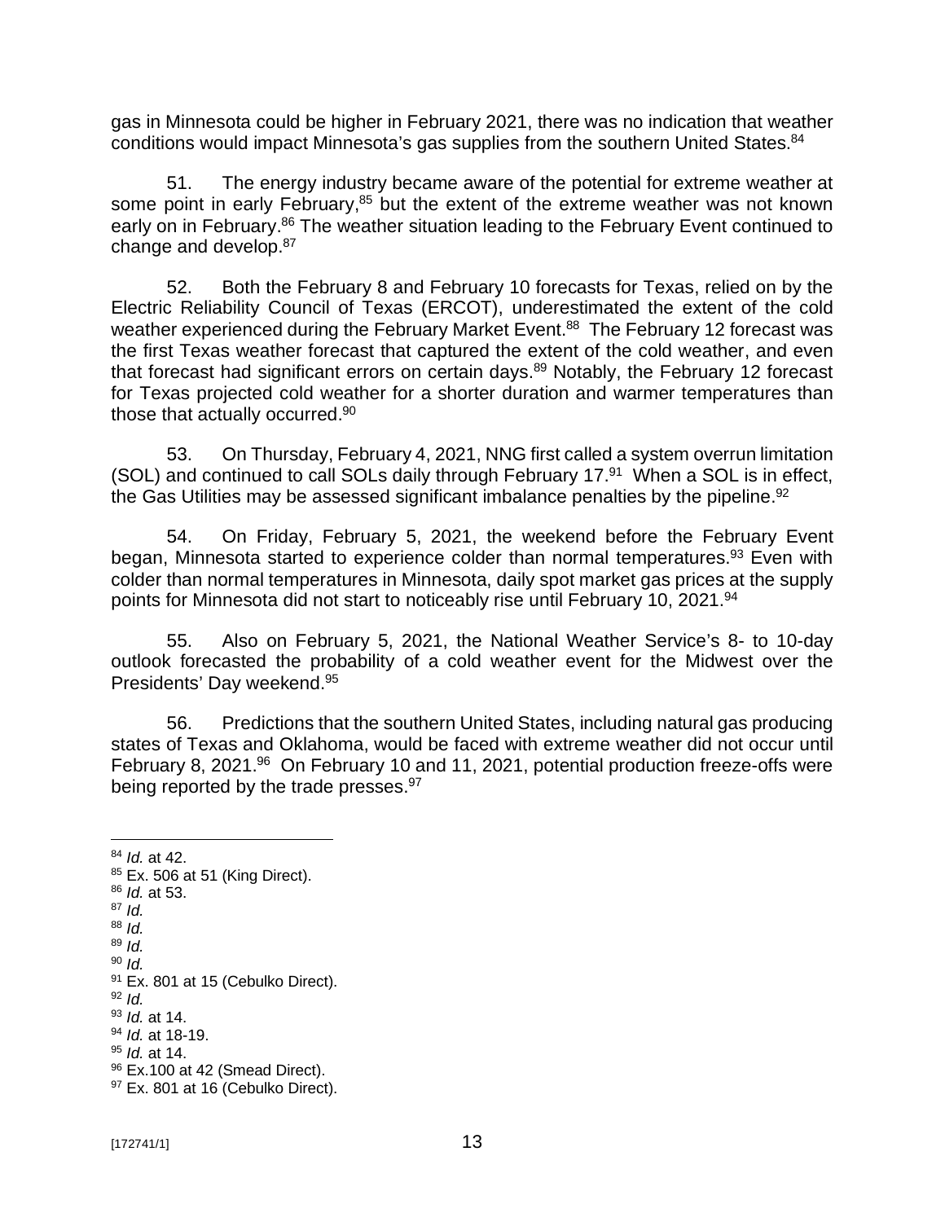gas in Minnesota could be higher in February 2021, there was no indication that weather conditions would impact Minnesota's gas supplies from the southern United States.[84]

51. The energy industry became aware of the potential for extreme weather at some point in early February,[85] but the extent of the extreme weather was not known early on in February.[86] The weather situation leading to the February Event continued to change and develop.[87]

52. Both the February 8 and February 10 forecasts for Texas, relied on by the Electric Reliability Council of Texas (ERCOT), underestimated the extent of the cold weather experienced during the February Market Event.[88] The February 12 forecast was the first Texas weather forecast that captured the extent of the cold weather, and even that forecast had significant errors on certain days.[89] Notably, the February 12 forecast for Texas projected cold weather for a shorter duration and warmer temperatures than those that actually occurred.[90]

53. On Thursday, February 4, 2021, NNG first called a system overrun limitation (SOL) and continued to call SOLs daily through February 17.[91] When a SOL is in effect, the Gas Utilities may be assessed significant imbalance penalties by the pipeline.[92]

54. On Friday, February 5, 2021, the weekend before the February Event began, Minnesota started to experience colder than normal temperatures.[93] Even with colder than normal temperatures in Minnesota, daily spot market gas prices at the supply points for Minnesota did not start to noticeably rise until February 10, 2021.[94]

55. Also on February 5, 2021, the National Weather Service's 8- to 10-day outlook forecasted the probability of a cold weather event for the Midwest over the Presidents' Day weekend.[95]

56. Predictions that the southern United States, including natural gas producing states of Texas and Oklahoma, would be faced with extreme weather did not occur until February 8, 2021.[96] On February 10 and 11, 2021, potential production freeze-offs were being reported by the trade presses.[97]

---

[84] *Id.* at 42.
[85] Ex. 506 at 51 (King Direct).
[86] *Id.* at 53.
[87] *Id.*
[88] *Id.*
[89] *Id.*
[90] *Id.*
[91] Ex. 801 at 15 (Cebulko Direct).
[92] *Id.*
[93] *Id.* at 14.
[94] *Id.* at 18-19.
[95] *Id.* at 14.
[96] Ex.100 at 42 (Smead Direct).
[97] Ex. 801 at 16 (Cebulko Direct).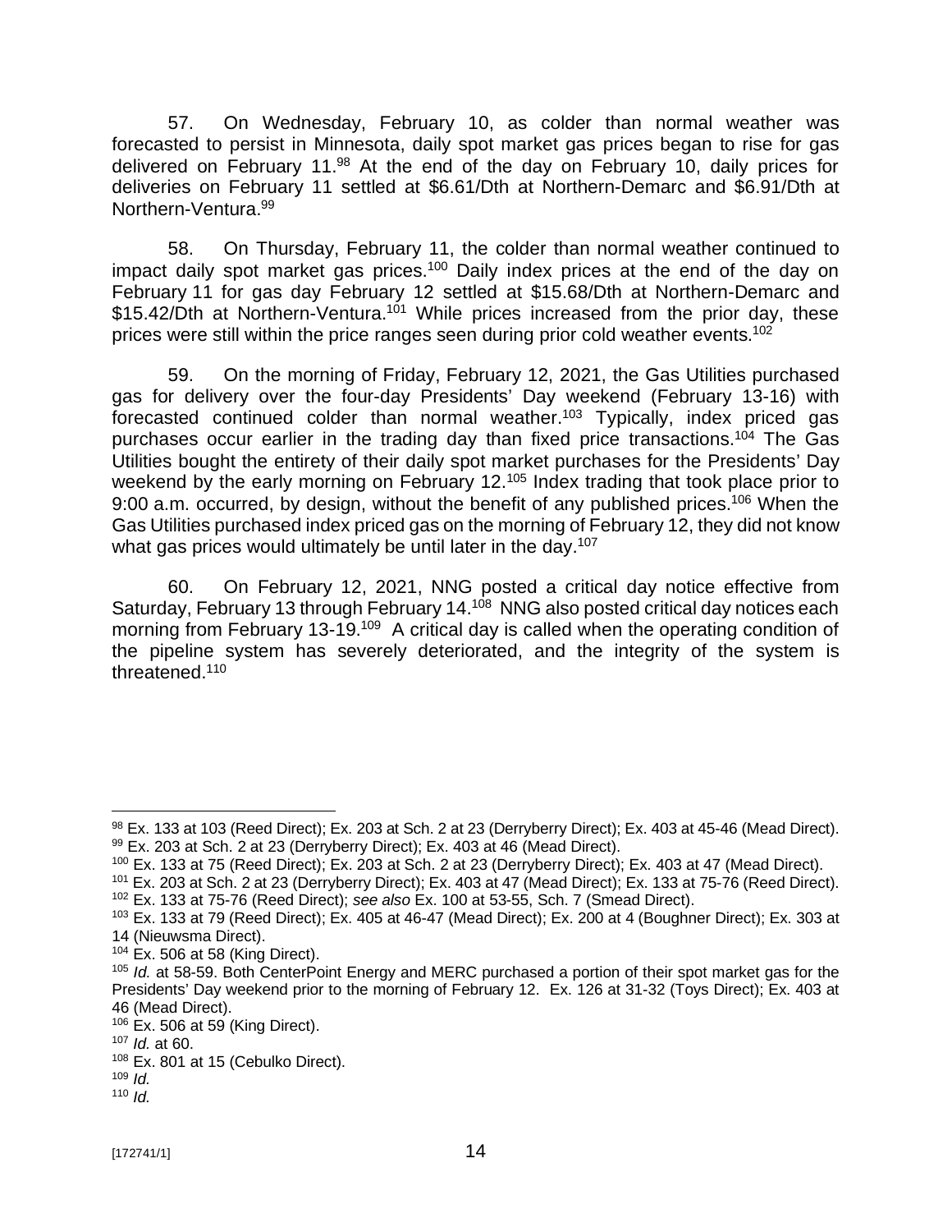57. On Wednesday, February 10, as colder than normal weather was forecasted to persist in Minnesota, daily spot market gas prices began to rise for gas delivered on February 11.[98] At the end of the day on February 10, daily prices for deliveries on February 11 settled at $6.61/Dth at Northern-Demarc and $6.91/Dth at Northern-Ventura.[99]

58. On Thursday, February 11, the colder than normal weather continued to impact daily spot market gas prices.[100] Daily index prices at the end of the day on February 11 for gas day February 12 settled at $15.68/Dth at Northern-Demarc and $15.42/Dth at Northern-Ventura.[101] While prices increased from the prior day, these prices were still within the price ranges seen during prior cold weather events.[102]

59. On the morning of Friday, February 12, 2021, the Gas Utilities purchased gas for delivery over the four-day Presidents' Day weekend (February 13-16) with forecasted continued colder than normal weather.[103] Typically, index priced gas purchases occur earlier in the trading day than fixed price transactions.[104] The Gas Utilities bought the entirety of their daily spot market purchases for the Presidents' Day weekend by the early morning on February 12.[105] Index trading that took place prior to 9:00 a.m. occurred, by design, without the benefit of any published prices.[106] When the Gas Utilities purchased index priced gas on the morning of February 12, they did not know what gas prices would ultimately be until later in the day.[107]

60. On February 12, 2021, NNG posted a critical day notice effective from Saturday, February 13 through February 14.[108] NNG also posted critical day notices each morning from February 13-19.[109] A critical day is called when the operating condition of the pipeline system has severely deteriorated, and the integrity of the system is threatened.[110]

---

[98] Ex. 133 at 103 (Reed Direct); Ex. 203 at Sch. 2 at 23 (Derryberry Direct); Ex. 403 at 45-46 (Mead Direct).

[99] Ex. 203 at Sch. 2 at 23 (Derryberry Direct); Ex. 403 at 46 (Mead Direct).

[100] Ex. 133 at 75 (Reed Direct); Ex. 203 at Sch. 2 at 23 (Derryberry Direct); Ex. 403 at 47 (Mead Direct).

[101] Ex. 203 at Sch. 2 at 23 (Derryberry Direct); Ex. 403 at 47 (Mead Direct); Ex. 133 at 75-76 (Reed Direct).

[102] Ex. 133 at 75-76 (Reed Direct); *see also* Ex. 100 at 53-55, Sch. 7 (Smead Direct).

[103] Ex. 133 at 79 (Reed Direct); Ex. 405 at 46-47 (Mead Direct); Ex. 200 at 4 (Boughner Direct); Ex. 303 at 14 (Nieuwsma Direct).

[104] Ex. 506 at 58 (King Direct).

[105] *Id.* at 58-59. Both CenterPoint Energy and MERC purchased a portion of their spot market gas for the Presidents' Day weekend prior to the morning of February 12. Ex. 126 at 31-32 (Toys Direct); Ex. 403 at 46 (Mead Direct).

[106] Ex. 506 at 59 (King Direct).

[107] *Id.* at 60.

[108] Ex. 801 at 15 (Cebulko Direct).

[109] *Id.*

[110] *Id.*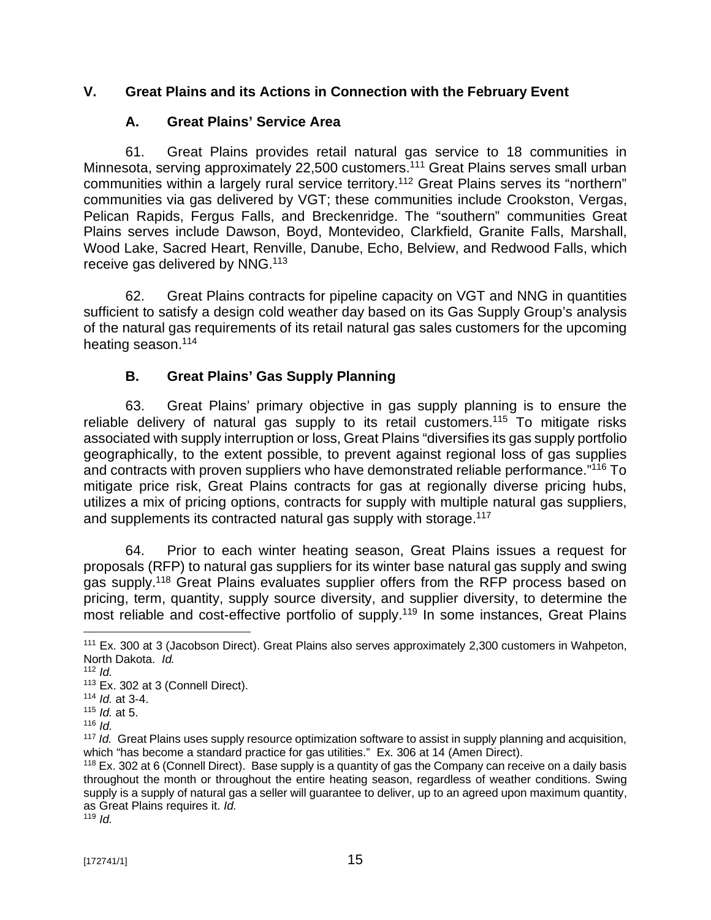## V. Great Plains and its Actions in Connection with the February Event

### A. Great Plains' Service Area

61. Great Plains provides retail natural gas service to 18 communities in Minnesota, serving approximately 22,500 customers.[111] Great Plains serves small urban communities within a largely rural service territory.[112] Great Plains serves its "northern" communities via gas delivered by VGT; these communities include Crookston, Vergas, Pelican Rapids, Fergus Falls, and Breckenridge. The "southern" communities Great Plains serves include Dawson, Boyd, Montevideo, Clarkfield, Granite Falls, Marshall, Wood Lake, Sacred Heart, Renville, Danube, Echo, Belview, and Redwood Falls, which receive gas delivered by NNG.[113]

62. Great Plains contracts for pipeline capacity on VGT and NNG in quantities sufficient to satisfy a design cold weather day based on its Gas Supply Group's analysis of the natural gas requirements of its retail natural gas sales customers for the upcoming heating season.[114]

### B. Great Plains' Gas Supply Planning

63. Great Plains' primary objective in gas supply planning is to ensure the reliable delivery of natural gas supply to its retail customers.[115] To mitigate risks associated with supply interruption or loss, Great Plains "diversifies its gas supply portfolio geographically, to the extent possible, to prevent against regional loss of gas supplies and contracts with proven suppliers who have demonstrated reliable performance."[116] To mitigate price risk, Great Plains contracts for gas at regionally diverse pricing hubs, utilizes a mix of pricing options, contracts for supply with multiple natural gas suppliers, and supplements its contracted natural gas supply with storage.[117]

64. Prior to each winter heating season, Great Plains issues a request for proposals (RFP) to natural gas suppliers for its winter base natural gas supply and swing gas supply.[118] Great Plains evaluates supplier offers from the RFP process based on pricing, term, quantity, supply source diversity, and supplier diversity, to determine the most reliable and cost-effective portfolio of supply.[119] In some instances, Great Plains

---

[111] Ex. 300 at 3 (Jacobson Direct). Great Plains also serves approximately 2,300 customers in Wahpeton, North Dakota. *Id.*

[112] *Id.*

[113] Ex. 302 at 3 (Connell Direct).

[114] *Id.* at 3-4.

[115] *Id.* at 5.

[116] *Id.*

[117] *Id.* Great Plains uses supply resource optimization software to assist in supply planning and acquisition, which "has become a standard practice for gas utilities." Ex. 306 at 14 (Amen Direct).

[118] Ex. 302 at 6 (Connell Direct). Base supply is a quantity of gas the Company can receive on a daily basis throughout the month or throughout the entire heating season, regardless of weather conditions. Swing supply is a supply of natural gas a seller will guarantee to deliver, up to an agreed upon maximum quantity, as Great Plains requires it. *Id.*

[119] *Id.*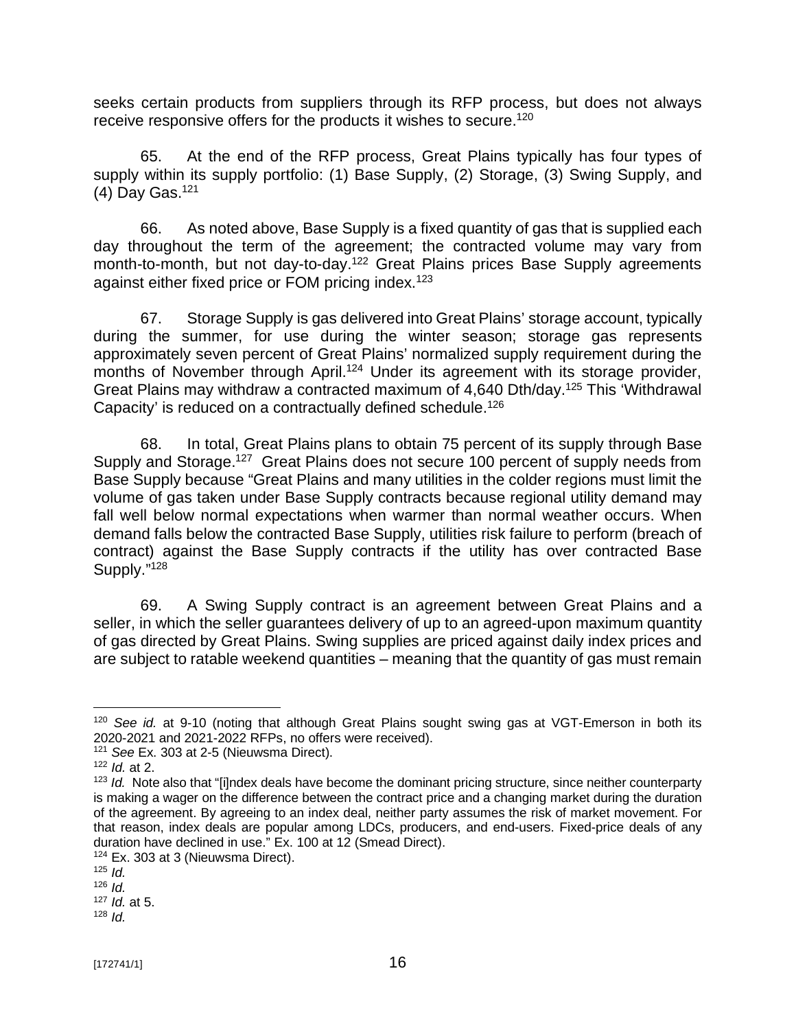seeks certain products from suppliers through its RFP process, but does not always receive responsive offers for the products it wishes to secure.[120]

65. At the end of the RFP process, Great Plains typically has four types of supply within its supply portfolio: (1) Base Supply, (2) Storage, (3) Swing Supply, and (4) Day Gas.[121]

66. As noted above, Base Supply is a fixed quantity of gas that is supplied each day throughout the term of the agreement; the contracted volume may vary from month-to-month, but not day-to-day.[122] Great Plains prices Base Supply agreements against either fixed price or FOM pricing index.[123]

67. Storage Supply is gas delivered into Great Plains' storage account, typically during the summer, for use during the winter season; storage gas represents approximately seven percent of Great Plains' normalized supply requirement during the months of November through April.[124] Under its agreement with its storage provider, Great Plains may withdraw a contracted maximum of 4,640 Dth/day.[125] This 'Withdrawal Capacity' is reduced on a contractually defined schedule.[126]

68. In total, Great Plains plans to obtain 75 percent of its supply through Base Supply and Storage.[127] Great Plains does not secure 100 percent of supply needs from Base Supply because "Great Plains and many utilities in the colder regions must limit the volume of gas taken under Base Supply contracts because regional utility demand may fall well below normal expectations when warmer than normal weather occurs. When demand falls below the contracted Base Supply, utilities risk failure to perform (breach of contract) against the Base Supply contracts if the utility has over contracted Base Supply."[128]

69. A Swing Supply contract is an agreement between Great Plains and a seller, in which the seller guarantees delivery of up to an agreed-upon maximum quantity of gas directed by Great Plains. Swing supplies are priced against daily index prices and are subject to ratable weekend quantities – meaning that the quantity of gas must remain

---

[120] *See id.* at 9-10 (noting that although Great Plains sought swing gas at VGT-Emerson in both its 2020-2021 and 2021-2022 RFPs, no offers were received).

[121] *See* Ex. 303 at 2-5 (Nieuwsma Direct).

[122] *Id.* at 2.

[123] *Id.* Note also that "[i]ndex deals have become the dominant pricing structure, since neither counterparty is making a wager on the difference between the contract price and a changing market during the duration of the agreement. By agreeing to an index deal, neither party assumes the risk of market movement. For that reason, index deals are popular among LDCs, producers, and end-users. Fixed-price deals of any duration have declined in use." Ex. 100 at 12 (Smead Direct).

[124] Ex. 303 at 3 (Nieuwsma Direct).

[125] *Id.*

[126] *Id.*

[127] *Id.* at 5.

[128] *Id.*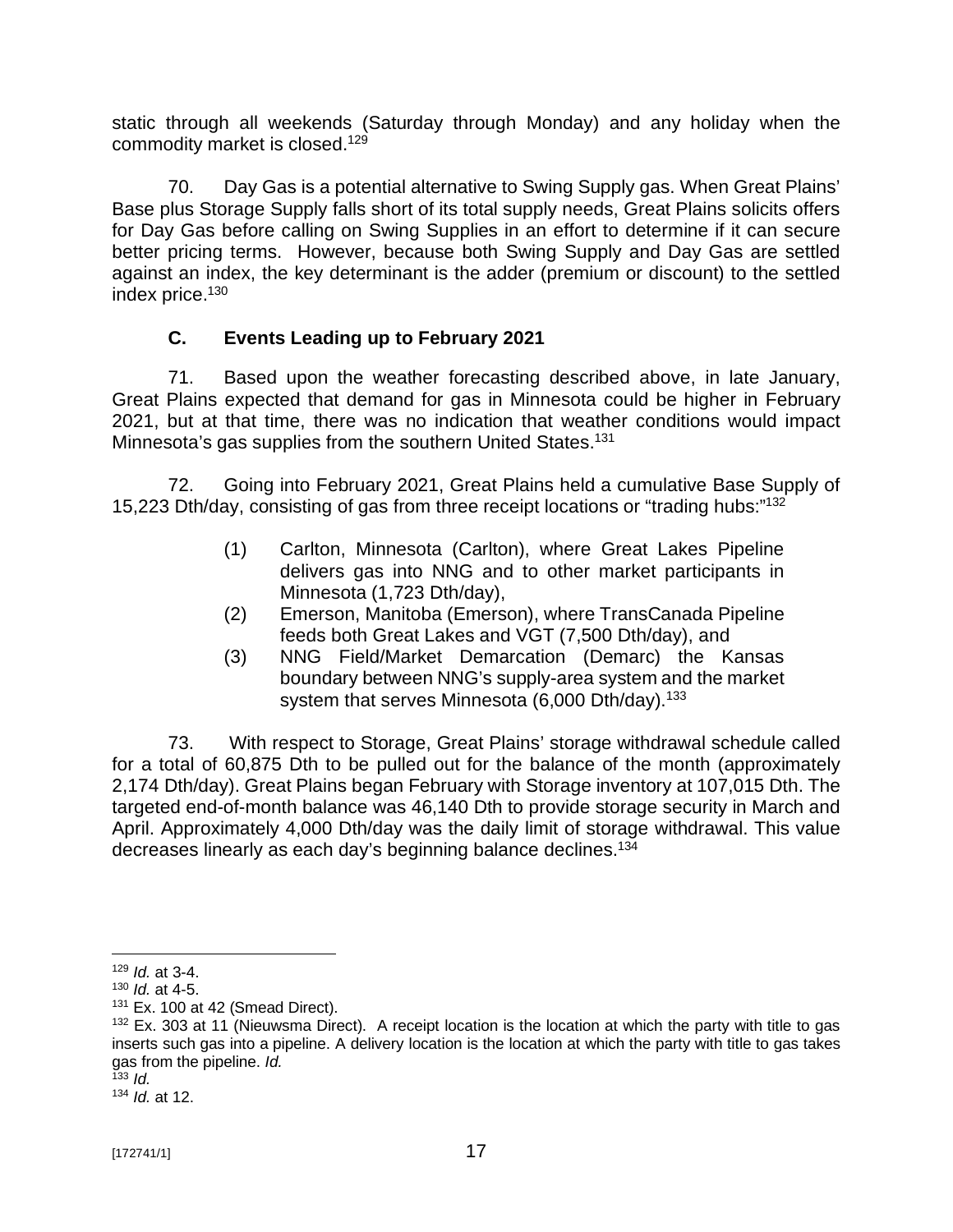static through all weekends (Saturday through Monday) and any holiday when the commodity market is closed.[129]

70. Day Gas is a potential alternative to Swing Supply gas. When Great Plains' Base plus Storage Supply falls short of its total supply needs, Great Plains solicits offers for Day Gas before calling on Swing Supplies in an effort to determine if it can secure better pricing terms. However, because both Swing Supply and Day Gas are settled against an index, the key determinant is the adder (premium or discount) to the settled index price.[130]

### C. Events Leading up to February 2021

71. Based upon the weather forecasting described above, in late January, Great Plains expected that demand for gas in Minnesota could be higher in February 2021, but at that time, there was no indication that weather conditions would impact Minnesota's gas supplies from the southern United States.[131]

72. Going into February 2021, Great Plains held a cumulative Base Supply of 15,223 Dth/day, consisting of gas from three receipt locations or "trading hubs:"[132]

(1) Carlton, Minnesota (Carlton), where Great Lakes Pipeline delivers gas into NNG and to other market participants in Minnesota (1,723 Dth/day),

(2) Emerson, Manitoba (Emerson), where TransCanada Pipeline feeds both Great Lakes and VGT (7,500 Dth/day), and

(3) NNG Field/Market Demarcation (Demarc) the Kansas boundary between NNG's supply-area system and the market system that serves Minnesota (6,000 Dth/day).[133]

73. With respect to Storage, Great Plains' storage withdrawal schedule called for a total of 60,875 Dth to be pulled out for the balance of the month (approximately 2,174 Dth/day). Great Plains began February with Storage inventory at 107,015 Dth. The targeted end-of-month balance was 46,140 Dth to provide storage security in March and April. Approximately 4,000 Dth/day was the daily limit of storage withdrawal. This value decreases linearly as each day's beginning balance declines.[134]

---

[129] *Id.* at 3-4.

[130] *Id.* at 4-5.

[131] Ex. 100 at 42 (Smead Direct).

[132] Ex. 303 at 11 (Nieuwsma Direct). A receipt location is the location at which the party with title to gas inserts such gas into a pipeline. A delivery location is the location at which the party with title to gas takes gas from the pipeline. *Id.*

[133] *Id.*

[134] *Id.* at 12.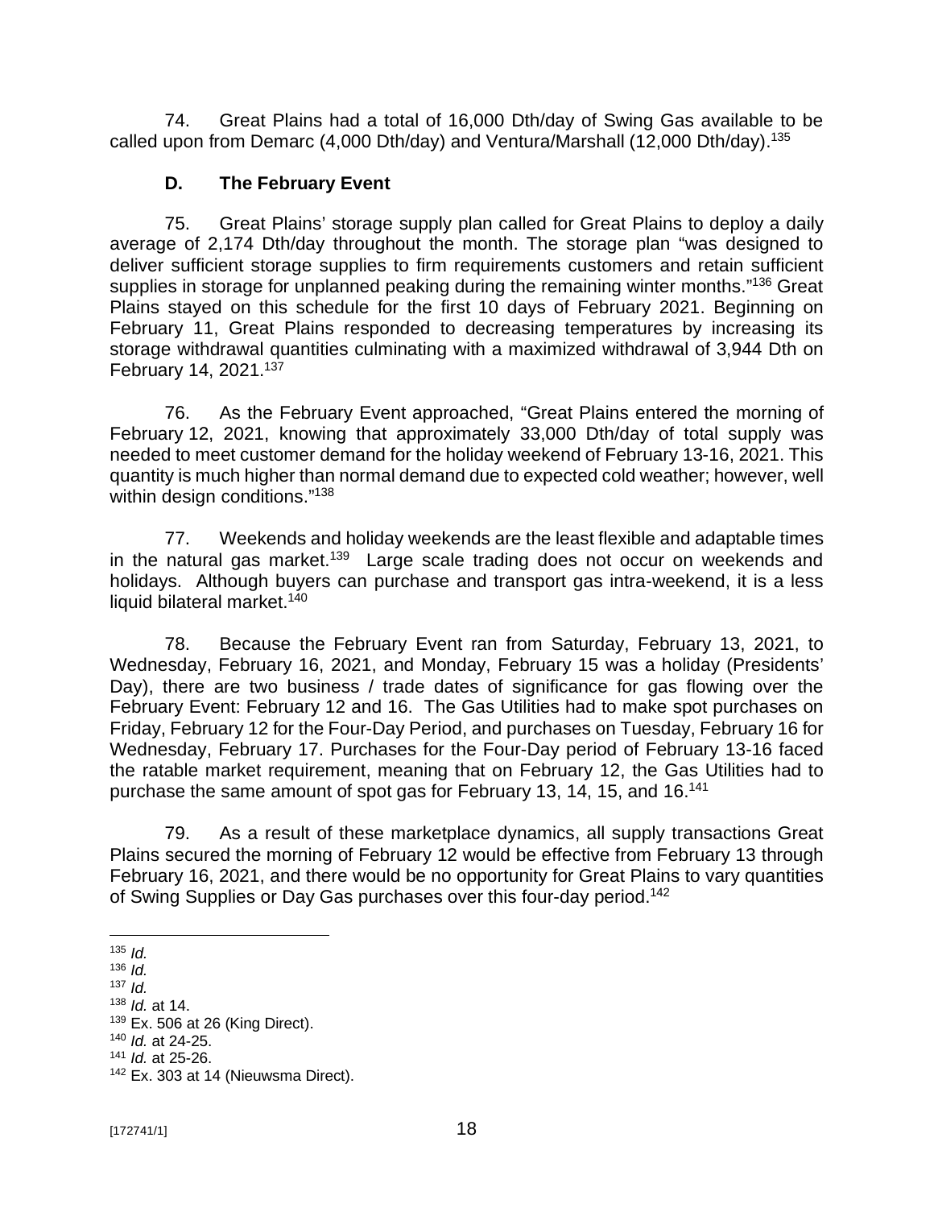74. Great Plains had a total of 16,000 Dth/day of Swing Gas available to be called upon from Demarc (4,000 Dth/day) and Ventura/Marshall (12,000 Dth/day).[135]

### D. The February Event

75. Great Plains' storage supply plan called for Great Plains to deploy a daily average of 2,174 Dth/day throughout the month. The storage plan "was designed to deliver sufficient storage supplies to firm requirements customers and retain sufficient supplies in storage for unplanned peaking during the remaining winter months."[136] Great Plains stayed on this schedule for the first 10 days of February 2021. Beginning on February 11, Great Plains responded to decreasing temperatures by increasing its storage withdrawal quantities culminating with a maximized withdrawal of 3,944 Dth on February 14, 2021.[137]

76. As the February Event approached, "Great Plains entered the morning of February 12, 2021, knowing that approximately 33,000 Dth/day of total supply was needed to meet customer demand for the holiday weekend of February 13-16, 2021. This quantity is much higher than normal demand due to expected cold weather; however, well within design conditions."[138]

77. Weekends and holiday weekends are the least flexible and adaptable times in the natural gas market.[139] Large scale trading does not occur on weekends and holidays. Although buyers can purchase and transport gas intra-weekend, it is a less liquid bilateral market.[140]

78. Because the February Event ran from Saturday, February 13, 2021, to Wednesday, February 16, 2021, and Monday, February 15 was a holiday (Presidents' Day), there are two business / trade dates of significance for gas flowing over the February Event: February 12 and 16. The Gas Utilities had to make spot purchases on Friday, February 12 for the Four-Day Period, and purchases on Tuesday, February 16 for Wednesday, February 17. Purchases for the Four-Day period of February 13-16 faced the ratable market requirement, meaning that on February 12, the Gas Utilities had to purchase the same amount of spot gas for February 13, 14, 15, and 16.[141]

79. As a result of these marketplace dynamics, all supply transactions Great Plains secured the morning of February 12 would be effective from February 13 through February 16, 2021, and there would be no opportunity for Great Plains to vary quantities of Swing Supplies or Day Gas purchases over this four-day period.[142]

---

[135] *Id.*
[136] *Id.*
[137] *Id.*
[138] *Id.* at 14.
[139] Ex. 506 at 26 (King Direct).
[140] *Id.* at 24-25.
[141] *Id.* at 25-26.
[142] Ex. 303 at 14 (Nieuwsma Direct).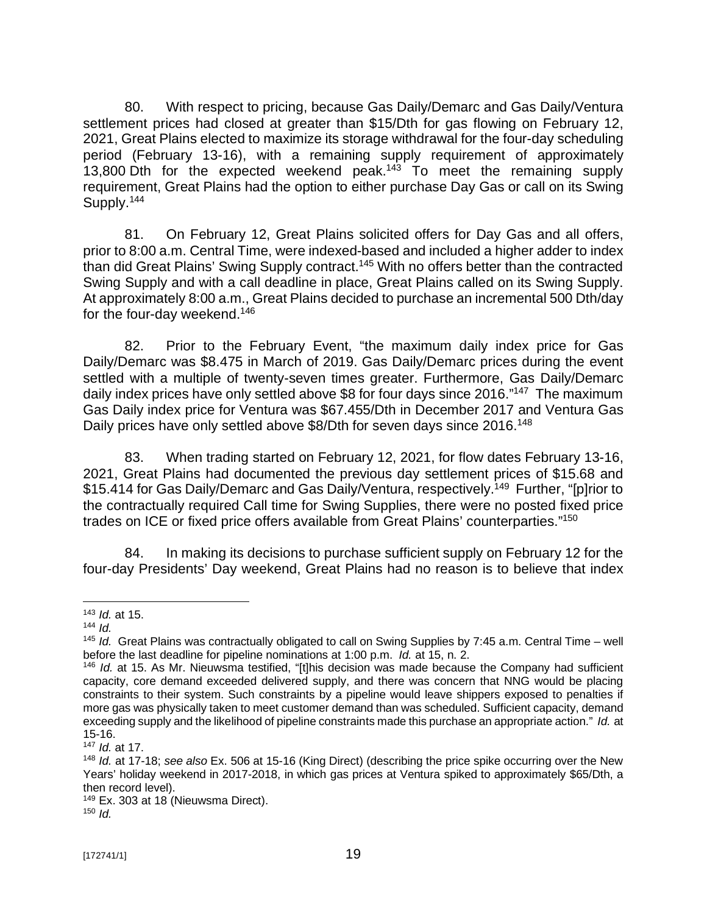80. With respect to pricing, because Gas Daily/Demarc and Gas Daily/Ventura settlement prices had closed at greater than $15/Dth for gas flowing on February 12, 2021, Great Plains elected to maximize its storage withdrawal for the four-day scheduling period (February 13-16), with a remaining supply requirement of approximately 13,800 Dth for the expected weekend peak.[143] To meet the remaining supply requirement, Great Plains had the option to either purchase Day Gas or call on its Swing Supply.[144]

81. On February 12, Great Plains solicited offers for Day Gas and all offers, prior to 8:00 a.m. Central Time, were indexed-based and included a higher adder to index than did Great Plains' Swing Supply contract.[145] With no offers better than the contracted Swing Supply and with a call deadline in place, Great Plains called on its Swing Supply. At approximately 8:00 a.m., Great Plains decided to purchase an incremental 500 Dth/day for the four-day weekend.[146]

82. Prior to the February Event, "the maximum daily index price for Gas Daily/Demarc was $8.475 in March of 2019. Gas Daily/Demarc prices during the event settled with a multiple of twenty-seven times greater. Furthermore, Gas Daily/Demarc daily index prices have only settled above $8 for four days since 2016."[147] The maximum Gas Daily index price for Ventura was $67.455/Dth in December 2017 and Ventura Gas Daily prices have only settled above $8/Dth for seven days since 2016.[148]

83. When trading started on February 12, 2021, for flow dates February 13-16, 2021, Great Plains had documented the previous day settlement prices of $15.68 and $15.414 for Gas Daily/Demarc and Gas Daily/Ventura, respectively.[149] Further, "[p]rior to the contractually required Call time for Swing Supplies, there were no posted fixed price trades on ICE or fixed price offers available from Great Plains' counterparties."[150]

84. In making its decisions to purchase sufficient supply on February 12 for the four-day Presidents' Day weekend, Great Plains had no reason is to believe that index

---

[143] *Id.* at 15.

[144] *Id.*

[145] *Id.* Great Plains was contractually obligated to call on Swing Supplies by 7:45 a.m. Central Time – well before the last deadline for pipeline nominations at 1:00 p.m. *Id.* at 15, n. 2.

[146] *Id.* at 15. As Mr. Nieuwsma testified, "[t]his decision was made because the Company had sufficient capacity, core demand exceeded delivered supply, and there was concern that NNG would be placing constraints to their system. Such constraints by a pipeline would leave shippers exposed to penalties if more gas was physically taken to meet customer demand than was scheduled. Sufficient capacity, demand exceeding supply and the likelihood of pipeline constraints made this purchase an appropriate action." *Id.* at 15-16.

[147] *Id.* at 17.

[148] *Id.* at 17-18; *see also* Ex. 506 at 15-16 (King Direct) (describing the price spike occurring over the New Years' holiday weekend in 2017-2018, in which gas prices at Ventura spiked to approximately $65/Dth, a then record level).

[149] Ex. 303 at 18 (Nieuwsma Direct).

[150] *Id.*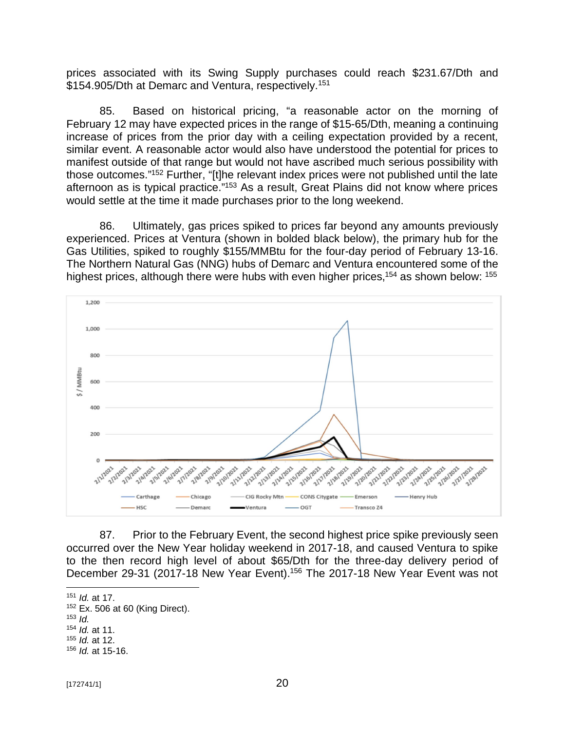prices associated with its Swing Supply purchases could reach $231.67/Dth and $154.905/Dth at Demarc and Ventura, respectively.[151]

85. Based on historical pricing, "a reasonable actor on the morning of February 12 may have expected prices in the range of $15-65/Dth, meaning a continuing increase of prices from the prior day with a ceiling expectation provided by a recent, similar event. A reasonable actor would also have understood the potential for prices to manifest outside of that range but would not have ascribed much serious possibility with those outcomes."[152] Further, "[t]he relevant index prices were not published until the late afternoon as is typical practice."[153] As a result, Great Plains did not know where prices would settle at the time it made purchases prior to the long weekend.

86. Ultimately, gas prices spiked to prices far beyond any amounts previously experienced. Prices at Ventura (shown in bolded black below), the primary hub for the Gas Utilities, spiked to roughly $155/MMBtu for the four-day period of February 13-16. The Northern Natural Gas (NNG) hubs of Demarc and Ventura encountered some of the highest prices, although there were hubs with even higher prices,[154] as shown below: [155]

87. Prior to the February Event, the second highest price spike previously seen occurred over the New Year holiday weekend in 2017-18, and caused Ventura to spike to the then record high level of about $65/Dth for the three-day delivery period of December 29-31 (2017-18 New Year Event).[156] The 2017-18 New Year Event was not

---

[151] *Id.* at 17.

[152] Ex. 506 at 60 (King Direct).

[153] *Id.*

[154] *Id.* at 11.

[155] *Id.* at 12.

[156] *Id.* at 15-16.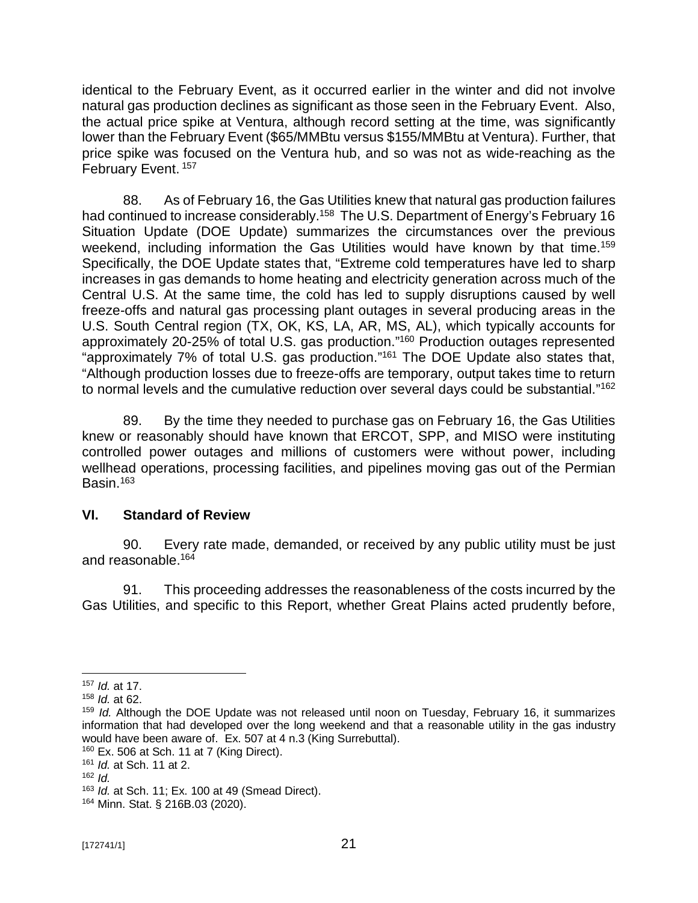identical to the February Event, as it occurred earlier in the winter and did not involve natural gas production declines as significant as those seen in the February Event. Also, the actual price spike at Ventura, although record setting at the time, was significantly lower than the February Event ($65/MMBtu versus $155/MMBtu at Ventura). Further, that price spike was focused on the Ventura hub, and so was not as wide-reaching as the February Event.[157]

88. As of February 16, the Gas Utilities knew that natural gas production failures had continued to increase considerably.[158] The U.S. Department of Energy's February 16 Situation Update (DOE Update) summarizes the circumstances over the previous weekend, including information the Gas Utilities would have known by that time.[159] Specifically, the DOE Update states that, "Extreme cold temperatures have led to sharp increases in gas demands to home heating and electricity generation across much of the Central U.S. At the same time, the cold has led to supply disruptions caused by well freeze-offs and natural gas processing plant outages in several producing areas in the U.S. South Central region (TX, OK, KS, LA, AR, MS, AL), which typically accounts for approximately 20-25% of total U.S. gas production."[160] Production outages represented "approximately 7% of total U.S. gas production."[161] The DOE Update also states that, "Although production losses due to freeze-offs are temporary, output takes time to return to normal levels and the cumulative reduction over several days could be substantial."[162]

89. By the time they needed to purchase gas on February 16, the Gas Utilities knew or reasonably should have known that ERCOT, SPP, and MISO were instituting controlled power outages and millions of customers were without power, including wellhead operations, processing facilities, and pipelines moving gas out of the Permian Basin.[163]

## VI. Standard of Review

90. Every rate made, demanded, or received by any public utility must be just and reasonable.[164]

91. This proceeding addresses the reasonableness of the costs incurred by the Gas Utilities, and specific to this Report, whether Great Plains acted prudently before,

---

[157] *Id.* at 17.

[158] *Id.* at 62.

[159] *Id.* Although the DOE Update was not released until noon on Tuesday, February 16, it summarizes information that had developed over the long weekend and that a reasonable utility in the gas industry would have been aware of. Ex. 507 at 4 n.3 (King Surrebuttal).

[160] Ex. 506 at Sch. 11 at 7 (King Direct).

[161] *Id.* at Sch. 11 at 2.

[162] *Id.*

[163] *Id.* at Sch. 11; Ex. 100 at 49 (Smead Direct).

[164] Minn. Stat. § 216B.03 (2020).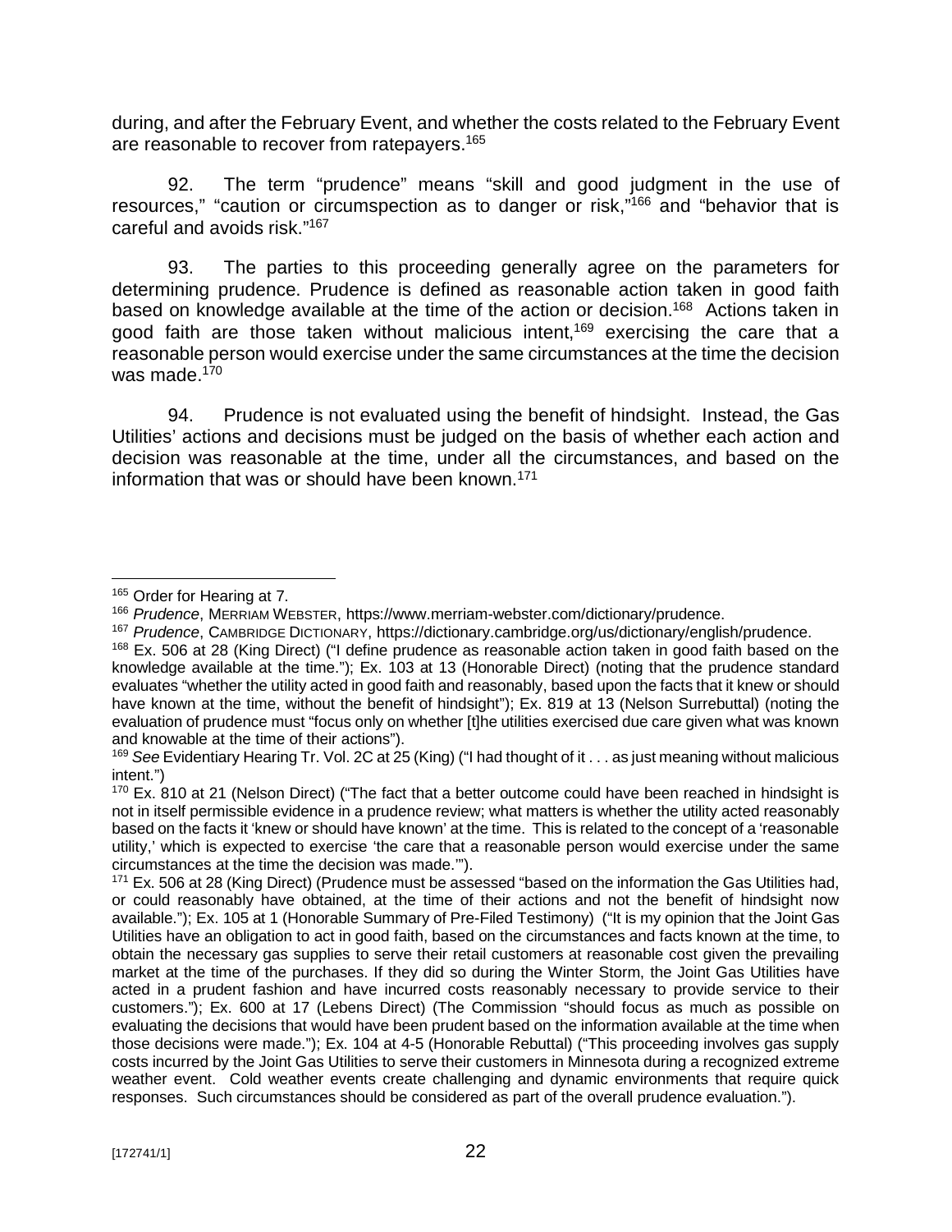during, and after the February Event, and whether the costs related to the February Event are reasonable to recover from ratepayers.[165]

92. The term "prudence" means "skill and good judgment in the use of resources," "caution or circumspection as to danger or risk,"[166] and "behavior that is careful and avoids risk."[167]

93. The parties to this proceeding generally agree on the parameters for determining prudence. Prudence is defined as reasonable action taken in good faith based on knowledge available at the time of the action or decision.[168] Actions taken in good faith are those taken without malicious intent,[169] exercising the care that a reasonable person would exercise under the same circumstances at the time the decision was made.[170]

94. Prudence is not evaluated using the benefit of hindsight. Instead, the Gas Utilities' actions and decisions must be judged on the basis of whether each action and decision was reasonable at the time, under all the circumstances, and based on the information that was or should have been known.[171]

---

[165] Order for Hearing at 7.

[166] *Prudence*, MERRIAM WEBSTER, https://www.merriam-webster.com/dictionary/prudence.

[167] *Prudence*, CAMBRIDGE DICTIONARY, https://dictionary.cambridge.org/us/dictionary/english/prudence.

[168] Ex. 506 at 28 (King Direct) ("I define prudence as reasonable action taken in good faith based on the knowledge available at the time."); Ex. 103 at 13 (Honorable Direct) (noting that the prudence standard evaluates "whether the utility acted in good faith and reasonably, based upon the facts that it knew or should have known at the time, without the benefit of hindsight"); Ex. 819 at 13 (Nelson Surrebuttal) (noting the evaluation of prudence must "focus only on whether [t]he utilities exercised due care given what was known and knowable at the time of their actions").

[169] *See* Evidentiary Hearing Tr. Vol. 2C at 25 (King) ("I had thought of it . . . as just meaning without malicious intent.")

[170] Ex. 810 at 21 (Nelson Direct) ("The fact that a better outcome could have been reached in hindsight is not in itself permissible evidence in a prudence review; what matters is whether the utility acted reasonably based on the facts it 'knew or should have known' at the time. This is related to the concept of a 'reasonable utility,' which is expected to exercise 'the care that a reasonable person would exercise under the same circumstances at the time the decision was made.'").

[171] Ex. 506 at 28 (King Direct) (Prudence must be assessed "based on the information the Gas Utilities had, or could reasonably have obtained, at the time of their actions and not the benefit of hindsight now available."); Ex. 105 at 1 (Honorable Summary of Pre-Filed Testimony) ("It is my opinion that the Joint Gas Utilities have an obligation to act in good faith, based on the circumstances and facts known at the time, to obtain the necessary gas supplies to serve their retail customers at reasonable cost given the prevailing market at the time of the purchases. If they did so during the Winter Storm, the Joint Gas Utilities have acted in a prudent fashion and have incurred costs reasonably necessary to provide service to their customers."); Ex. 600 at 17 (Lebens Direct) (The Commission "should focus as much as possible on evaluating the decisions that would have been prudent based on the information available at the time when those decisions were made."); Ex. 104 at 4-5 (Honorable Rebuttal) ("This proceeding involves gas supply costs incurred by the Joint Gas Utilities to serve their customers in Minnesota during a recognized extreme weather event. Cold weather events create challenging and dynamic environments that require quick responses. Such circumstances should be considered as part of the overall prudence evaluation.").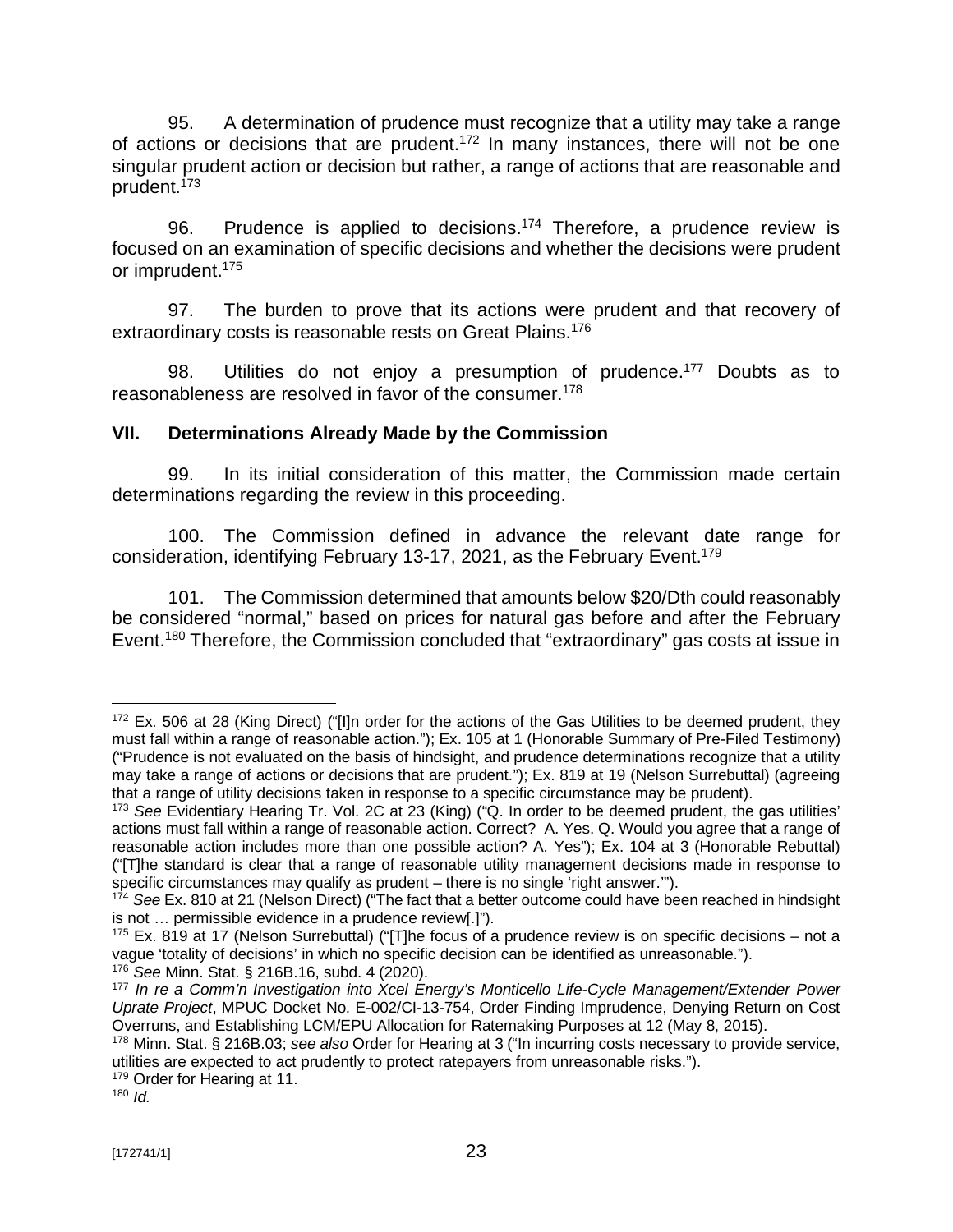95. A determination of prudence must recognize that a utility may take a range of actions or decisions that are prudent.[172] In many instances, there will not be one singular prudent action or decision but rather, a range of actions that are reasonable and prudent.[173]

96. Prudence is applied to decisions.[174] Therefore, a prudence review is focused on an examination of specific decisions and whether the decisions were prudent or imprudent.[175]

97. The burden to prove that its actions were prudent and that recovery of extraordinary costs is reasonable rests on Great Plains.[176]

98. Utilities do not enjoy a presumption of prudence.[177] Doubts as to reasonableness are resolved in favor of the consumer.[178]

## VII. Determinations Already Made by the Commission

99. In its initial consideration of this matter, the Commission made certain determinations regarding the review in this proceeding.

100. The Commission defined in advance the relevant date range for consideration, identifying February 13-17, 2021, as the February Event.[179]

101. The Commission determined that amounts below $20/Dth could reasonably be considered "normal," based on prices for natural gas before and after the February Event.[180] Therefore, the Commission concluded that "extraordinary" gas costs at issue in

---

[172] Ex. 506 at 28 (King Direct) ("[I]n order for the actions of the Gas Utilities to be deemed prudent, they must fall within a range of reasonable action."); Ex. 105 at 1 (Honorable Summary of Pre-Filed Testimony) ("Prudence is not evaluated on the basis of hindsight, and prudence determinations recognize that a utility may take a range of actions or decisions that are prudent."); Ex. 819 at 19 (Nelson Surrebuttal) (agreeing that a range of utility decisions taken in response to a specific circumstance may be prudent).

[173] *See* Evidentiary Hearing Tr. Vol. 2C at 23 (King) ("Q. In order to be deemed prudent, the gas utilities' actions must fall within a range of reasonable action. Correct? A. Yes. Q. Would you agree that a range of reasonable action includes more than one possible action? A. Yes"); Ex. 104 at 3 (Honorable Rebuttal) ("[T]he standard is clear that a range of reasonable utility management decisions made in response to specific circumstances may qualify as prudent – there is no single 'right answer.'").

[174] *See* Ex. 810 at 21 (Nelson Direct) ("The fact that a better outcome could have been reached in hindsight is not … permissible evidence in a prudence review[.]").

[175] Ex. 819 at 17 (Nelson Surrebuttal) ("[T]he focus of a prudence review is on specific decisions – not a vague 'totality of decisions' in which no specific decision can be identified as unreasonable.").

[176] *See* Minn. Stat. § 216B.16, subd. 4 (2020).

[177] *In re a Comm'n Investigation into Xcel Energy's Monticello Life-Cycle Management/Extender Power Uprate Project*, MPUC Docket No. E-002/CI-13-754, Order Finding Imprudence, Denying Return on Cost Overruns, and Establishing LCM/EPU Allocation for Ratemaking Purposes at 12 (May 8, 2015).

[178] Minn. Stat. § 216B.03; *see also* Order for Hearing at 3 ("In incurring costs necessary to provide service, utilities are expected to act prudently to protect ratepayers from unreasonable risks.").

[179] Order for Hearing at 11.

[180] *Id.*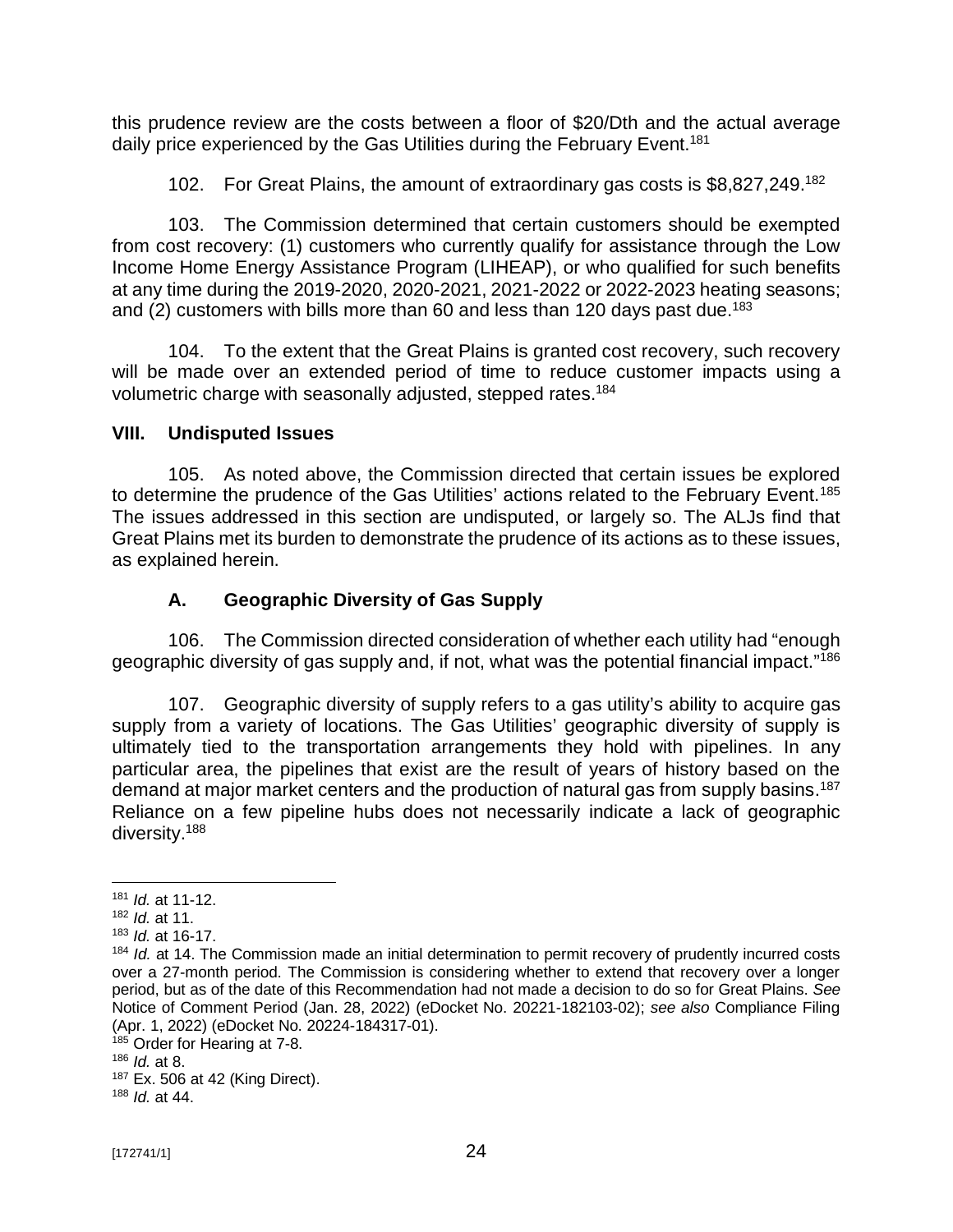this prudence review are the costs between a floor of $20/Dth and the actual average daily price experienced by the Gas Utilities during the February Event.[181]

102. For Great Plains, the amount of extraordinary gas costs is $8,827,249.[182]

103. The Commission determined that certain customers should be exempted from cost recovery: (1) customers who currently qualify for assistance through the Low Income Home Energy Assistance Program (LIHEAP), or who qualified for such benefits at any time during the 2019-2020, 2020-2021, 2021-2022 or 2022-2023 heating seasons; and (2) customers with bills more than 60 and less than 120 days past due.[183]

104. To the extent that the Great Plains is granted cost recovery, such recovery will be made over an extended period of time to reduce customer impacts using a volumetric charge with seasonally adjusted, stepped rates.[184]

## VIII. Undisputed Issues

105. As noted above, the Commission directed that certain issues be explored to determine the prudence of the Gas Utilities' actions related to the February Event.[185] The issues addressed in this section are undisputed, or largely so. The ALJs find that Great Plains met its burden to demonstrate the prudence of its actions as to these issues, as explained herein.

### A. Geographic Diversity of Gas Supply

106. The Commission directed consideration of whether each utility had "enough geographic diversity of gas supply and, if not, what was the potential financial impact."[186]

107. Geographic diversity of supply refers to a gas utility's ability to acquire gas supply from a variety of locations. The Gas Utilities' geographic diversity of supply is ultimately tied to the transportation arrangements they hold with pipelines. In any particular area, the pipelines that exist are the result of years of history based on the demand at major market centers and the production of natural gas from supply basins.[187] Reliance on a few pipeline hubs does not necessarily indicate a lack of geographic diversity.[188]

---

[181] *Id.* at 11-12.

[182] *Id.* at 11.

[183] *Id.* at 16-17.

[184] *Id.* at 14. The Commission made an initial determination to permit recovery of prudently incurred costs over a 27-month period. The Commission is considering whether to extend that recovery over a longer period, but as of the date of this Recommendation had not made a decision to do so for Great Plains. *See* Notice of Comment Period (Jan. 28, 2022) (eDocket No. 20221-182103-02); *see also* Compliance Filing (Apr. 1, 2022) (eDocket No. 20224-184317-01).

[185] Order for Hearing at 7-8.

[186] *Id.* at 8.

[187] Ex. 506 at 42 (King Direct).

[188] *Id.* at 44.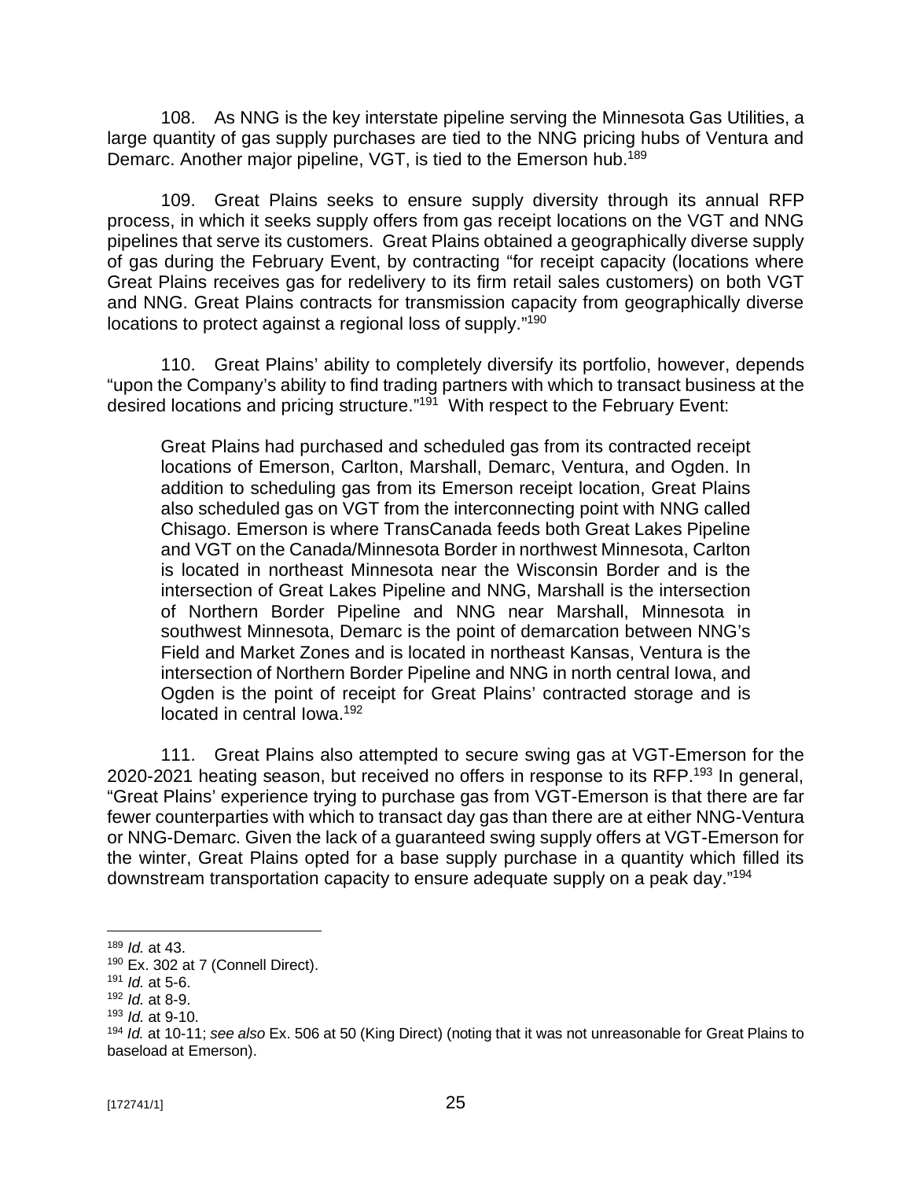108. As NNG is the key interstate pipeline serving the Minnesota Gas Utilities, a large quantity of gas supply purchases are tied to the NNG pricing hubs of Ventura and Demarc. Another major pipeline, VGT, is tied to the Emerson hub.[189]

109. Great Plains seeks to ensure supply diversity through its annual RFP process, in which it seeks supply offers from gas receipt locations on the VGT and NNG pipelines that serve its customers. Great Plains obtained a geographically diverse supply of gas during the February Event, by contracting "for receipt capacity (locations where Great Plains receives gas for redelivery to its firm retail sales customers) on both VGT and NNG. Great Plains contracts for transmission capacity from geographically diverse locations to protect against a regional loss of supply."[190]

110. Great Plains' ability to completely diversify its portfolio, however, depends "upon the Company's ability to find trading partners with which to transact business at the desired locations and pricing structure."[191] With respect to the February Event:

> Great Plains had purchased and scheduled gas from its contracted receipt locations of Emerson, Carlton, Marshall, Demarc, Ventura, and Ogden. In addition to scheduling gas from its Emerson receipt location, Great Plains also scheduled gas on VGT from the interconnecting point with NNG called Chisago. Emerson is where TransCanada feeds both Great Lakes Pipeline and VGT on the Canada/Minnesota Border in northwest Minnesota, Carlton is located in northeast Minnesota near the Wisconsin Border and is the intersection of Great Lakes Pipeline and NNG, Marshall is the intersection of Northern Border Pipeline and NNG near Marshall, Minnesota in southwest Minnesota, Demarc is the point of demarcation between NNG's Field and Market Zones and is located in northeast Kansas, Ventura is the intersection of Northern Border Pipeline and NNG in north central Iowa, and Ogden is the point of receipt for Great Plains' contracted storage and is located in central Iowa.[192]

111. Great Plains also attempted to secure swing gas at VGT-Emerson for the 2020-2021 heating season, but received no offers in response to its RFP.[193] In general, "Great Plains' experience trying to purchase gas from VGT-Emerson is that there are far fewer counterparties with which to transact day gas than there are at either NNG-Ventura or NNG-Demarc. Given the lack of a guaranteed swing supply offers at VGT-Emerson for the winter, Great Plains opted for a base supply purchase in a quantity which filled its downstream transportation capacity to ensure adequate supply on a peak day."[194]

---

[189] *Id.* at 43.

[190] Ex. 302 at 7 (Connell Direct).

[191] *Id.* at 5-6.

[192] *Id.* at 8-9.

[193] *Id.* at 9-10.

[194] *Id.* at 10-11; *see also* Ex. 506 at 50 (King Direct) (noting that it was not unreasonable for Great Plains to baseload at Emerson).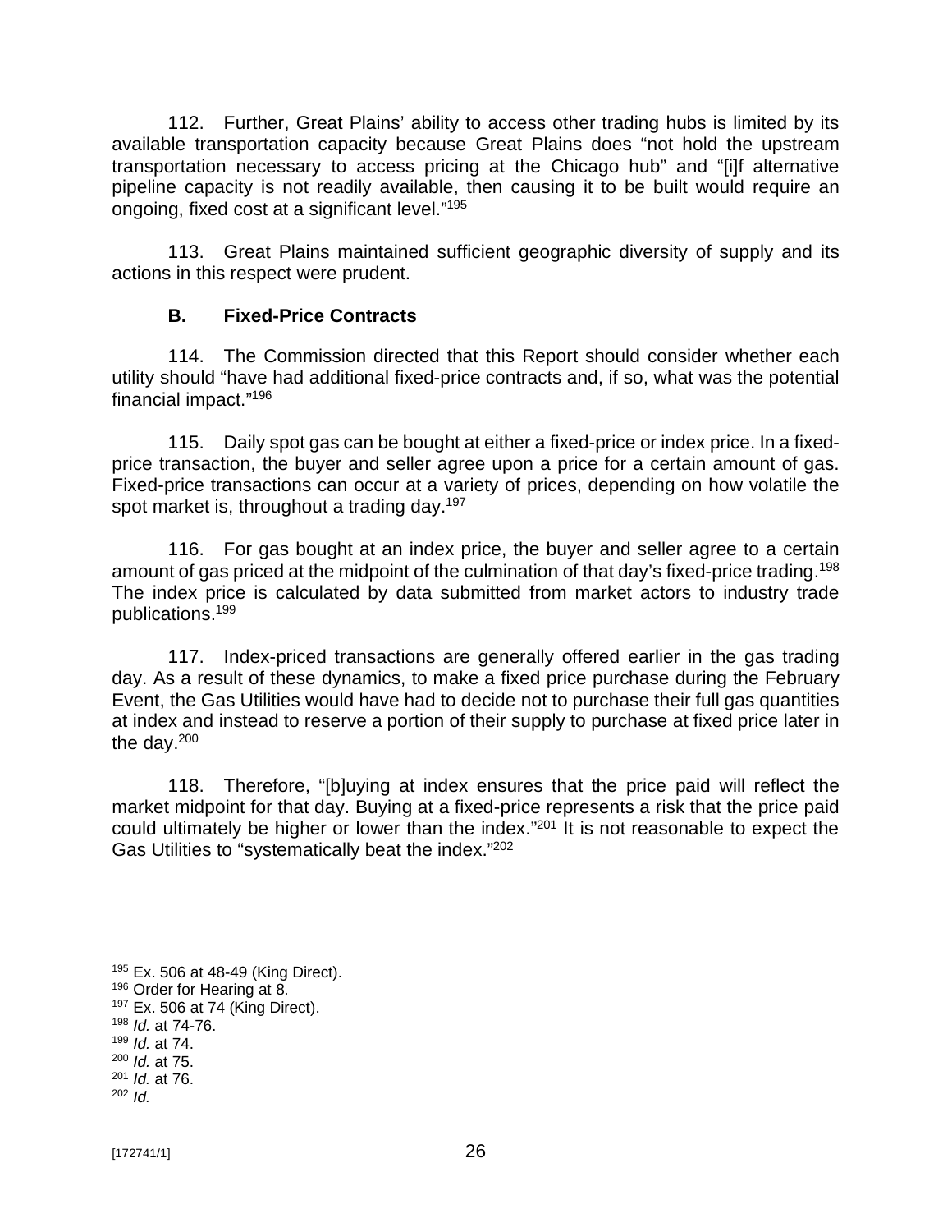112. Further, Great Plains' ability to access other trading hubs is limited by its available transportation capacity because Great Plains does "not hold the upstream transportation necessary to access pricing at the Chicago hub" and "[i]f alternative pipeline capacity is not readily available, then causing it to be built would require an ongoing, fixed cost at a significant level."[195]

113. Great Plains maintained sufficient geographic diversity of supply and its actions in this respect were prudent.

### B. Fixed-Price Contracts

114. The Commission directed that this Report should consider whether each utility should "have had additional fixed-price contracts and, if so, what was the potential financial impact."[196]

115. Daily spot gas can be bought at either a fixed-price or index price. In a fixed-price transaction, the buyer and seller agree upon a price for a certain amount of gas. Fixed-price transactions can occur at a variety of prices, depending on how volatile the spot market is, throughout a trading day.[197]

116. For gas bought at an index price, the buyer and seller agree to a certain amount of gas priced at the midpoint of the culmination of that day's fixed-price trading.[198] The index price is calculated by data submitted from market actors to industry trade publications.[199]

117. Index-priced transactions are generally offered earlier in the gas trading day. As a result of these dynamics, to make a fixed price purchase during the February Event, the Gas Utilities would have had to decide not to purchase their full gas quantities at index and instead to reserve a portion of their supply to purchase at fixed price later in the day.[200]

118. Therefore, "[b]uying at index ensures that the price paid will reflect the market midpoint for that day. Buying at a fixed-price represents a risk that the price paid could ultimately be higher or lower than the index."[201] It is not reasonable to expect the Gas Utilities to "systematically beat the index."[202]

---

[195] Ex. 506 at 48-49 (King Direct).
[196] Order for Hearing at 8.
[197] Ex. 506 at 74 (King Direct).
[198] *Id.* at 74-76.
[199] *Id.* at 74.
[200] *Id.* at 75.
[201] *Id.* at 76.
[202] *Id.*

[172741/1]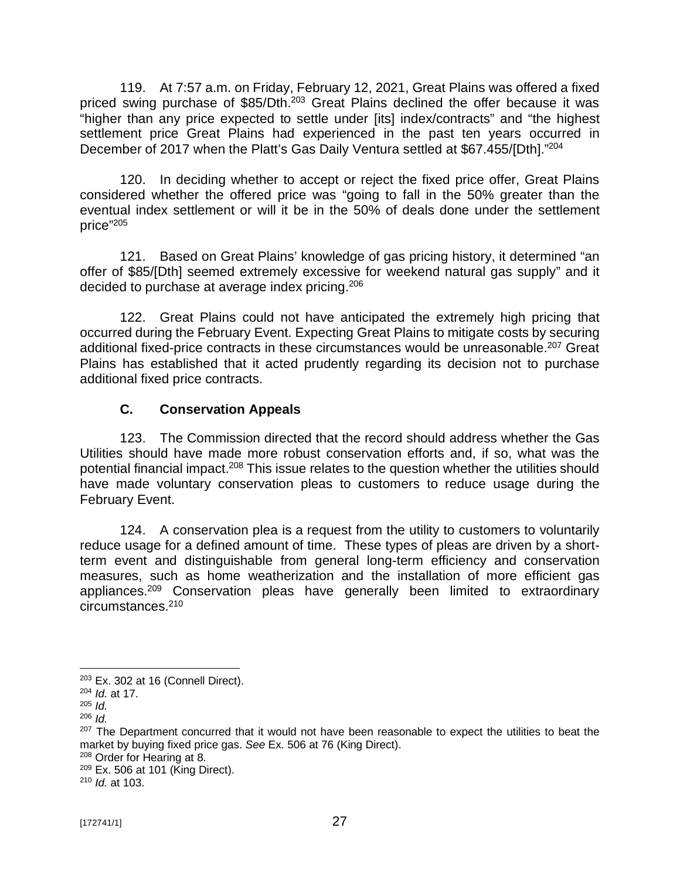119. At 7:57 a.m. on Friday, February 12, 2021, Great Plains was offered a fixed priced swing purchase of $85/Dth.[203] Great Plains declined the offer because it was "higher than any price expected to settle under [its] index/contracts" and "the highest settlement price Great Plains had experienced in the past ten years occurred in December of 2017 when the Platt's Gas Daily Ventura settled at $67.455/[Dth]."[204]

120. In deciding whether to accept or reject the fixed price offer, Great Plains considered whether the offered price was "going to fall in the 50% greater than the eventual index settlement or will it be in the 50% of deals done under the settlement price"[205]

121. Based on Great Plains' knowledge of gas pricing history, it determined "an offer of $85/[Dth] seemed extremely excessive for weekend natural gas supply" and it decided to purchase at average index pricing.[206]

122. Great Plains could not have anticipated the extremely high pricing that occurred during the February Event. Expecting Great Plains to mitigate costs by securing additional fixed-price contracts in these circumstances would be unreasonable.[207] Great Plains has established that it acted prudently regarding its decision not to purchase additional fixed price contracts.

### C. Conservation Appeals

123. The Commission directed that the record should address whether the Gas Utilities should have made more robust conservation efforts and, if so, what was the potential financial impact.[208] This issue relates to the question whether the utilities should have made voluntary conservation pleas to customers to reduce usage during the February Event.

124. A conservation plea is a request from the utility to customers to voluntarily reduce usage for a defined amount of time. These types of pleas are driven by a short-term event and distinguishable from general long-term efficiency and conservation measures, such as home weatherization and the installation of more efficient gas appliances.[209] Conservation pleas have generally been limited to extraordinary circumstances.[210]

---

[203] Ex. 302 at 16 (Connell Direct).
[204] *Id.* at 17.
[205] *Id.*
[206] *Id.*
[207] The Department concurred that it would not have been reasonable to expect the utilities to beat the market by buying fixed price gas. *See* Ex. 506 at 76 (King Direct).
[208] Order for Hearing at 8.
[209] Ex. 506 at 101 (King Direct).
[210] *Id.* at 103.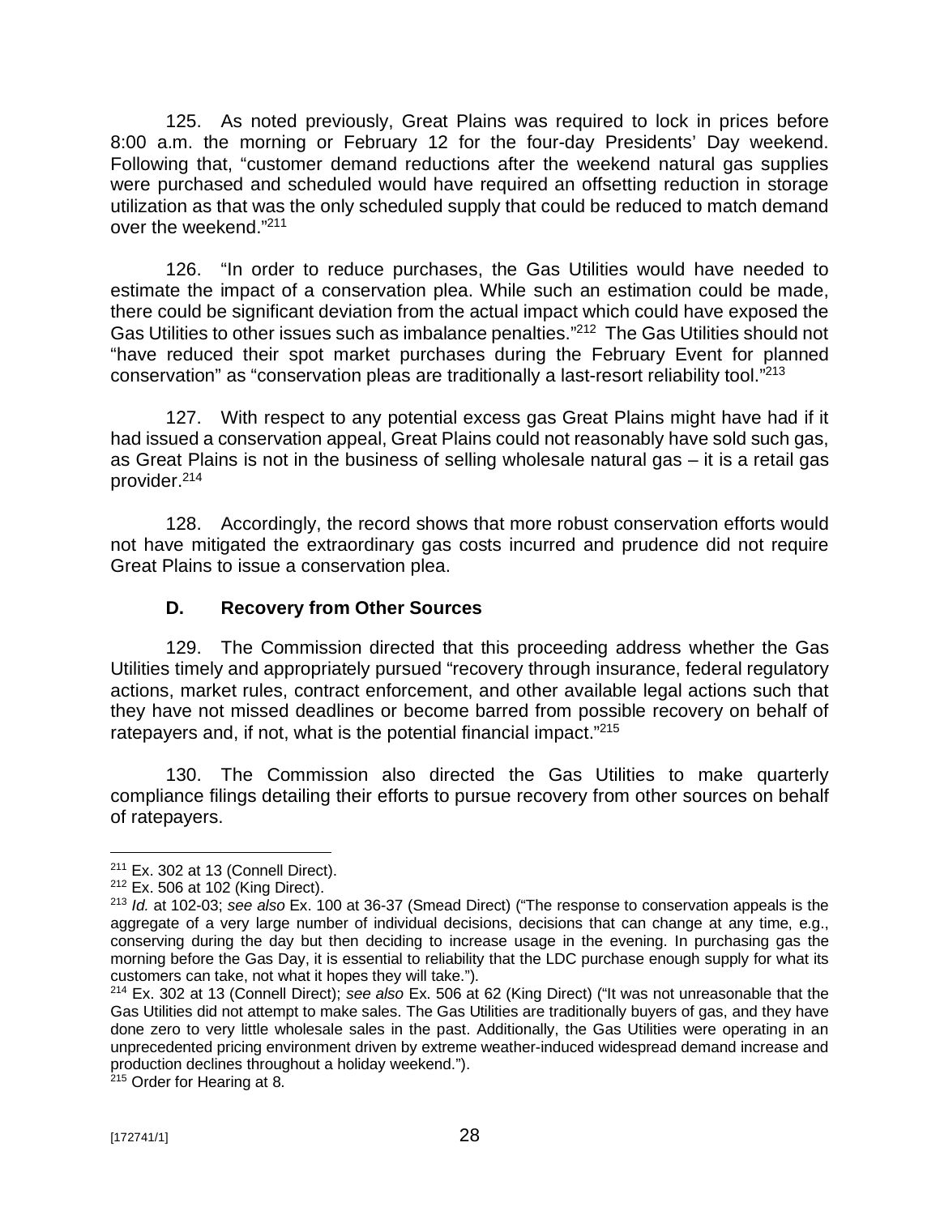125. As noted previously, Great Plains was required to lock in prices before 8:00 a.m. the morning or February 12 for the four-day Presidents' Day weekend. Following that, "customer demand reductions after the weekend natural gas supplies were purchased and scheduled would have required an offsetting reduction in storage utilization as that was the only scheduled supply that could be reduced to match demand over the weekend."[211]

126. "In order to reduce purchases, the Gas Utilities would have needed to estimate the impact of a conservation plea. While such an estimation could be made, there could be significant deviation from the actual impact which could have exposed the Gas Utilities to other issues such as imbalance penalties."[212] The Gas Utilities should not "have reduced their spot market purchases during the February Event for planned conservation" as "conservation pleas are traditionally a last-resort reliability tool."[213]

127. With respect to any potential excess gas Great Plains might have had if it had issued a conservation appeal, Great Plains could not reasonably have sold such gas, as Great Plains is not in the business of selling wholesale natural gas – it is a retail gas provider.[214]

128. Accordingly, the record shows that more robust conservation efforts would not have mitigated the extraordinary gas costs incurred and prudence did not require Great Plains to issue a conservation plea.

### D. Recovery from Other Sources

129. The Commission directed that this proceeding address whether the Gas Utilities timely and appropriately pursued "recovery through insurance, federal regulatory actions, market rules, contract enforcement, and other available legal actions such that they have not missed deadlines or become barred from possible recovery on behalf of ratepayers and, if not, what is the potential financial impact."[215]

130. The Commission also directed the Gas Utilities to make quarterly compliance filings detailing their efforts to pursue recovery from other sources on behalf of ratepayers.

---

[211] Ex. 302 at 13 (Connell Direct).

[212] Ex. 506 at 102 (King Direct).

[213] *Id.* at 102-03; *see also* Ex. 100 at 36-37 (Smead Direct) ("The response to conservation appeals is the aggregate of a very large number of individual decisions, decisions that can change at any time, e.g., conserving during the day but then deciding to increase usage in the evening. In purchasing gas the morning before the Gas Day, it is essential to reliability that the LDC purchase enough supply for what its customers can take, not what it hopes they will take.").

[214] Ex. 302 at 13 (Connell Direct); *see also* Ex. 506 at 62 (King Direct) ("It was not unreasonable that the Gas Utilities did not attempt to make sales. The Gas Utilities are traditionally buyers of gas, and they have done zero to very little wholesale sales in the past. Additionally, the Gas Utilities were operating in an unprecedented pricing environment driven by extreme weather-induced widespread demand increase and production declines throughout a holiday weekend.").

[215] Order for Hearing at 8.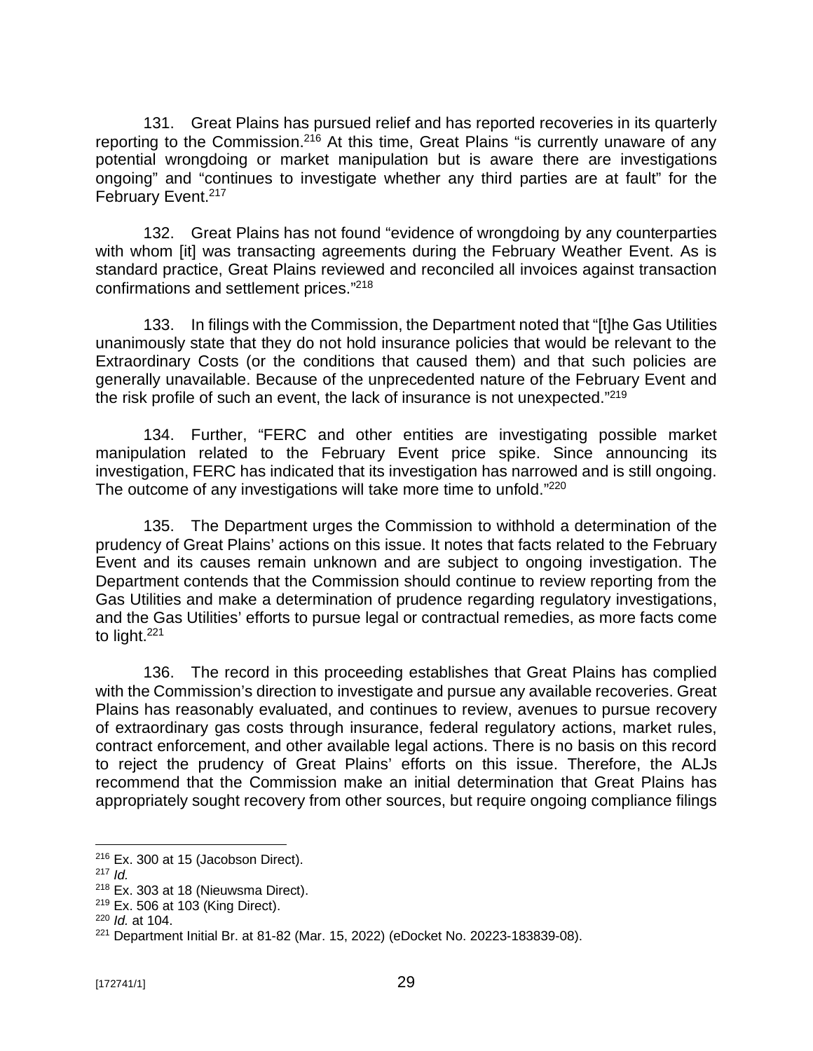131. Great Plains has pursued relief and has reported recoveries in its quarterly reporting to the Commission.[216] At this time, Great Plains "is currently unaware of any potential wrongdoing or market manipulation but is aware there are investigations ongoing" and "continues to investigate whether any third parties are at fault" for the February Event.[217]

132. Great Plains has not found "evidence of wrongdoing by any counterparties with whom [it] was transacting agreements during the February Weather Event. As is standard practice, Great Plains reviewed and reconciled all invoices against transaction confirmations and settlement prices."[218]

133. In filings with the Commission, the Department noted that "[t]he Gas Utilities unanimously state that they do not hold insurance policies that would be relevant to the Extraordinary Costs (or the conditions that caused them) and that such policies are generally unavailable. Because of the unprecedented nature of the February Event and the risk profile of such an event, the lack of insurance is not unexpected."[219]

134. Further, "FERC and other entities are investigating possible market manipulation related to the February Event price spike. Since announcing its investigation, FERC has indicated that its investigation has narrowed and is still ongoing. The outcome of any investigations will take more time to unfold."[220]

135. The Department urges the Commission to withhold a determination of the prudency of Great Plains' actions on this issue. It notes that facts related to the February Event and its causes remain unknown and are subject to ongoing investigation. The Department contends that the Commission should continue to review reporting from the Gas Utilities and make a determination of prudence regarding regulatory investigations, and the Gas Utilities' efforts to pursue legal or contractual remedies, as more facts come to light.[221]

136. The record in this proceeding establishes that Great Plains has complied with the Commission's direction to investigate and pursue any available recoveries. Great Plains has reasonably evaluated, and continues to review, avenues to pursue recovery of extraordinary gas costs through insurance, federal regulatory actions, market rules, contract enforcement, and other available legal actions. There is no basis on this record to reject the prudency of Great Plains' efforts on this issue. Therefore, the ALJs recommend that the Commission make an initial determination that Great Plains has appropriately sought recovery from other sources, but require ongoing compliance filings

---

[216] Ex. 300 at 15 (Jacobson Direct).

[217] *Id.*

[218] Ex. 303 at 18 (Nieuwsma Direct).

[219] Ex. 506 at 103 (King Direct).

[220] *Id.* at 104.

[221] Department Initial Br. at 81-82 (Mar. 15, 2022) (eDocket No. 20223-183839-08).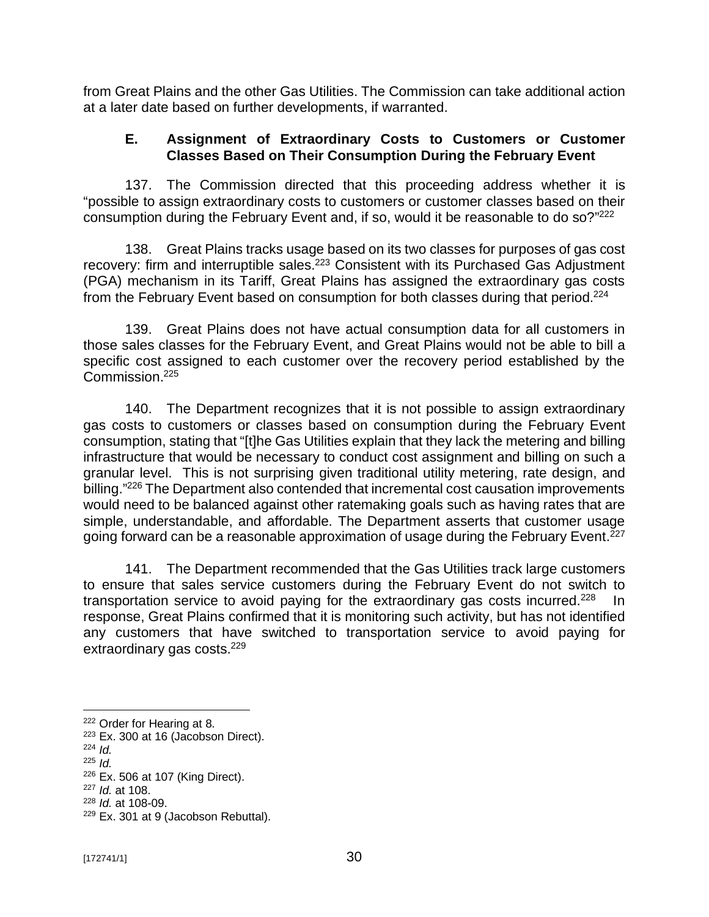from Great Plains and the other Gas Utilities. The Commission can take additional action at a later date based on further developments, if warranted.

### E. Assignment of Extraordinary Costs to Customers or Customer Classes Based on Their Consumption During the February Event

137. The Commission directed that this proceeding address whether it is "possible to assign extraordinary costs to customers or customer classes based on their consumption during the February Event and, if so, would it be reasonable to do so?"[222]

138. Great Plains tracks usage based on its two classes for purposes of gas cost recovery: firm and interruptible sales.[223] Consistent with its Purchased Gas Adjustment (PGA) mechanism in its Tariff, Great Plains has assigned the extraordinary gas costs from the February Event based on consumption for both classes during that period.[224]

139. Great Plains does not have actual consumption data for all customers in those sales classes for the February Event, and Great Plains would not be able to bill a specific cost assigned to each customer over the recovery period established by the Commission.[225]

140. The Department recognizes that it is not possible to assign extraordinary gas costs to customers or classes based on consumption during the February Event consumption, stating that "[t]he Gas Utilities explain that they lack the metering and billing infrastructure that would be necessary to conduct cost assignment and billing on such a granular level. This is not surprising given traditional utility metering, rate design, and billing."[226] The Department also contended that incremental cost causation improvements would need to be balanced against other ratemaking goals such as having rates that are simple, understandable, and affordable. The Department asserts that customer usage going forward can be a reasonable approximation of usage during the February Event.[227]

141. The Department recommended that the Gas Utilities track large customers to ensure that sales service customers during the February Event do not switch to transportation service to avoid paying for the extraordinary gas costs incurred.[228] In response, Great Plains confirmed that it is monitoring such activity, but has not identified any customers that have switched to transportation service to avoid paying for extraordinary gas costs.[229]

---

[222] Order for Hearing at 8.
[223] Ex. 300 at 16 (Jacobson Direct).
[224] *Id.*
[225] *Id.*
[226] Ex. 506 at 107 (King Direct).
[227] *Id.* at 108.
[228] *Id.* at 108-09.
[229] Ex. 301 at 9 (Jacobson Rebuttal).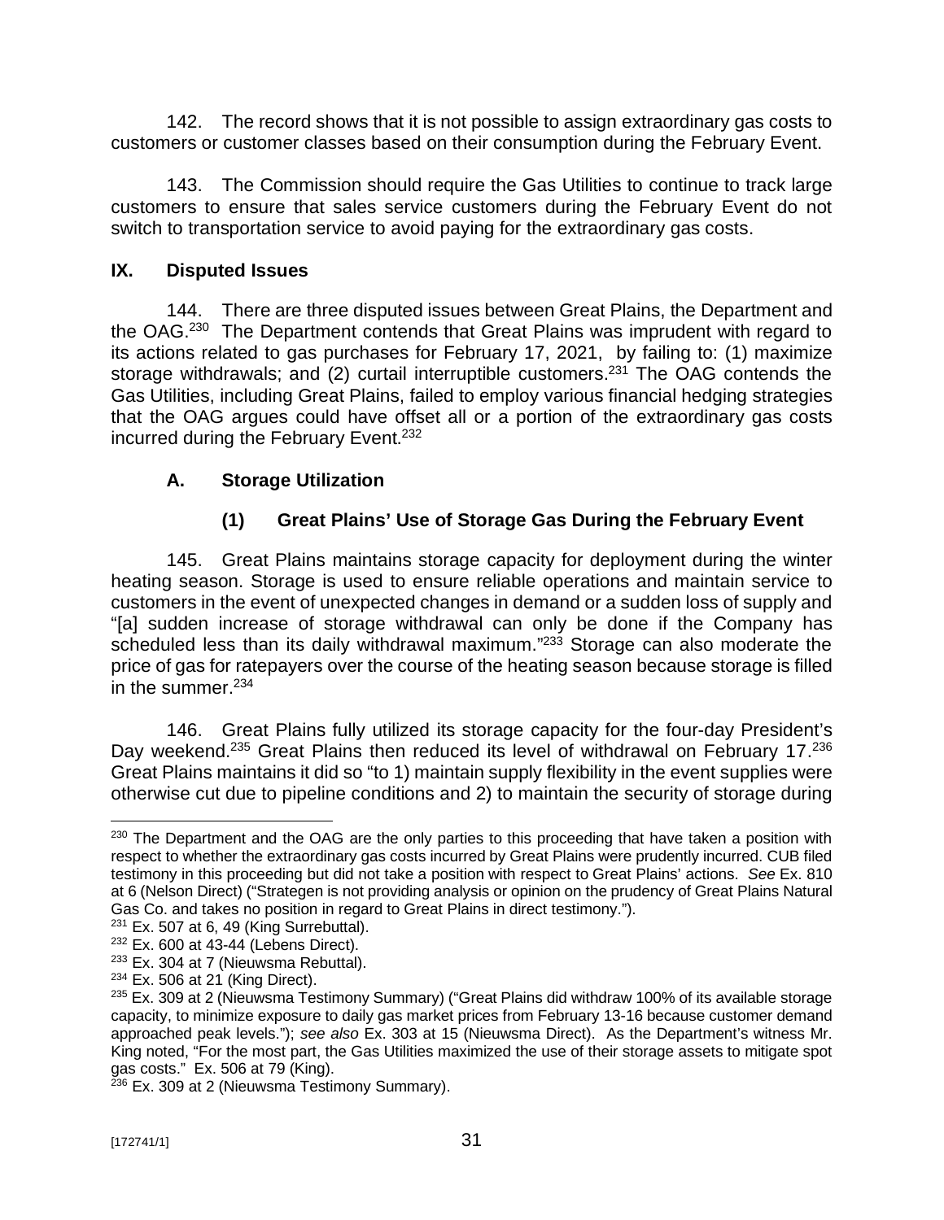142. The record shows that it is not possible to assign extraordinary gas costs to customers or customer classes based on their consumption during the February Event.

143. The Commission should require the Gas Utilities to continue to track large customers to ensure that sales service customers during the February Event do not switch to transportation service to avoid paying for the extraordinary gas costs.

## IX. Disputed Issues

144. There are three disputed issues between Great Plains, the Department and the OAG.[230] The Department contends that Great Plains was imprudent with regard to its actions related to gas purchases for February 17, 2021, by failing to: (1) maximize storage withdrawals; and (2) curtail interruptible customers.[231] The OAG contends the Gas Utilities, including Great Plains, failed to employ various financial hedging strategies that the OAG argues could have offset all or a portion of the extraordinary gas costs incurred during the February Event.[232]

### A. Storage Utilization

#### (1) Great Plains' Use of Storage Gas During the February Event

145. Great Plains maintains storage capacity for deployment during the winter heating season. Storage is used to ensure reliable operations and maintain service to customers in the event of unexpected changes in demand or a sudden loss of supply and "[a] sudden increase of storage withdrawal can only be done if the Company has scheduled less than its daily withdrawal maximum."[233] Storage can also moderate the price of gas for ratepayers over the course of the heating season because storage is filled in the summer.[234]

146. Great Plains fully utilized its storage capacity for the four-day President's Day weekend.[235] Great Plains then reduced its level of withdrawal on February 17.[236] Great Plains maintains it did so "to 1) maintain supply flexibility in the event supplies were otherwise cut due to pipeline conditions and 2) to maintain the security of storage during

---

[230] The Department and the OAG are the only parties to this proceeding that have taken a position with respect to whether the extraordinary gas costs incurred by Great Plains were prudently incurred. CUB filed testimony in this proceeding but did not take a position with respect to Great Plains' actions. *See* Ex. 810 at 6 (Nelson Direct) ("Strategen is not providing analysis or opinion on the prudency of Great Plains Natural Gas Co. and takes no position in regard to Great Plains in direct testimony.").

[231] Ex. 507 at 6, 49 (King Surrebuttal).

[232] Ex. 600 at 43-44 (Lebens Direct).

[233] Ex. 304 at 7 (Nieuwsma Rebuttal).

[234] Ex. 506 at 21 (King Direct).

[235] Ex. 309 at 2 (Nieuwsma Testimony Summary) ("Great Plains did withdraw 100% of its available storage capacity, to minimize exposure to daily gas market prices from February 13-16 because customer demand approached peak levels."); *see also* Ex. 303 at 15 (Nieuwsma Direct). As the Department's witness Mr. King noted, "For the most part, the Gas Utilities maximized the use of their storage assets to mitigate spot gas costs." Ex. 506 at 79 (King).

[236] Ex. 309 at 2 (Nieuwsma Testimony Summary).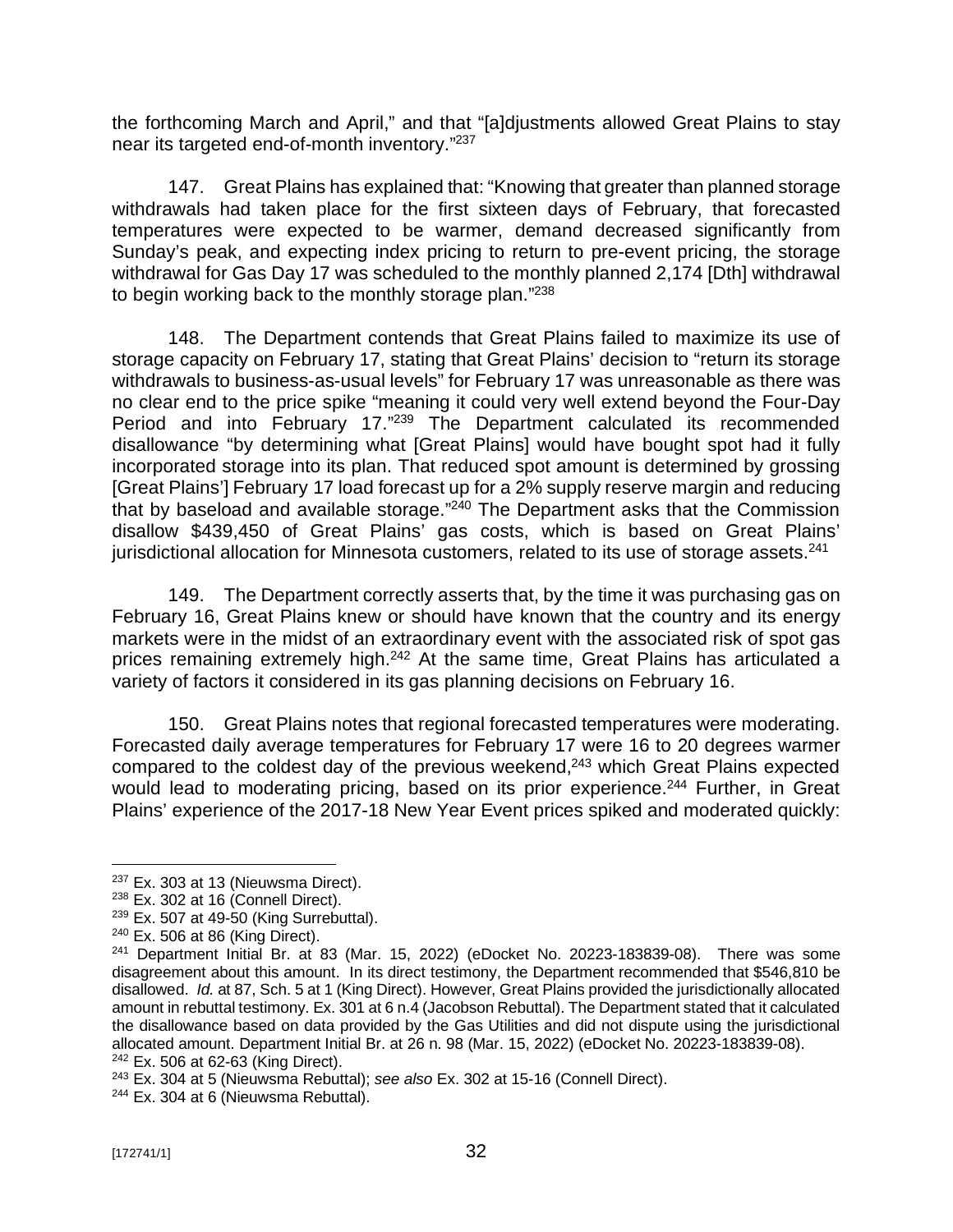the forthcoming March and April," and that "[a]djustments allowed Great Plains to stay near its targeted end-of-month inventory."[237]

147. Great Plains has explained that: "Knowing that greater than planned storage withdrawals had taken place for the first sixteen days of February, that forecasted temperatures were expected to be warmer, demand decreased significantly from Sunday's peak, and expecting index pricing to return to pre-event pricing, the storage withdrawal for Gas Day 17 was scheduled to the monthly planned 2,174 [Dth] withdrawal to begin working back to the monthly storage plan."[238]

148. The Department contends that Great Plains failed to maximize its use of storage capacity on February 17, stating that Great Plains' decision to "return its storage withdrawals to business-as-usual levels" for February 17 was unreasonable as there was no clear end to the price spike "meaning it could very well extend beyond the Four-Day Period and into February 17."[239] The Department calculated its recommended disallowance "by determining what [Great Plains] would have bought spot had it fully incorporated storage into its plan. That reduced spot amount is determined by grossing [Great Plains'] February 17 load forecast up for a 2% supply reserve margin and reducing that by baseload and available storage."[240] The Department asks that the Commission disallow $439,450 of Great Plains' gas costs, which is based on Great Plains' jurisdictional allocation for Minnesota customers, related to its use of storage assets.[241]

149. The Department correctly asserts that, by the time it was purchasing gas on February 16, Great Plains knew or should have known that the country and its energy markets were in the midst of an extraordinary event with the associated risk of spot gas prices remaining extremely high.[242] At the same time, Great Plains has articulated a variety of factors it considered in its gas planning decisions on February 16.

150. Great Plains notes that regional forecasted temperatures were moderating. Forecasted daily average temperatures for February 17 were 16 to 20 degrees warmer compared to the coldest day of the previous weekend,[243] which Great Plains expected would lead to moderating pricing, based on its prior experience.[244] Further, in Great Plains' experience of the 2017-18 New Year Event prices spiked and moderated quickly:

---

[237] Ex. 303 at 13 (Nieuwsma Direct).

[238] Ex. 302 at 16 (Connell Direct).

[239] Ex. 507 at 49-50 (King Surrebuttal).

[240] Ex. 506 at 86 (King Direct).

[241] Department Initial Br. at 83 (Mar. 15, 2022) (eDocket No. 20223-183839-08). There was some disagreement about this amount. In its direct testimony, the Department recommended that $546,810 be disallowed. *Id.* at 87, Sch. 5 at 1 (King Direct). However, Great Plains provided the jurisdictionally allocated amount in rebuttal testimony. Ex. 301 at 6 n.4 (Jacobson Rebuttal). The Department stated that it calculated the disallowance based on data provided by the Gas Utilities and did not dispute using the jurisdictional allocated amount. Department Initial Br. at 26 n. 98 (Mar. 15, 2022) (eDocket No. 20223-183839-08).

[242] Ex. 506 at 62-63 (King Direct).

[243] Ex. 304 at 5 (Nieuwsma Rebuttal); *see also* Ex. 302 at 15-16 (Connell Direct).

[244] Ex. 304 at 6 (Nieuwsma Rebuttal).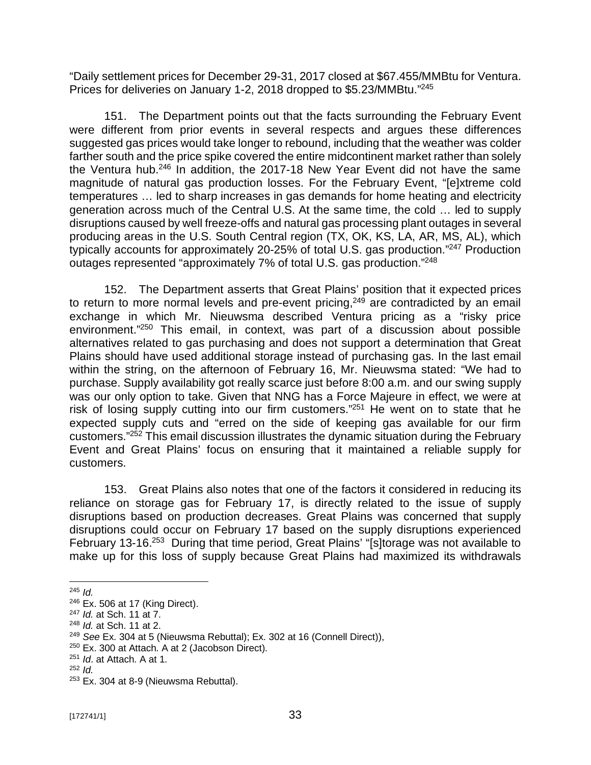"Daily settlement prices for December 29-31, 2017 closed at $67.455/MMBtu for Ventura. Prices for deliveries on January 1-2, 2018 dropped to $5.23/MMBtu."[245]

151. The Department points out that the facts surrounding the February Event were different from prior events in several respects and argues these differences suggested gas prices would take longer to rebound, including that the weather was colder farther south and the price spike covered the entire midcontinent market rather than solely the Ventura hub.[246] In addition, the 2017-18 New Year Event did not have the same magnitude of natural gas production losses. For the February Event, "[e]xtreme cold temperatures … led to sharp increases in gas demands for home heating and electricity generation across much of the Central U.S. At the same time, the cold … led to supply disruptions caused by well freeze-offs and natural gas processing plant outages in several producing areas in the U.S. South Central region (TX, OK, KS, LA, AR, MS, AL), which typically accounts for approximately 20-25% of total U.S. gas production."[247] Production outages represented "approximately 7% of total U.S. gas production."[248]

152. The Department asserts that Great Plains' position that it expected prices to return to more normal levels and pre-event pricing,[249] are contradicted by an email exchange in which Mr. Nieuwsma described Ventura pricing as a "risky price environment."[250] This email, in context, was part of a discussion about possible alternatives related to gas purchasing and does not support a determination that Great Plains should have used additional storage instead of purchasing gas. In the last email within the string, on the afternoon of February 16, Mr. Nieuwsma stated: "We had to purchase. Supply availability got really scarce just before 8:00 a.m. and our swing supply was our only option to take. Given that NNG has a Force Majeure in effect, we were at risk of losing supply cutting into our firm customers."[251] He went on to state that he expected supply cuts and "erred on the side of keeping gas available for our firm customers."[252] This email discussion illustrates the dynamic situation during the February Event and Great Plains' focus on ensuring that it maintained a reliable supply for customers.

153. Great Plains also notes that one of the factors it considered in reducing its reliance on storage gas for February 17, is directly related to the issue of supply disruptions based on production decreases. Great Plains was concerned that supply disruptions could occur on February 17 based on the supply disruptions experienced February 13-16.[253] During that time period, Great Plains' "[s]torage was not available to make up for this loss of supply because Great Plains had maximized its withdrawals

---

[245] *Id.*

[246] Ex. 506 at 17 (King Direct).

[247] *Id.* at Sch. 11 at 7.

[248] *Id.* at Sch. 11 at 2.

[249] *See* Ex. 304 at 5 (Nieuwsma Rebuttal); Ex. 302 at 16 (Connell Direct)),

[250] Ex. 300 at Attach. A at 2 (Jacobson Direct).

[251] *Id*. at Attach. A at 1.

[252] *Id.*

[253] Ex. 304 at 8-9 (Nieuwsma Rebuttal).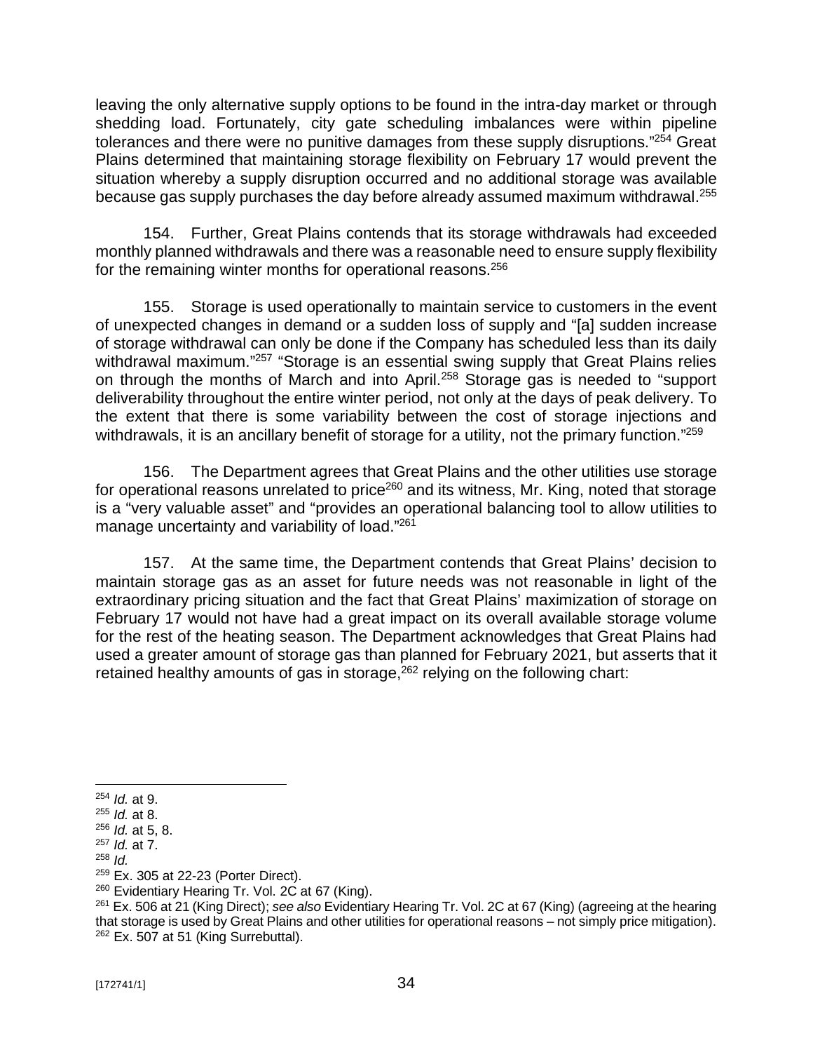leaving the only alternative supply options to be found in the intra-day market or through shedding load. Fortunately, city gate scheduling imbalances were within pipeline tolerances and there were no punitive damages from these supply disruptions."[254] Great Plains determined that maintaining storage flexibility on February 17 would prevent the situation whereby a supply disruption occurred and no additional storage was available because gas supply purchases the day before already assumed maximum withdrawal.[255]

154. Further, Great Plains contends that its storage withdrawals had exceeded monthly planned withdrawals and there was a reasonable need to ensure supply flexibility for the remaining winter months for operational reasons.[256]

155. Storage is used operationally to maintain service to customers in the event of unexpected changes in demand or a sudden loss of supply and "[a] sudden increase of storage withdrawal can only be done if the Company has scheduled less than its daily withdrawal maximum."[257] "Storage is an essential swing supply that Great Plains relies on through the months of March and into April.[258] Storage gas is needed to "support deliverability throughout the entire winter period, not only at the days of peak delivery. To the extent that there is some variability between the cost of storage injections and withdrawals, it is an ancillary benefit of storage for a utility, not the primary function."[259]

156. The Department agrees that Great Plains and the other utilities use storage for operational reasons unrelated to price[260] and its witness, Mr. King, noted that storage is a "very valuable asset" and "provides an operational balancing tool to allow utilities to manage uncertainty and variability of load."[261]

157. At the same time, the Department contends that Great Plains' decision to maintain storage gas as an asset for future needs was not reasonable in light of the extraordinary pricing situation and the fact that Great Plains' maximization of storage on February 17 would not have had a great impact on its overall available storage volume for the rest of the heating season. The Department acknowledges that Great Plains had used a greater amount of storage gas than planned for February 2021, but asserts that it retained healthy amounts of gas in storage,[262] relying on the following chart:

---

[254] *Id.* at 9.

[255] *Id.* at 8.

[256] *Id.* at 5, 8.

[257] *Id.* at 7.

[258] *Id.*

[259] Ex. 305 at 22-23 (Porter Direct).

[260] Evidentiary Hearing Tr. Vol. 2C at 67 (King).

[261] Ex. 506 at 21 (King Direct); *see also* Evidentiary Hearing Tr. Vol. 2C at 67 (King) (agreeing at the hearing that storage is used by Great Plains and other utilities for operational reasons – not simply price mitigation).

[262] Ex. 507 at 51 (King Surrebuttal).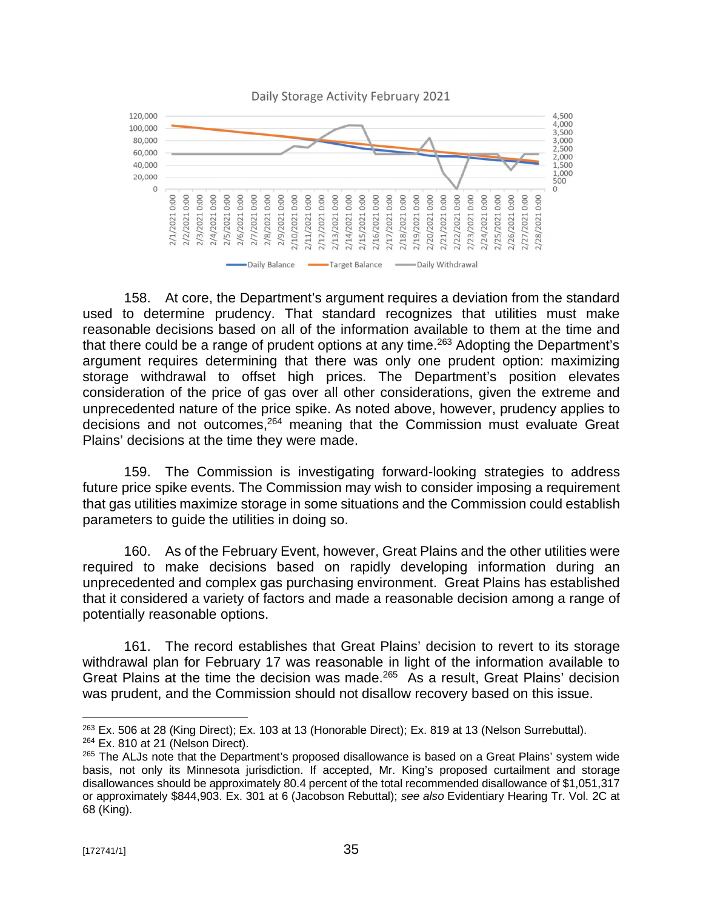Daily Storage Activity February 2021

158. At core, the Department's argument requires a deviation from the standard used to determine prudency. That standard recognizes that utilities must make reasonable decisions based on all of the information available to them at the time and that there could be a range of prudent options at any time.[263] Adopting the Department's argument requires determining that there was only one prudent option: maximizing storage withdrawal to offset high prices. The Department's position elevates consideration of the price of gas over all other considerations, given the extreme and unprecedented nature of the price spike. As noted above, however, prudency applies to decisions and not outcomes,[264] meaning that the Commission must evaluate Great Plains' decisions at the time they were made.

159. The Commission is investigating forward-looking strategies to address future price spike events. The Commission may wish to consider imposing a requirement that gas utilities maximize storage in some situations and the Commission could establish parameters to guide the utilities in doing so.

160. As of the February Event, however, Great Plains and the other utilities were required to make decisions based on rapidly developing information during an unprecedented and complex gas purchasing environment. Great Plains has established that it considered a variety of factors and made a reasonable decision among a range of potentially reasonable options.

161. The record establishes that Great Plains' decision to revert to its storage withdrawal plan for February 17 was reasonable in light of the information available to Great Plains at the time the decision was made.[265] As a result, Great Plains' decision was prudent, and the Commission should not disallow recovery based on this issue.

---

[263] Ex. 506 at 28 (King Direct); Ex. 103 at 13 (Honorable Direct); Ex. 819 at 13 (Nelson Surrebuttal).

[264] Ex. 810 at 21 (Nelson Direct).

[265] The ALJs note that the Department's proposed disallowance is based on a Great Plains' system wide basis, not only its Minnesota jurisdiction. If accepted, Mr. King's proposed curtailment and storage disallowances should be approximately 80.4 percent of the total recommended disallowance of $1,051,317 or approximately $844,903. Ex. 301 at 6 (Jacobson Rebuttal); *see also* Evidentiary Hearing Tr. Vol. 2C at 68 (King).

[172741/1]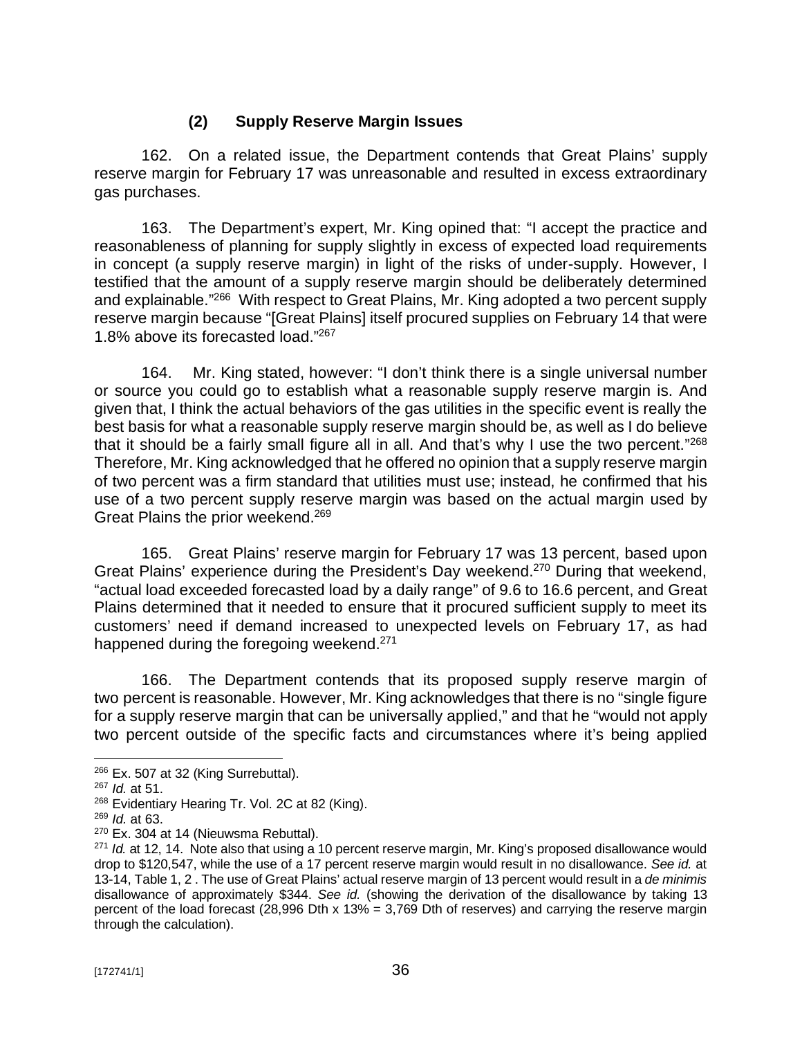### (2) Supply Reserve Margin Issues

162. On a related issue, the Department contends that Great Plains' supply reserve margin for February 17 was unreasonable and resulted in excess extraordinary gas purchases.

163. The Department's expert, Mr. King opined that: "I accept the practice and reasonableness of planning for supply slightly in excess of expected load requirements in concept (a supply reserve margin) in light of the risks of under-supply. However, I testified that the amount of a supply reserve margin should be deliberately determined and explainable."[266] With respect to Great Plains, Mr. King adopted a two percent supply reserve margin because "[Great Plains] itself procured supplies on February 14 that were 1.8% above its forecasted load."[267]

164. Mr. King stated, however: "I don't think there is a single universal number or source you could go to establish what a reasonable supply reserve margin is. And given that, I think the actual behaviors of the gas utilities in the specific event is really the best basis for what a reasonable supply reserve margin should be, as well as I do believe that it should be a fairly small figure all in all. And that's why I use the two percent."[268] Therefore, Mr. King acknowledged that he offered no opinion that a supply reserve margin of two percent was a firm standard that utilities must use; instead, he confirmed that his use of a two percent supply reserve margin was based on the actual margin used by Great Plains the prior weekend.[269]

165. Great Plains' reserve margin for February 17 was 13 percent, based upon Great Plains' experience during the President's Day weekend.[270] During that weekend, "actual load exceeded forecasted load by a daily range" of 9.6 to 16.6 percent, and Great Plains determined that it needed to ensure that it procured sufficient supply to meet its customers' need if demand increased to unexpected levels on February 17, as had happened during the foregoing weekend.[271]

166. The Department contends that its proposed supply reserve margin of two percent is reasonable. However, Mr. King acknowledges that there is no "single figure for a supply reserve margin that can be universally applied," and that he "would not apply two percent outside of the specific facts and circumstances where it's being applied

---

[266] Ex. 507 at 32 (King Surrebuttal).

[267] *Id.* at 51.

[268] Evidentiary Hearing Tr. Vol. 2C at 82 (King).

[269] *Id.* at 63.

[270] Ex. 304 at 14 (Nieuwsma Rebuttal).

[271] *Id.* at 12, 14. Note also that using a 10 percent reserve margin, Mr. King's proposed disallowance would drop to $120,547, while the use of a 17 percent reserve margin would result in no disallowance. *See id.* at 13-14, Table 1, 2 . The use of Great Plains' actual reserve margin of 13 percent would result in a *de minimis* disallowance of approximately $344. *See id.* (showing the derivation of the disallowance by taking 13 percent of the load forecast (28,996 Dth x 13% = 3,769 Dth of reserves) and carrying the reserve margin through the calculation).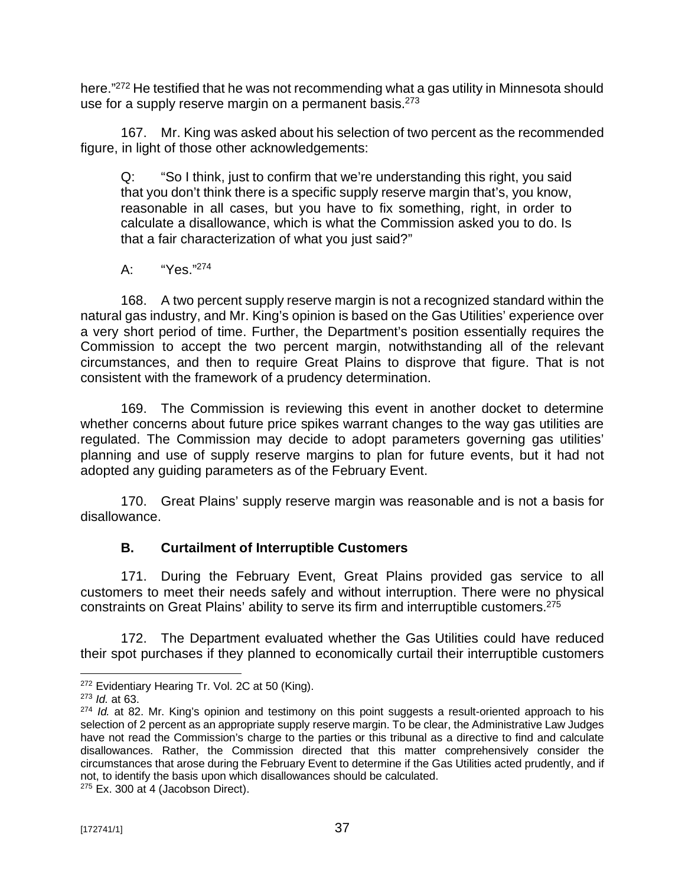here."[272] He testified that he was not recommending what a gas utility in Minnesota should use for a supply reserve margin on a permanent basis.[273]

167. Mr. King was asked about his selection of two percent as the recommended figure, in light of those other acknowledgements:

> Q: "So I think, just to confirm that we're understanding this right, you said that you don't think there is a specific supply reserve margin that's, you know, reasonable in all cases, but you have to fix something, right, in order to calculate a disallowance, which is what the Commission asked you to do. Is that a fair characterization of what you just said?"
>
> A: "Yes."[274]

168. A two percent supply reserve margin is not a recognized standard within the natural gas industry, and Mr. King's opinion is based on the Gas Utilities' experience over a very short period of time. Further, the Department's position essentially requires the Commission to accept the two percent margin, notwithstanding all of the relevant circumstances, and then to require Great Plains to disprove that figure. That is not consistent with the framework of a prudency determination.

169. The Commission is reviewing this event in another docket to determine whether concerns about future price spikes warrant changes to the way gas utilities are regulated. The Commission may decide to adopt parameters governing gas utilities' planning and use of supply reserve margins to plan for future events, but it had not adopted any guiding parameters as of the February Event.

170. Great Plains' supply reserve margin was reasonable and is not a basis for disallowance.

### B. Curtailment of Interruptible Customers

171. During the February Event, Great Plains provided gas service to all customers to meet their needs safely and without interruption. There were no physical constraints on Great Plains' ability to serve its firm and interruptible customers.[275]

172. The Department evaluated whether the Gas Utilities could have reduced their spot purchases if they planned to economically curtail their interruptible customers

---

[272] Evidentiary Hearing Tr. Vol. 2C at 50 (King).

[273] *Id.* at 63.

[274] *Id.* at 82. Mr. King's opinion and testimony on this point suggests a result-oriented approach to his selection of 2 percent as an appropriate supply reserve margin. To be clear, the Administrative Law Judges have not read the Commission's charge to the parties or this tribunal as a directive to find and calculate disallowances. Rather, the Commission directed that this matter comprehensively consider the circumstances that arose during the February Event to determine if the Gas Utilities acted prudently, and if not, to identify the basis upon which disallowances should be calculated.

[275] Ex. 300 at 4 (Jacobson Direct).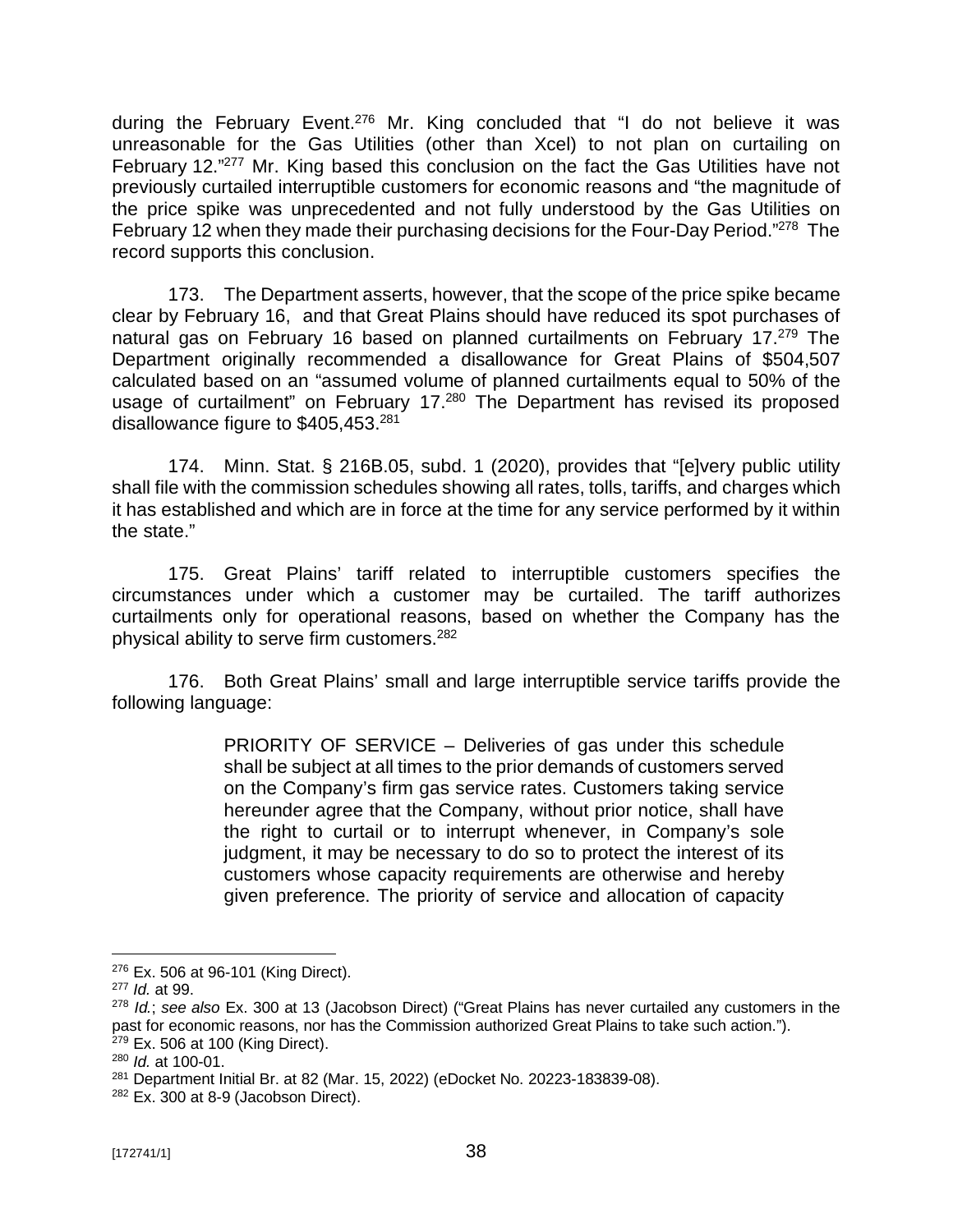during the February Event.[276] Mr. King concluded that "I do not believe it was unreasonable for the Gas Utilities (other than Xcel) to not plan on curtailing on February 12."[277] Mr. King based this conclusion on the fact the Gas Utilities have not previously curtailed interruptible customers for economic reasons and "the magnitude of the price spike was unprecedented and not fully understood by the Gas Utilities on February 12 when they made their purchasing decisions for the Four-Day Period."[278] The record supports this conclusion.

173. The Department asserts, however, that the scope of the price spike became clear by February 16, and that Great Plains should have reduced its spot purchases of natural gas on February 16 based on planned curtailments on February 17.[279] The Department originally recommended a disallowance for Great Plains of $504,507 calculated based on an "assumed volume of planned curtailments equal to 50% of the usage of curtailment" on February 17.[280] The Department has revised its proposed disallowance figure to $405,453.[281]

174. Minn. Stat. § 216B.05, subd. 1 (2020), provides that "[e]very public utility shall file with the commission schedules showing all rates, tolls, tariffs, and charges which it has established and which are in force at the time for any service performed by it within the state."

175. Great Plains' tariff related to interruptible customers specifies the circumstances under which a customer may be curtailed. The tariff authorizes curtailments only for operational reasons, based on whether the Company has the physical ability to serve firm customers.[282]

176. Both Great Plains' small and large interruptible service tariffs provide the following language:

> PRIORITY OF SERVICE – Deliveries of gas under this schedule shall be subject at all times to the prior demands of customers served on the Company's firm gas service rates. Customers taking service hereunder agree that the Company, without prior notice, shall have the right to curtail or to interrupt whenever, in Company's sole judgment, it may be necessary to do so to protect the interest of its customers whose capacity requirements are otherwise and hereby given preference. The priority of service and allocation of capacity

---

[276] Ex. 506 at 96-101 (King Direct).

[277] *Id.* at 99.

[278] *Id.*; *see also* Ex. 300 at 13 (Jacobson Direct) ("Great Plains has never curtailed any customers in the past for economic reasons, nor has the Commission authorized Great Plains to take such action.").

[279] Ex. 506 at 100 (King Direct).

[280] *Id.* at 100-01.

[281] Department Initial Br. at 82 (Mar. 15, 2022) (eDocket No. 20223-183839-08).

[282] Ex. 300 at 8-9 (Jacobson Direct).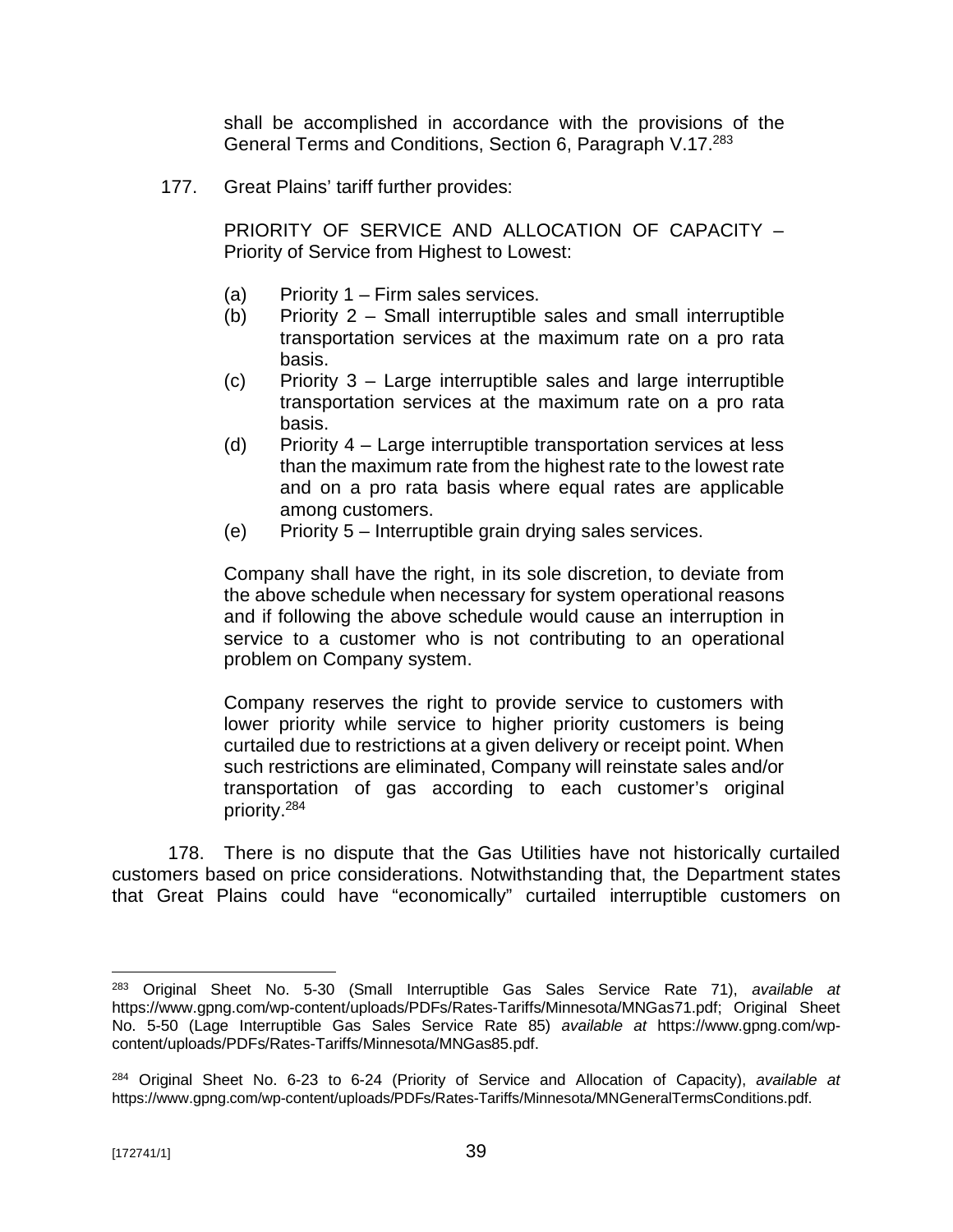shall be accomplished in accordance with the provisions of the General Terms and Conditions, Section 6, Paragraph V.17.[283]

177. Great Plains' tariff further provides:

> PRIORITY OF SERVICE AND ALLOCATION OF CAPACITY – Priority of Service from Highest to Lowest:
>
> (a) Priority 1 – Firm sales services.
> (b) Priority 2 – Small interruptible sales and small interruptible transportation services at the maximum rate on a pro rata basis.
> (c) Priority 3 – Large interruptible sales and large interruptible transportation services at the maximum rate on a pro rata basis.
> (d) Priority 4 – Large interruptible transportation services at less than the maximum rate from the highest rate to the lowest rate and on a pro rata basis where equal rates are applicable among customers.
> (e) Priority 5 – Interruptible grain drying sales services.
>
> Company shall have the right, in its sole discretion, to deviate from the above schedule when necessary for system operational reasons and if following the above schedule would cause an interruption in service to a customer who is not contributing to an operational problem on Company system.
>
> Company reserves the right to provide service to customers with lower priority while service to higher priority customers is being curtailed due to restrictions at a given delivery or receipt point. When such restrictions are eliminated, Company will reinstate sales and/or transportation of gas according to each customer's original priority.[284]

178. There is no dispute that the Gas Utilities have not historically curtailed customers based on price considerations. Notwithstanding that, the Department states that Great Plains could have "economically" curtailed interruptible customers on

---

[283] Original Sheet No. 5-30 (Small Interruptible Gas Sales Service Rate 71), *available at* https://www.gpng.com/wp-content/uploads/PDFs/Rates-Tariffs/Minnesota/MNGas71.pdf; Original Sheet No. 5-50 (Lage Interruptible Gas Sales Service Rate 85) *available at* https://www.gpng.com/wp-content/uploads/PDFs/Rates-Tariffs/Minnesota/MNGas85.pdf.

[284] Original Sheet No. 6-23 to 6-24 (Priority of Service and Allocation of Capacity), *available at* https://www.gpng.com/wp-content/uploads/PDFs/Rates-Tariffs/Minnesota/MNGeneralTermsConditions.pdf.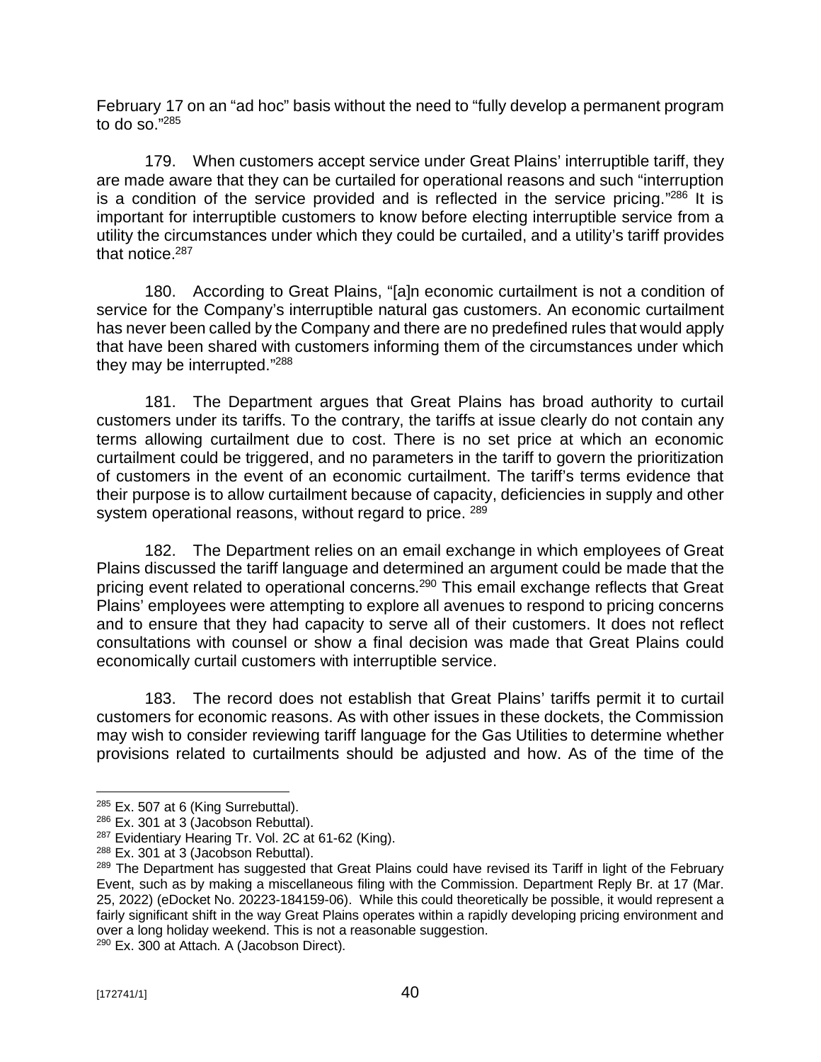February 17 on an "ad hoc" basis without the need to "fully develop a permanent program to do so."[285]

179. When customers accept service under Great Plains' interruptible tariff, they are made aware that they can be curtailed for operational reasons and such "interruption is a condition of the service provided and is reflected in the service pricing."[286] It is important for interruptible customers to know before electing interruptible service from a utility the circumstances under which they could be curtailed, and a utility's tariff provides that notice.[287]

180. According to Great Plains, "[a]n economic curtailment is not a condition of service for the Company's interruptible natural gas customers. An economic curtailment has never been called by the Company and there are no predefined rules that would apply that have been shared with customers informing them of the circumstances under which they may be interrupted."[288]

181. The Department argues that Great Plains has broad authority to curtail customers under its tariffs. To the contrary, the tariffs at issue clearly do not contain any terms allowing curtailment due to cost. There is no set price at which an economic curtailment could be triggered, and no parameters in the tariff to govern the prioritization of customers in the event of an economic curtailment. The tariff's terms evidence that their purpose is to allow curtailment because of capacity, deficiencies in supply and other system operational reasons, without regard to price. [289]

182. The Department relies on an email exchange in which employees of Great Plains discussed the tariff language and determined an argument could be made that the pricing event related to operational concerns.[290] This email exchange reflects that Great Plains' employees were attempting to explore all avenues to respond to pricing concerns and to ensure that they had capacity to serve all of their customers. It does not reflect consultations with counsel or show a final decision was made that Great Plains could economically curtail customers with interruptible service.

183. The record does not establish that Great Plains' tariffs permit it to curtail customers for economic reasons. As with other issues in these dockets, the Commission may wish to consider reviewing tariff language for the Gas Utilities to determine whether provisions related to curtailments should be adjusted and how. As of the time of the

---

[285] Ex. 507 at 6 (King Surrebuttal).

[286] Ex. 301 at 3 (Jacobson Rebuttal).

[287] Evidentiary Hearing Tr. Vol. 2C at 61-62 (King).

[288] Ex. 301 at 3 (Jacobson Rebuttal).

[289] The Department has suggested that Great Plains could have revised its Tariff in light of the February Event, such as by making a miscellaneous filing with the Commission. Department Reply Br. at 17 (Mar. 25, 2022) (eDocket No. 20223-184159-06). While this could theoretically be possible, it would represent a fairly significant shift in the way Great Plains operates within a rapidly developing pricing environment and over a long holiday weekend. This is not a reasonable suggestion.

[290] Ex. 300 at Attach. A (Jacobson Direct).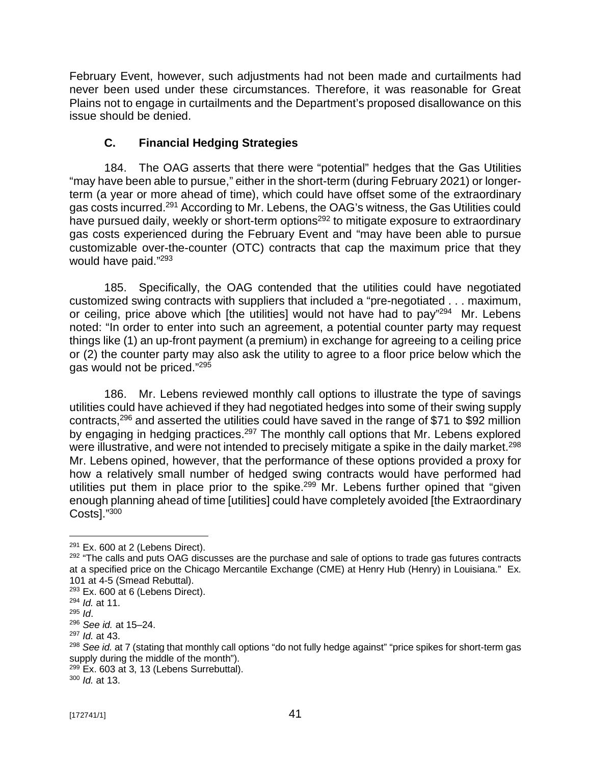February Event, however, such adjustments had not been made and curtailments had never been used under these circumstances. Therefore, it was reasonable for Great Plains not to engage in curtailments and the Department's proposed disallowance on this issue should be denied.

### C. Financial Hedging Strategies

184. The OAG asserts that there were "potential" hedges that the Gas Utilities "may have been able to pursue," either in the short-term (during February 2021) or longer-term (a year or more ahead of time), which could have offset some of the extraordinary gas costs incurred.[291] According to Mr. Lebens, the OAG's witness, the Gas Utilities could have pursued daily, weekly or short-term options[292] to mitigate exposure to extraordinary gas costs experienced during the February Event and "may have been able to pursue customizable over-the-counter (OTC) contracts that cap the maximum price that they would have paid."[293]

185. Specifically, the OAG contended that the utilities could have negotiated customized swing contracts with suppliers that included a "pre-negotiated . . . maximum, or ceiling, price above which [the utilities] would not have had to pay"[294] Mr. Lebens noted: "In order to enter into such an agreement, a potential counter party may request things like (1) an up-front payment (a premium) in exchange for agreeing to a ceiling price or (2) the counter party may also ask the utility to agree to a floor price below which the gas would not be priced."[295]

186. Mr. Lebens reviewed monthly call options to illustrate the type of savings utilities could have achieved if they had negotiated hedges into some of their swing supply contracts,[296] and asserted the utilities could have saved in the range of $71 to $92 million by engaging in hedging practices.[297] The monthly call options that Mr. Lebens explored were illustrative, and were not intended to precisely mitigate a spike in the daily market.[298] Mr. Lebens opined, however, that the performance of these options provided a proxy for how a relatively small number of hedged swing contracts would have performed had utilities put them in place prior to the spike.[299] Mr. Lebens further opined that "given enough planning ahead of time [utilities] could have completely avoided [the Extraordinary Costs]."[300]

---

[291] Ex. 600 at 2 (Lebens Direct).

[292] "The calls and puts OAG discusses are the purchase and sale of options to trade gas futures contracts at a specified price on the Chicago Mercantile Exchange (CME) at Henry Hub (Henry) in Louisiana." Ex. 101 at 4-5 (Smead Rebuttal).

[293] Ex. 600 at 6 (Lebens Direct).

[294] *Id.* at 11.

[295] *Id*.

[296] *See id.* at 15–24.

[297] *Id.* at 43.

[298] *See id.* at 7 (stating that monthly call options "do not fully hedge against" "price spikes for short-term gas supply during the middle of the month").

[299] Ex. 603 at 3, 13 (Lebens Surrebuttal).

[300] *Id.* at 13.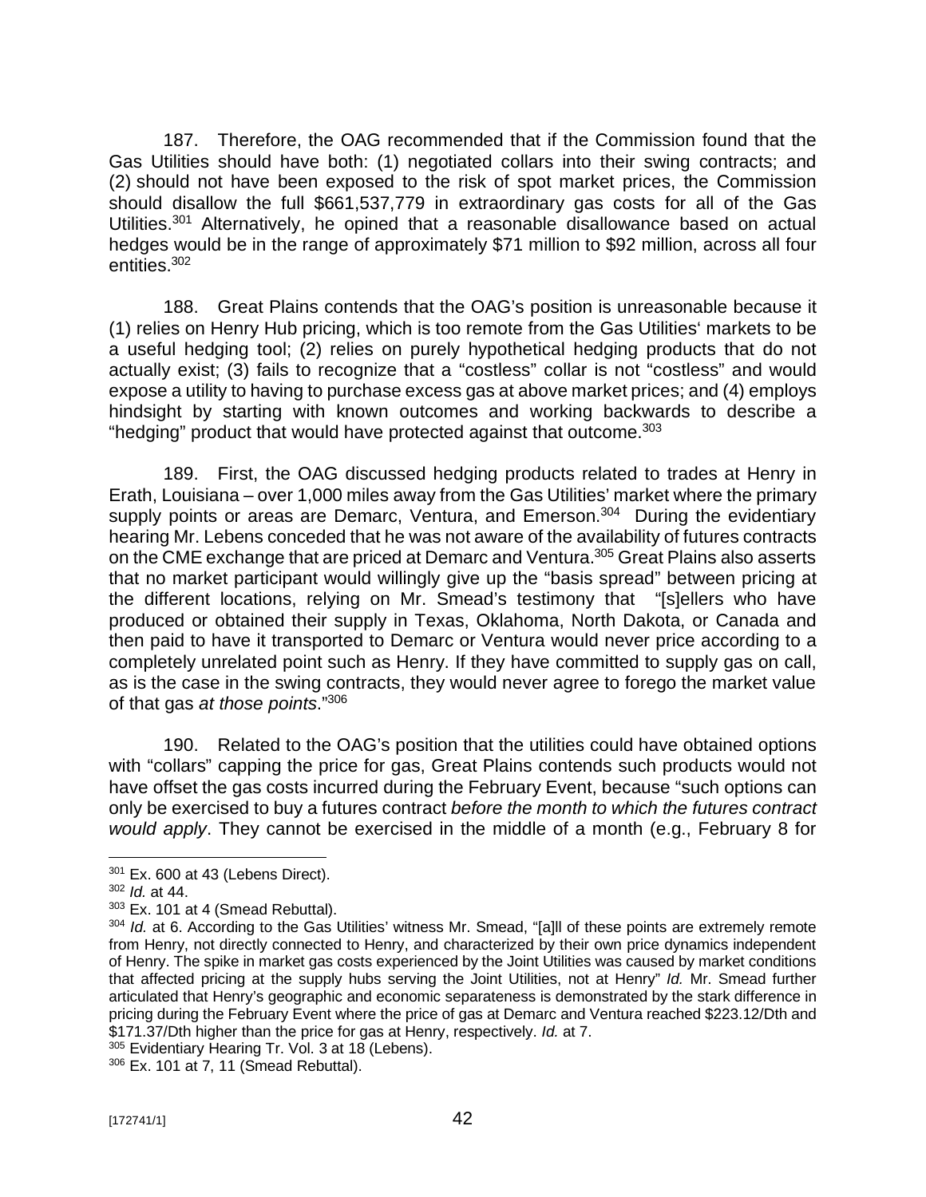187. Therefore, the OAG recommended that if the Commission found that the Gas Utilities should have both: (1) negotiated collars into their swing contracts; and (2) should not have been exposed to the risk of spot market prices, the Commission should disallow the full $661,537,779 in extraordinary gas costs for all of the Gas Utilities.[301] Alternatively, he opined that a reasonable disallowance based on actual hedges would be in the range of approximately $71 million to $92 million, across all four entities.[302]

188. Great Plains contends that the OAG's position is unreasonable because it (1) relies on Henry Hub pricing, which is too remote from the Gas Utilities' markets to be a useful hedging tool; (2) relies on purely hypothetical hedging products that do not actually exist; (3) fails to recognize that a "costless" collar is not "costless" and would expose a utility to having to purchase excess gas at above market prices; and (4) employs hindsight by starting with known outcomes and working backwards to describe a "hedging" product that would have protected against that outcome.[303]

189. First, the OAG discussed hedging products related to trades at Henry in Erath, Louisiana – over 1,000 miles away from the Gas Utilities' market where the primary supply points or areas are Demarc, Ventura, and Emerson.[304] During the evidentiary hearing Mr. Lebens conceded that he was not aware of the availability of futures contracts on the CME exchange that are priced at Demarc and Ventura.[305] Great Plains also asserts that no market participant would willingly give up the "basis spread" between pricing at the different locations, relying on Mr. Smead's testimony that "[s]ellers who have produced or obtained their supply in Texas, Oklahoma, North Dakota, or Canada and then paid to have it transported to Demarc or Ventura would never price according to a completely unrelated point such as Henry. If they have committed to supply gas on call, as is the case in the swing contracts, they would never agree to forego the market value of that gas *at those points*."[306]

190. Related to the OAG's position that the utilities could have obtained options with "collars" capping the price for gas, Great Plains contends such products would not have offset the gas costs incurred during the February Event, because "such options can only be exercised to buy a futures contract *before the month to which the futures contract would apply*. They cannot be exercised in the middle of a month (e.g., February 8 for

---

[301] Ex. 600 at 43 (Lebens Direct).

[302] *Id.* at 44.

[303] Ex. 101 at 4 (Smead Rebuttal).

[304] *Id.* at 6. According to the Gas Utilities' witness Mr. Smead, "[a]ll of these points are extremely remote from Henry, not directly connected to Henry, and characterized by their own price dynamics independent of Henry. The spike in market gas costs experienced by the Joint Utilities was caused by market conditions that affected pricing at the supply hubs serving the Joint Utilities, not at Henry" *Id.* Mr. Smead further articulated that Henry's geographic and economic separateness is demonstrated by the stark difference in pricing during the February Event where the price of gas at Demarc and Ventura reached $223.12/Dth and $171.37/Dth higher than the price for gas at Henry, respectively. *Id.* at 7.

[305] Evidentiary Hearing Tr. Vol. 3 at 18 (Lebens).

[306] Ex. 101 at 7, 11 (Smead Rebuttal).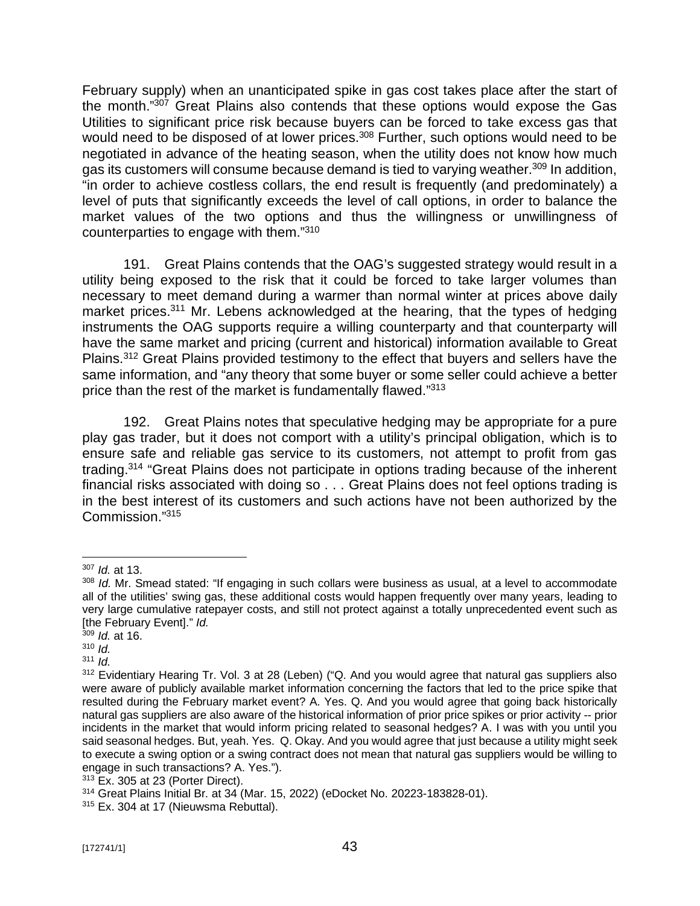February supply) when an unanticipated spike in gas cost takes place after the start of the month."[307] Great Plains also contends that these options would expose the Gas Utilities to significant price risk because buyers can be forced to take excess gas that would need to be disposed of at lower prices.[308] Further, such options would need to be negotiated in advance of the heating season, when the utility does not know how much gas its customers will consume because demand is tied to varying weather.[309] In addition, "in order to achieve costless collars, the end result is frequently (and predominately) a level of puts that significantly exceeds the level of call options, in order to balance the market values of the two options and thus the willingness or unwillingness of counterparties to engage with them."[310]

191. Great Plains contends that the OAG's suggested strategy would result in a utility being exposed to the risk that it could be forced to take larger volumes than necessary to meet demand during a warmer than normal winter at prices above daily market prices.[311] Mr. Lebens acknowledged at the hearing, that the types of hedging instruments the OAG supports require a willing counterparty and that counterparty will have the same market and pricing (current and historical) information available to Great Plains.[312] Great Plains provided testimony to the effect that buyers and sellers have the same information, and "any theory that some buyer or some seller could achieve a better price than the rest of the market is fundamentally flawed."[313]

192. Great Plains notes that speculative hedging may be appropriate for a pure play gas trader, but it does not comport with a utility's principal obligation, which is to ensure safe and reliable gas service to its customers, not attempt to profit from gas trading.[314] "Great Plains does not participate in options trading because of the inherent financial risks associated with doing so . . . Great Plains does not feel options trading is in the best interest of its customers and such actions have not been authorized by the Commission."[315]

---

[307] *Id.* at 13.

[308] *Id.* Mr. Smead stated: "If engaging in such collars were business as usual, at a level to accommodate all of the utilities' swing gas, these additional costs would happen frequently over many years, leading to very large cumulative ratepayer costs, and still not protect against a totally unprecedented event such as [the February Event]." *Id.*

[309] *Id.* at 16.

[310] *Id.*

[311] *Id.*

[312] Evidentiary Hearing Tr. Vol. 3 at 28 (Leben) ("Q. And you would agree that natural gas suppliers also were aware of publicly available market information concerning the factors that led to the price spike that resulted during the February market event? A. Yes. Q. And you would agree that going back historically natural gas suppliers are also aware of the historical information of prior price spikes or prior activity -- prior incidents in the market that would inform pricing related to seasonal hedges? A. I was with you until you said seasonal hedges. But, yeah. Yes. Q. Okay. And you would agree that just because a utility might seek to execute a swing option or a swing contract does not mean that natural gas suppliers would be willing to engage in such transactions? A. Yes.").

[313] Ex. 305 at 23 (Porter Direct).

[314] Great Plains Initial Br. at 34 (Mar. 15, 2022) (eDocket No. 20223-183828-01).

[315] Ex. 304 at 17 (Nieuwsma Rebuttal).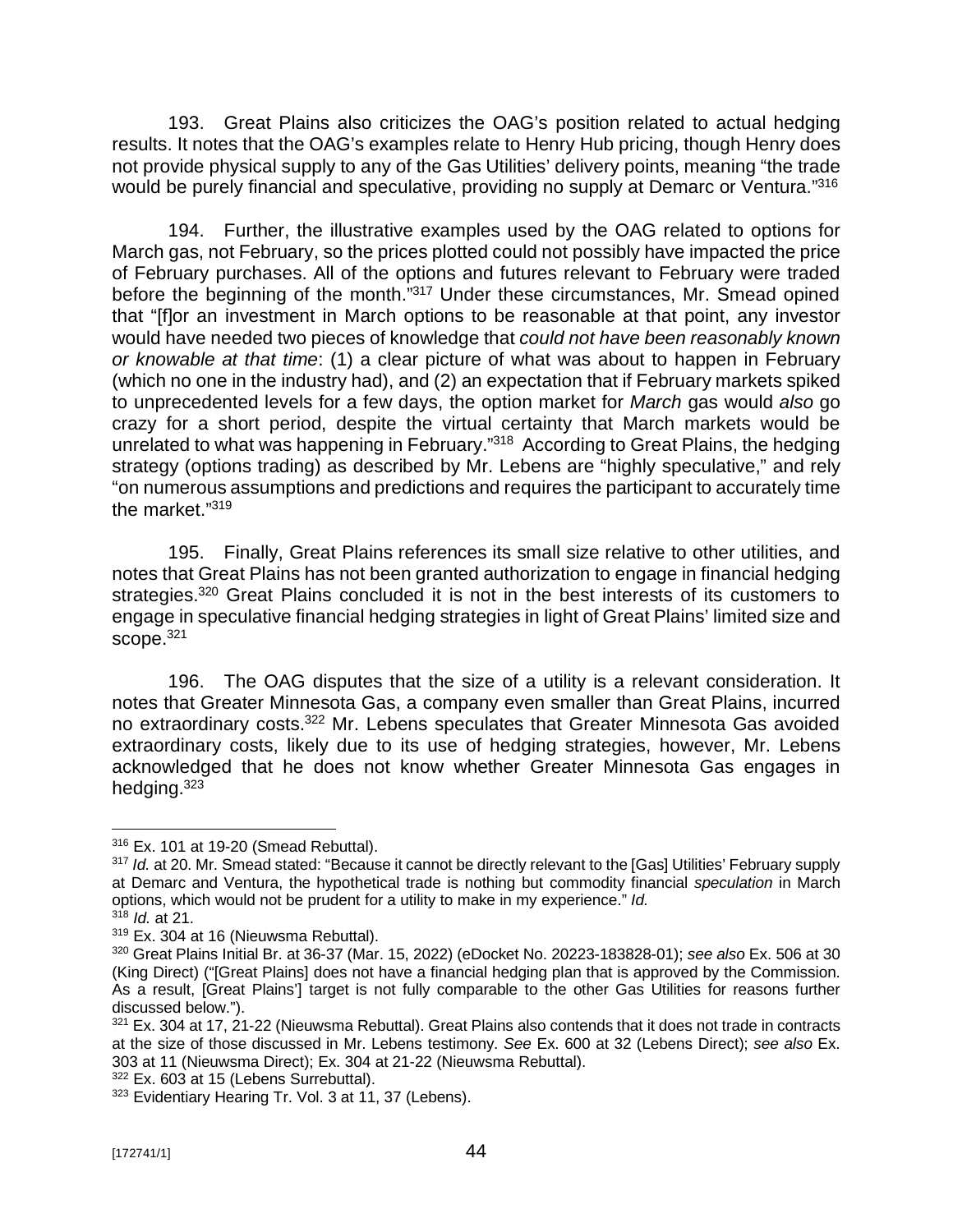193. Great Plains also criticizes the OAG's position related to actual hedging results. It notes that the OAG's examples relate to Henry Hub pricing, though Henry does not provide physical supply to any of the Gas Utilities' delivery points, meaning "the trade would be purely financial and speculative, providing no supply at Demarc or Ventura."[316]

194. Further, the illustrative examples used by the OAG related to options for March gas, not February, so the prices plotted could not possibly have impacted the price of February purchases. All of the options and futures relevant to February were traded before the beginning of the month."[317] Under these circumstances, Mr. Smead opined that "[f]or an investment in March options to be reasonable at that point, any investor would have needed two pieces of knowledge that *could not have been reasonably known or knowable at that time*: (1) a clear picture of what was about to happen in February (which no one in the industry had), and (2) an expectation that if February markets spiked to unprecedented levels for a few days, the option market for *March* gas would *also* go crazy for a short period, despite the virtual certainty that March markets would be unrelated to what was happening in February."[318] According to Great Plains, the hedging strategy (options trading) as described by Mr. Lebens are "highly speculative," and rely "on numerous assumptions and predictions and requires the participant to accurately time the market."[319]

195. Finally, Great Plains references its small size relative to other utilities, and notes that Great Plains has not been granted authorization to engage in financial hedging strategies.[320] Great Plains concluded it is not in the best interests of its customers to engage in speculative financial hedging strategies in light of Great Plains' limited size and scope.[321]

196. The OAG disputes that the size of a utility is a relevant consideration. It notes that Greater Minnesota Gas, a company even smaller than Great Plains, incurred no extraordinary costs.[322] Mr. Lebens speculates that Greater Minnesota Gas avoided extraordinary costs, likely due to its use of hedging strategies, however, Mr. Lebens acknowledged that he does not know whether Greater Minnesota Gas engages in hedging.[323]

---

[316] Ex. 101 at 19-20 (Smead Rebuttal).

[317] *Id.* at 20. Mr. Smead stated: "Because it cannot be directly relevant to the [Gas] Utilities' February supply at Demarc and Ventura, the hypothetical trade is nothing but commodity financial *speculation* in March options, which would not be prudent for a utility to make in my experience." *Id.*

[318] *Id.* at 21.

[319] Ex. 304 at 16 (Nieuwsma Rebuttal).

[320] Great Plains Initial Br. at 36-37 (Mar. 15, 2022) (eDocket No. 20223-183828-01); *see also* Ex. 506 at 30 (King Direct) ("[Great Plains] does not have a financial hedging plan that is approved by the Commission. As a result, [Great Plains'] target is not fully comparable to the other Gas Utilities for reasons further discussed below.").

[321] Ex. 304 at 17, 21-22 (Nieuwsma Rebuttal). Great Plains also contends that it does not trade in contracts at the size of those discussed in Mr. Lebens testimony. *See* Ex. 600 at 32 (Lebens Direct); *see also* Ex. 303 at 11 (Nieuwsma Direct); Ex. 304 at 21-22 (Nieuwsma Rebuttal).

[322] Ex. 603 at 15 (Lebens Surrebuttal).

[323] Evidentiary Hearing Tr. Vol. 3 at 11, 37 (Lebens).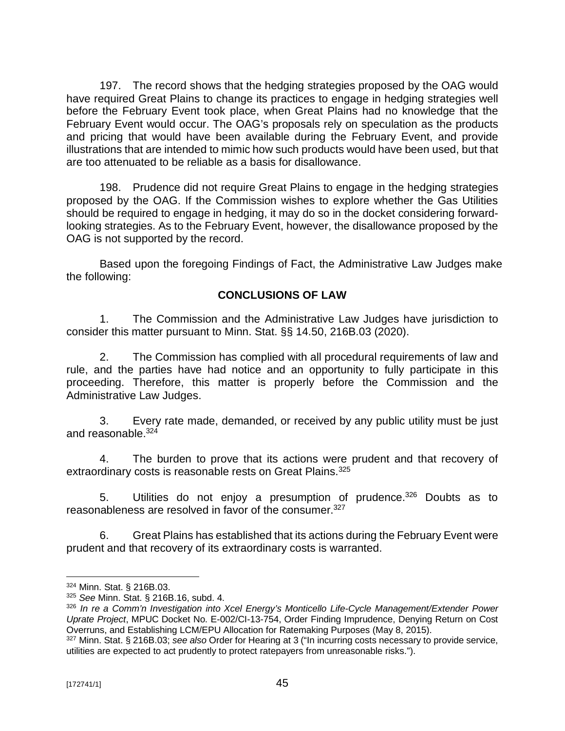197. The record shows that the hedging strategies proposed by the OAG would have required Great Plains to change its practices to engage in hedging strategies well before the February Event took place, when Great Plains had no knowledge that the February Event would occur. The OAG's proposals rely on speculation as the products and pricing that would have been available during the February Event, and provide illustrations that are intended to mimic how such products would have been used, but that are too attenuated to be reliable as a basis for disallowance.

198. Prudence did not require Great Plains to engage in the hedging strategies proposed by the OAG. If the Commission wishes to explore whether the Gas Utilities should be required to engage in hedging, it may do so in the docket considering forward-looking strategies. As to the February Event, however, the disallowance proposed by the OAG is not supported by the record.

Based upon the foregoing Findings of Fact, the Administrative Law Judges make the following:

## CONCLUSIONS OF LAW

1. The Commission and the Administrative Law Judges have jurisdiction to consider this matter pursuant to Minn. Stat. §§ 14.50, 216B.03 (2020).

2. The Commission has complied with all procedural requirements of law and rule, and the parties have had notice and an opportunity to fully participate in this proceeding. Therefore, this matter is properly before the Commission and the Administrative Law Judges.

3. Every rate made, demanded, or received by any public utility must be just and reasonable.[324]

4. The burden to prove that its actions were prudent and that recovery of extraordinary costs is reasonable rests on Great Plains.[325]

5. Utilities do not enjoy a presumption of prudence.[326] Doubts as to reasonableness are resolved in favor of the consumer.[327]

6. Great Plains has established that its actions during the February Event were prudent and that recovery of its extraordinary costs is warranted.

---

[324] Minn. Stat. § 216B.03.

[325] *See* Minn. Stat. § 216B.16, subd. 4.

[326] *In re a Comm'n Investigation into Xcel Energy's Monticello Life-Cycle Management/Extender Power Uprate Project*, MPUC Docket No. E-002/CI-13-754, Order Finding Imprudence, Denying Return on Cost Overruns, and Establishing LCM/EPU Allocation for Ratemaking Purposes (May 8, 2015).

[327] Minn. Stat. § 216B.03; *see also* Order for Hearing at 3 ("In incurring costs necessary to provide service, utilities are expected to act prudently to protect ratepayers from unreasonable risks.").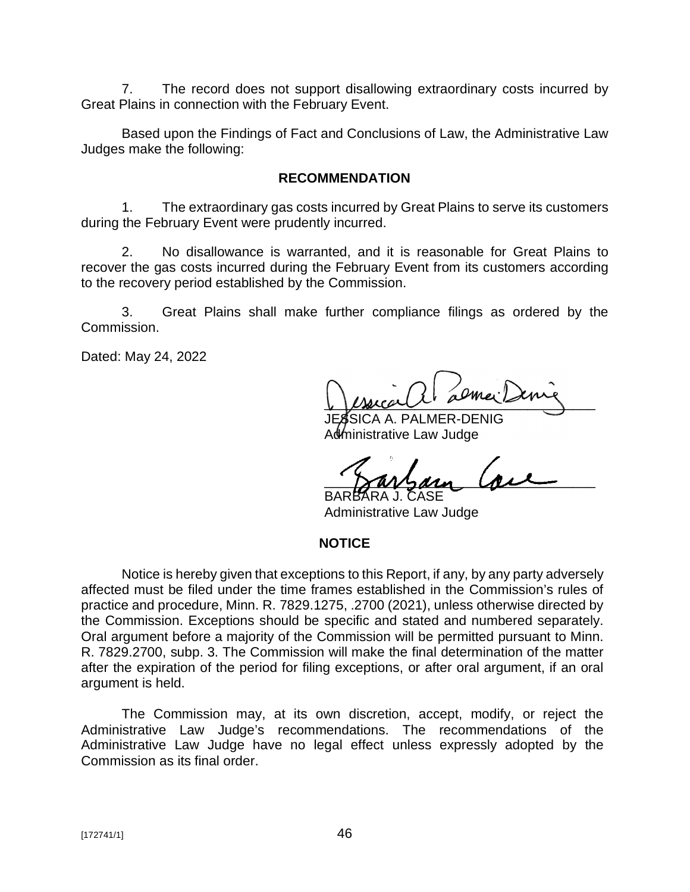7. The record does not support disallowing extraordinary costs incurred by Great Plains in connection with the February Event.

Based upon the Findings of Fact and Conclusions of Law, the Administrative Law Judges make the following:

## RECOMMENDATION

1. The extraordinary gas costs incurred by Great Plains to serve its customers during the February Event were prudently incurred.

2. No disallowance is warranted, and it is reasonable for Great Plains to recover the gas costs incurred during the February Event from its customers according to the recovery period established by the Commission.

3. Great Plains shall make further compliance filings as ordered by the Commission.

Dated: May 24, 2022

JESSICA A. PALMER-DENIG
Administrative Law Judge

BARBARA J. CASE
Administrative Law Judge

## NOTICE

Notice is hereby given that exceptions to this Report, if any, by any party adversely affected must be filed under the time frames established in the Commission's rules of practice and procedure, Minn. R. 7829.1275, .2700 (2021), unless otherwise directed by the Commission. Exceptions should be specific and stated and numbered separately. Oral argument before a majority of the Commission will be permitted pursuant to Minn. R. 7829.2700, subp. 3. The Commission will make the final determination of the matter after the expiration of the period for filing exceptions, or after oral argument, if an oral argument is held.

The Commission may, at its own discretion, accept, modify, or reject the Administrative Law Judge's recommendations. The recommendations of the Administrative Law Judge have no legal effect unless expressly adopted by the Commission as its final order.

[172741/1]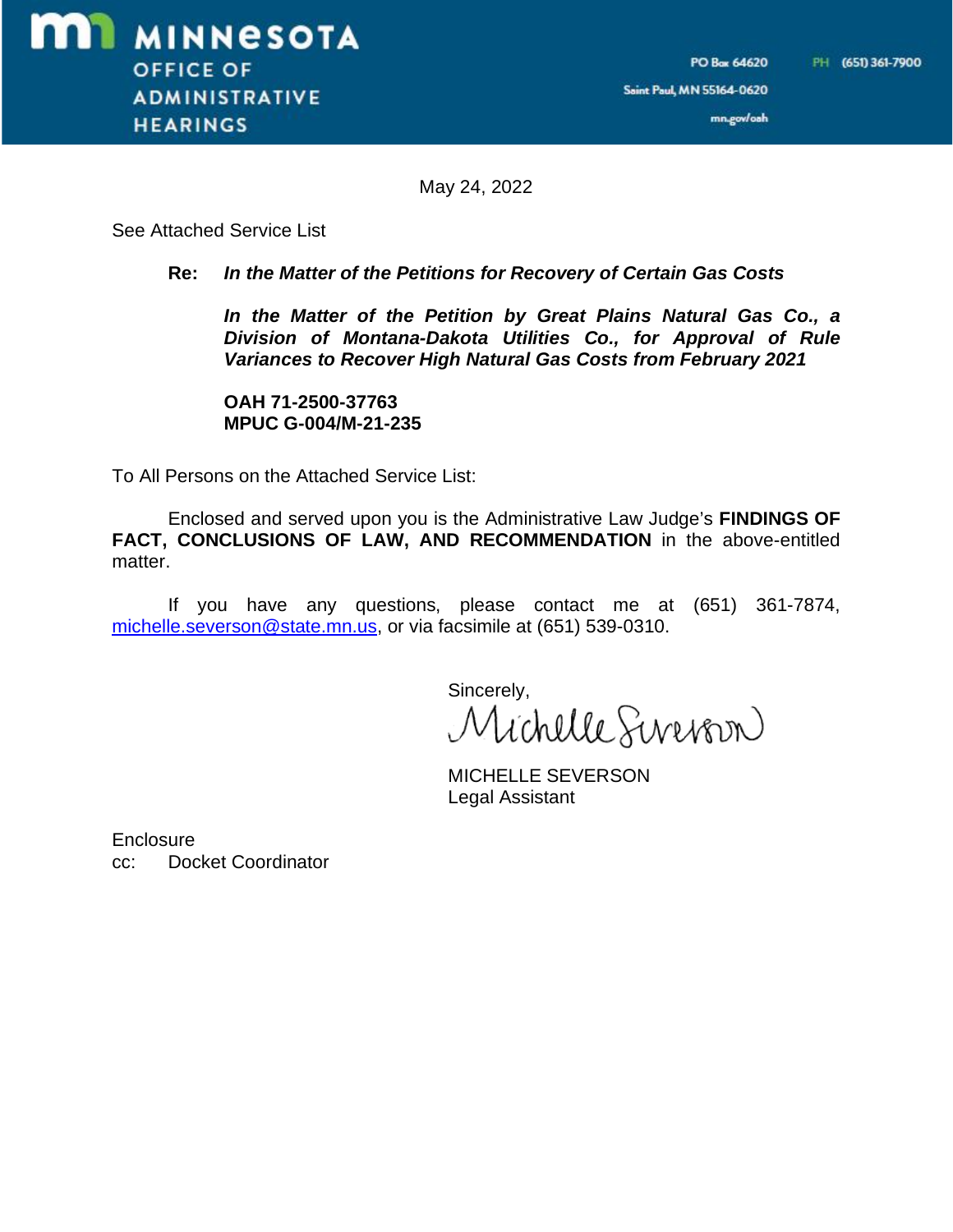**MINNESOTA**
**OFFICE OF ADMINISTRATIVE HEARINGS**

PO Box 64620
Saint Paul, MN 55164-0620
mn.gov/oah

PH (651) 361-7900

May 24, 2022

See Attached Service List

**Re:** ***In the Matter of the Petitions for Recovery of Certain Gas Costs***

***In the Matter of the Petition by Great Plains Natural Gas Co., a Division of Montana-Dakota Utilities Co., for Approval of Rule Variances to Recover High Natural Gas Costs from February 2021***

**OAH 71-2500-37763**
**MPUC G-004/M-21-235**

To All Persons on the Attached Service List:

Enclosed and served upon you is the Administrative Law Judge's **FINDINGS OF FACT, CONCLUSIONS OF LAW, AND RECOMMENDATION** in the above-entitled matter.

If you have any questions, please contact me at (651) 361-7874, michelle.severson@state.mn.us, or via facsimile at (651) 539-0310.

Sincerely,

Michelle Severson

MICHELLE SEVERSON
Legal Assistant

Enclosure
cc: Docket Coordinator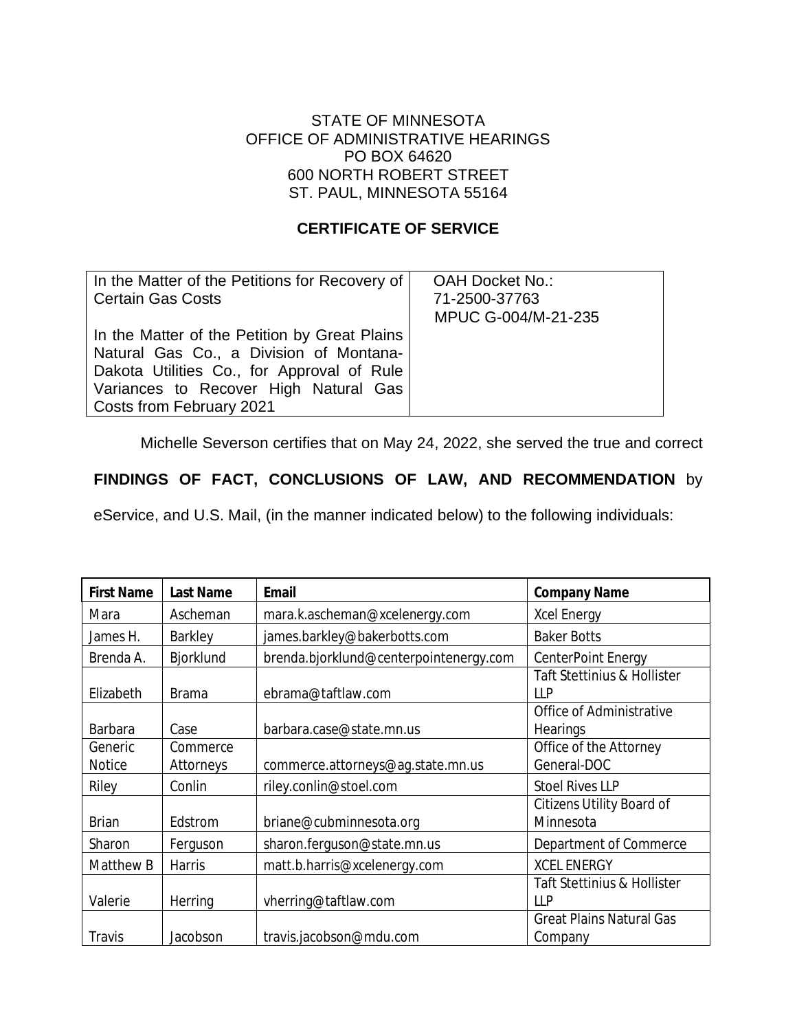STATE OF MINNESOTA
OFFICE OF ADMINISTRATIVE HEARINGS
PO BOX 64620
600 NORTH ROBERT STREET
ST. PAUL, MINNESOTA 55164

**CERTIFICATE OF SERVICE**

| In the Matter of the Petitions for Recovery of Certain Gas Costs<br><br>In the Matter of the Petition by Great Plains Natural Gas Co., a Division of Montana-Dakota Utilities Co., for Approval of Rule Variances to Recover High Natural Gas Costs from February 2021 | OAH Docket No.:<br>71-2500-37763<br>MPUC G-004/M-21-235 |
|---|---|

Michelle Severson certifies that on May 24, 2022, she served the true and correct **FINDINGS OF FACT, CONCLUSIONS OF LAW, AND RECOMMENDATION** by eService, and U.S. Mail, (in the manner indicated below) to the following individuals:

| First Name | Last Name | Email | Company Name |
|---|---|---|---|
| Mara | Ascheman | mara.k.ascheman@xcelenergy.com | Xcel Energy |
| James H. | Barkley | james.barkley@bakerbotts.com | Baker Botts |
| Brenda A. | Bjorklund | brenda.bjorklund@centerpointenergy.com | CenterPoint Energy |
| Elizabeth | Brama | ebrama@taftlaw.com | Taft Stettinius & Hollister LLP |
| Barbara | Case | barbara.case@state.mn.us | Office of Administrative Hearings |
| Generic Notice | Commerce Attorneys | commerce.attorneys@ag.state.mn.us | Office of the Attorney General-DOC |
| Riley | Conlin | riley.conlin@stoel.com | Stoel Rives LLP |
| Brian | Edstrom | briane@cubminnesota.org | Citizens Utility Board of Minnesota |
| Sharon | Ferguson | sharon.ferguson@state.mn.us | Department of Commerce |
| Matthew B | Harris | matt.b.harris@xcelenergy.com | XCEL ENERGY |
| Valerie | Herring | vherring@taftlaw.com | Taft Stettinius & Hollister LLP |
| Travis | Jacobson | travis.jacobson@mdu.com | Great Plains Natural Gas Company |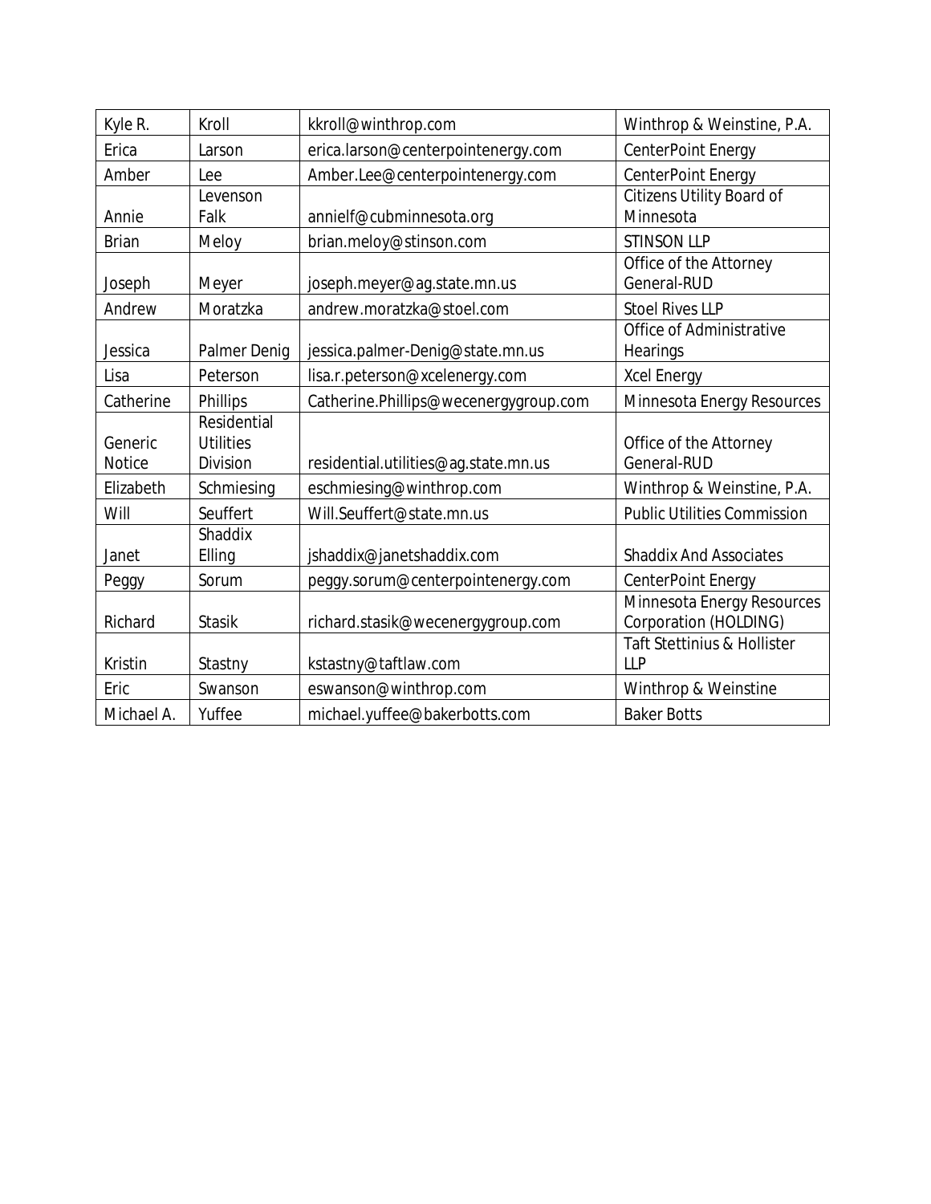| | | | |
|---|---|---|---|
| Kyle R. | Kroll | kkroll@winthrop.com | Winthrop & Weinstine, P.A. |
| Erica | Larson | erica.larson@centerpointenergy.com | CenterPoint Energy |
| Amber | Lee | Amber.Lee@centerpointenergy.com | CenterPoint Energy |
| Annie | Levenson Falk | annielf@cubminnesota.org | Citizens Utility Board of Minnesota |
| Brian | Meloy | brian.meloy@stinson.com | STINSON LLP |
| Joseph | Meyer | joseph.meyer@ag.state.mn.us | Office of the Attorney General-RUD |
| Andrew | Moratzka | andrew.moratzka@stoel.com | Stoel Rives LLP |
| Jessica | Palmer Denig | jessica.palmer-Denig@state.mn.us | Office of Administrative Hearings |
| Lisa | Peterson | lisa.r.peterson@xcelenergy.com | Xcel Energy |
| Catherine | Phillips | Catherine.Phillips@wecenergygroup.com | Minnesota Energy Resources |
| Generic Notice | Residential Utilities Division | residential.utilities@ag.state.mn.us | Office of the Attorney General-RUD |
| Elizabeth | Schmiesing | eschmiesing@winthrop.com | Winthrop & Weinstine, P.A. |
| Will | Seuffert | Will.Seuffert@state.mn.us | Public Utilities Commission |
| Janet | Shaddix Elling | jshaddix@janetshaddix.com | Shaddix And Associates |
| Peggy | Sorum | peggy.sorum@centerpointenergy.com | CenterPoint Energy |
| Richard | Stasik | richard.stasik@wecenergygroup.com | Minnesota Energy Resources Corporation (HOLDING) |
| Kristin | Stastny | kstastny@taftlaw.com | Taft Stettinius & Hollister LLP |
| Eric | Swanson | eswanson@winthrop.com | Winthrop & Weinstine |
| Michael A. | Yuffee | michael.yuffee@bakerbotts.com | Baker Botts |